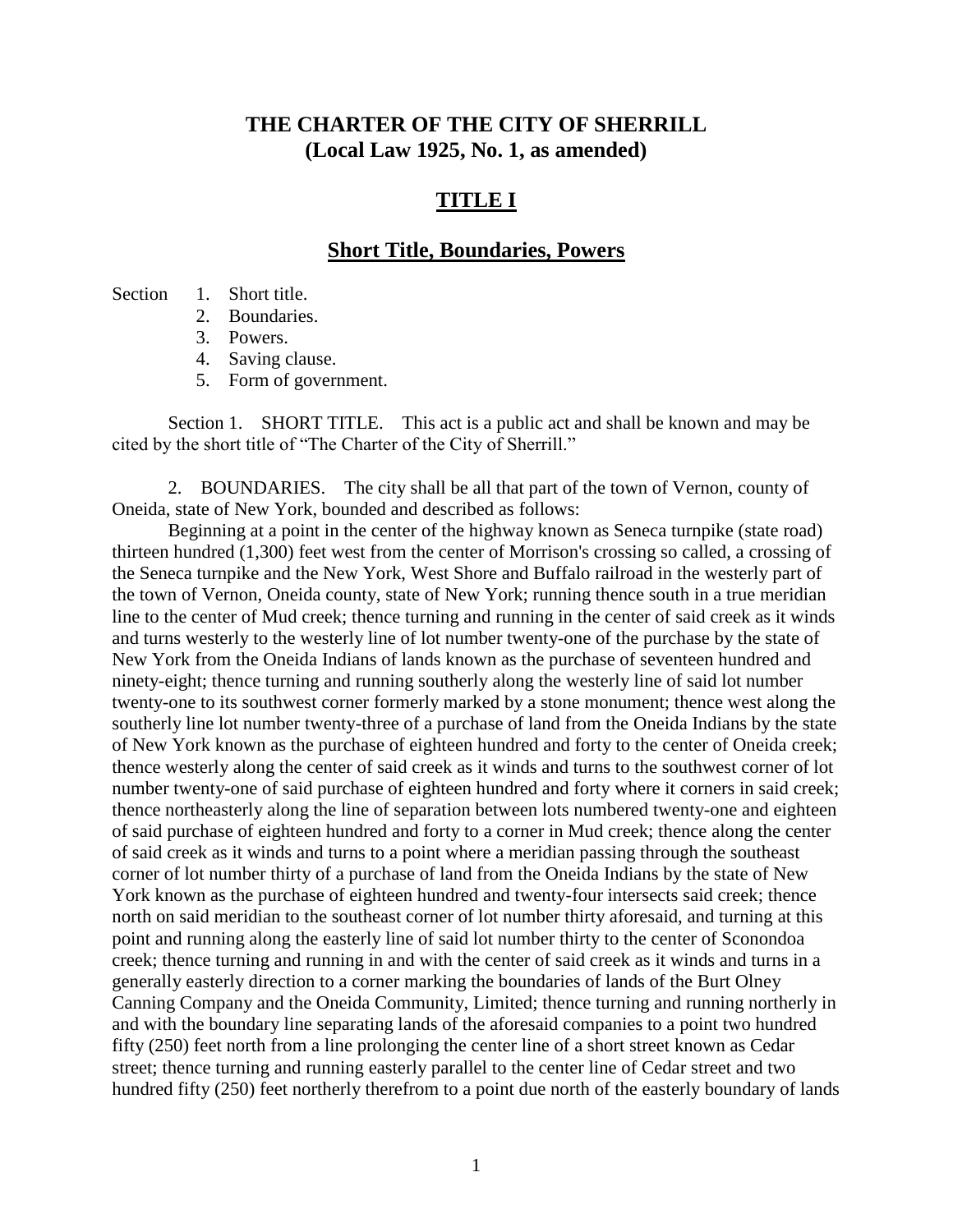# THE CHARTER OF THE CITY OF SHERRILL
## (Local Law 1925, No. 1, as amended)

## TITLE I

## Short Title, Boundaries, Powers

Section
1. Short title.
2. Boundaries.
3. Powers.
4. Saving clause.
5. Form of government.

Section 1. SHORT TITLE. This act is a public act and shall be known and may be cited by the short title of "The Charter of the City of Sherrill."

2. BOUNDARIES. The city shall be all that part of the town of Vernon, county of Oneida, state of New York, bounded and described as follows:

Beginning at a point in the center of the highway known as Seneca turnpike (state road) thirteen hundred (1,300) feet west from the center of Morrison's crossing so called, a crossing of the Seneca turnpike and the New York, West Shore and Buffalo railroad in the westerly part of the town of Vernon, Oneida county, state of New York; running thence south in a true meridian line to the center of Mud creek; thence turning and running in the center of said creek as it winds and turns westerly to the westerly line of lot number twenty-one of the purchase by the state of New York from the Oneida Indians of lands known as the purchase of seventeen hundred and ninety-eight; thence turning and running southerly along the westerly line of said lot number twenty-one to its southwest corner formerly marked by a stone monument; thence west along the southerly line lot number twenty-three of a purchase of land from the Oneida Indians by the state of New York known as the purchase of eighteen hundred and forty to the center of Oneida creek; thence westerly along the center of said creek as it winds and turns to the southwest corner of lot number twenty-one of said purchase of eighteen hundred and forty where it corners in said creek; thence northeasterly along the line of separation between lots numbered twenty-one and eighteen of said purchase of eighteen hundred and forty to a corner in Mud creek; thence along the center of said creek as it winds and turns to a point where a meridian passing through the southeast corner of lot number thirty of a purchase of land from the Oneida Indians by the state of New York known as the purchase of eighteen hundred and twenty-four intersects said creek; thence north on said meridian to the southeast corner of lot number thirty aforesaid, and turning at this point and running along the easterly line of said lot number thirty to the center of Sconondoa creek; thence turning and running in and with the center of said creek as it winds and turns in a generally easterly direction to a corner marking the boundaries of lands of the Burt Olney Canning Company and the Oneida Community, Limited; thence turning and running northerly in and with the boundary line separating lands of the aforesaid companies to a point two hundred fifty (250) feet north from a line prolonging the center line of a short street known as Cedar street; thence turning and running easterly parallel to the center line of Cedar street and two hundred fifty (250) feet northerly therefrom to a point due north of the easterly boundary of lands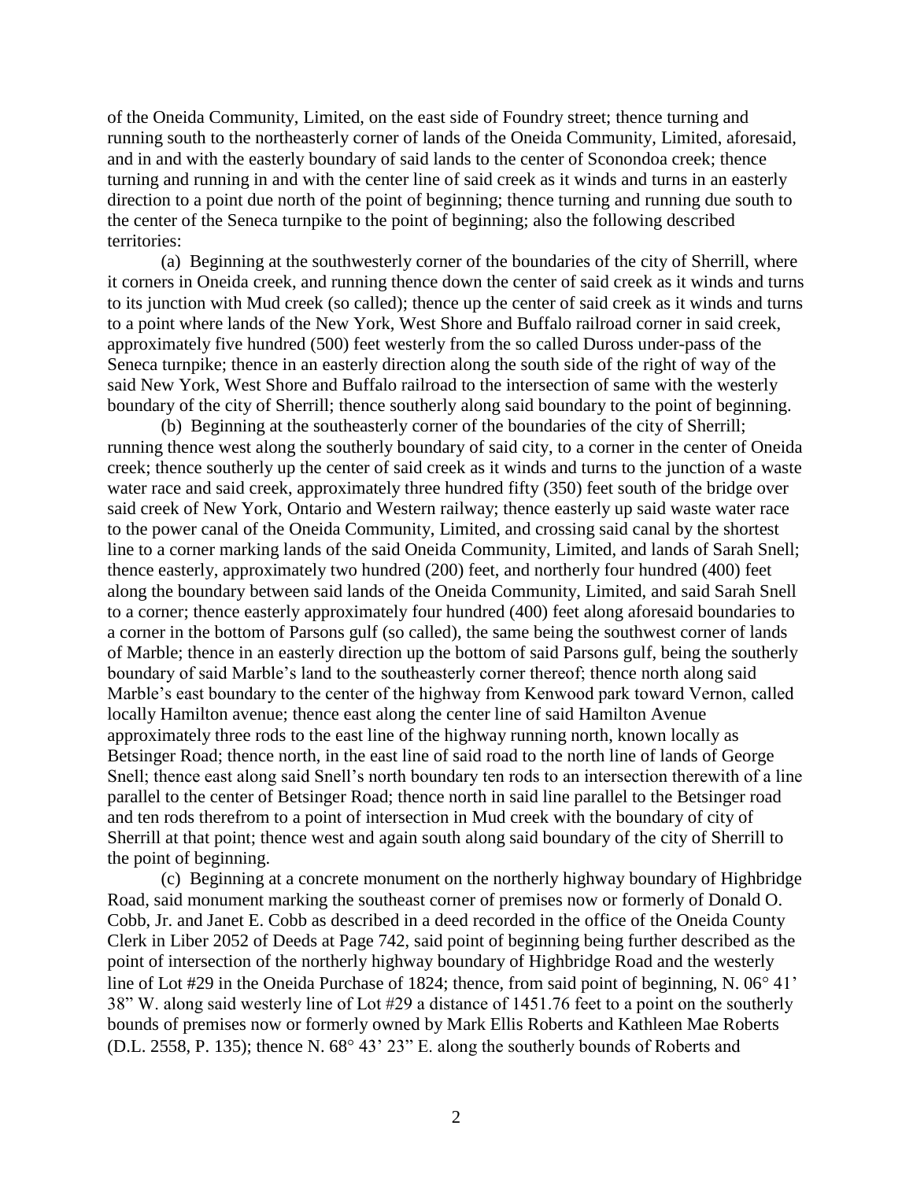of the Oneida Community, Limited, on the east side of Foundry street; thence turning and running south to the northeasterly corner of lands of the Oneida Community, Limited, aforesaid, and in and with the easterly boundary of said lands to the center of Sconondoa creek; thence turning and running in and with the center line of said creek as it winds and turns in an easterly direction to a point due north of the point of beginning; thence turning and running due south to the center of the Seneca turnpike to the point of beginning; also the following described territories:

(a) Beginning at the southwesterly corner of the boundaries of the city of Sherrill, where it corners in Oneida creek, and running thence down the center of said creek as it winds and turns to its junction with Mud creek (so called); thence up the center of said creek as it winds and turns to a point where lands of the New York, West Shore and Buffalo railroad corner in said creek, approximately five hundred (500) feet westerly from the so called Duross under-pass of the Seneca turnpike; thence in an easterly direction along the south side of the right of way of the said New York, West Shore and Buffalo railroad to the intersection of same with the westerly boundary of the city of Sherrill; thence southerly along said boundary to the point of beginning.

(b) Beginning at the southeasterly corner of the boundaries of the city of Sherrill; running thence west along the southerly boundary of said city, to a corner in the center of Oneida creek; thence southerly up the center of said creek as it winds and turns to the junction of a waste water race and said creek, approximately three hundred fifty (350) feet south of the bridge over said creek of New York, Ontario and Western railway; thence easterly up said waste water race to the power canal of the Oneida Community, Limited, and crossing said canal by the shortest line to a corner marking lands of the said Oneida Community, Limited, and lands of Sarah Snell; thence easterly, approximately two hundred (200) feet, and northerly four hundred (400) feet along the boundary between said lands of the Oneida Community, Limited, and said Sarah Snell to a corner; thence easterly approximately four hundred (400) feet along aforesaid boundaries to a corner in the bottom of Parsons gulf (so called), the same being the southwest corner of lands of Marble; thence in an easterly direction up the bottom of said Parsons gulf, being the southerly boundary of said Marble's land to the southeasterly corner thereof; thence north along said Marble's east boundary to the center of the highway from Kenwood park toward Vernon, called locally Hamilton avenue; thence east along the center line of said Hamilton Avenue approximately three rods to the east line of the highway running north, known locally as Betsinger Road; thence north, in the east line of said road to the north line of lands of George Snell; thence east along said Snell's north boundary ten rods to an intersection therewith of a line parallel to the center of Betsinger Road; thence north in said line parallel to the Betsinger road and ten rods therefrom to a point of intersection in Mud creek with the boundary of city of Sherrill at that point; thence west and again south along said boundary of the city of Sherrill to the point of beginning.

(c) Beginning at a concrete monument on the northerly highway boundary of Highbridge Road, said monument marking the southeast corner of premises now or formerly of Donald O. Cobb, Jr. and Janet E. Cobb as described in a deed recorded in the office of the Oneida County Clerk in Liber 2052 of Deeds at Page 742, said point of beginning being further described as the point of intersection of the northerly highway boundary of Highbridge Road and the westerly line of Lot #29 in the Oneida Purchase of 1824; thence, from said point of beginning, N. 06° 41' 38" W. along said westerly line of Lot #29 a distance of 1451.76 feet to a point on the southerly bounds of premises now or formerly owned by Mark Ellis Roberts and Kathleen Mae Roberts (D.L. 2558, P. 135); thence N. 68° 43' 23" E. along the southerly bounds of Roberts and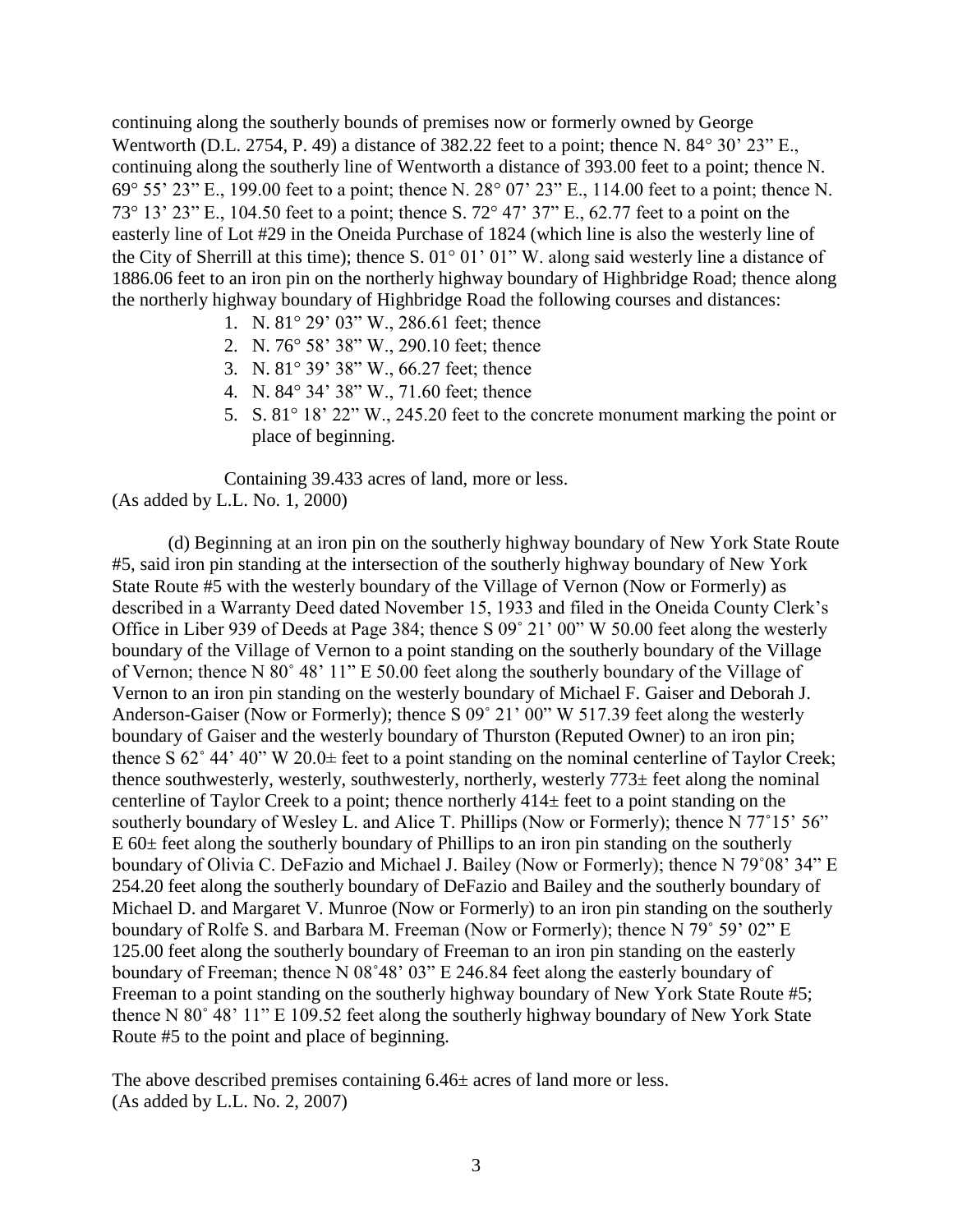continuing along the southerly bounds of premises now or formerly owned by George Wentworth (D.L. 2754, P. 49) a distance of 382.22 feet to a point; thence N. 84° 30' 23" E., continuing along the southerly line of Wentworth a distance of 393.00 feet to a point; thence N. 69° 55' 23" E., 199.00 feet to a point; thence N. 28° 07' 23" E., 114.00 feet to a point; thence N. 73° 13' 23" E., 104.50 feet to a point; thence S. 72° 47' 37" E., 62.77 feet to a point on the easterly line of Lot #29 in the Oneida Purchase of 1824 (which line is also the westerly line of the City of Sherrill at this time); thence S. 01° 01' 01" W. along said westerly line a distance of 1886.06 feet to an iron pin on the northerly highway boundary of Highbridge Road; thence along the northerly highway boundary of Highbridge Road the following courses and distances:

1. N. 81° 29' 03" W., 286.61 feet; thence
2. N. 76° 58' 38" W., 290.10 feet; thence
3. N. 81° 39' 38" W., 66.27 feet; thence
4. N. 84° 34' 38" W., 71.60 feet; thence
5. S. 81° 18' 22" W., 245.20 feet to the concrete monument marking the point or place of beginning.

Containing 39.433 acres of land, more or less.
(As added by L.L. No. 1, 2000)

(d) Beginning at an iron pin on the southerly highway boundary of New York State Route #5, said iron pin standing at the intersection of the southerly highway boundary of New York State Route #5 with the westerly boundary of the Village of Vernon (Now or Formerly) as described in a Warranty Deed dated November 15, 1933 and filed in the Oneida County Clerk's Office in Liber 939 of Deeds at Page 384; thence S 09˚ 21' 00" W 50.00 feet along the westerly boundary of the Village of Vernon to a point standing on the southerly boundary of the Village of Vernon; thence N 80˚ 48' 11" E 50.00 feet along the southerly boundary of the Village of Vernon to an iron pin standing on the westerly boundary of Michael F. Gaiser and Deborah J. Anderson-Gaiser (Now or Formerly); thence S 09˚ 21' 00" W 517.39 feet along the westerly boundary of Gaiser and the westerly boundary of Thurston (Reputed Owner) to an iron pin; thence S 62˚ 44' 40" W 20.0± feet to a point standing on the nominal centerline of Taylor Creek; thence southwesterly, westerly, southwesterly, northerly, westerly 773± feet along the nominal centerline of Taylor Creek to a point; thence northerly 414± feet to a point standing on the southerly boundary of Wesley L. and Alice T. Phillips (Now or Formerly); thence N 77˚15' 56" E 60± feet along the southerly boundary of Phillips to an iron pin standing on the southerly boundary of Olivia C. DeFazio and Michael J. Bailey (Now or Formerly); thence N 79˚08' 34" E 254.20 feet along the southerly boundary of DeFazio and Bailey and the southerly boundary of Michael D. and Margaret V. Munroe (Now or Formerly) to an iron pin standing on the southerly boundary of Rolfe S. and Barbara M. Freeman (Now or Formerly); thence N 79˚ 59' 02" E 125.00 feet along the southerly boundary of Freeman to an iron pin standing on the easterly boundary of Freeman; thence N 08˚48' 03" E 246.84 feet along the easterly boundary of Freeman to a point standing on the southerly highway boundary of New York State Route #5; thence N 80˚ 48' 11" E 109.52 feet along the southerly highway boundary of New York State Route #5 to the point and place of beginning.

The above described premises containing 6.46± acres of land more or less.
(As added by L.L. No. 2, 2007)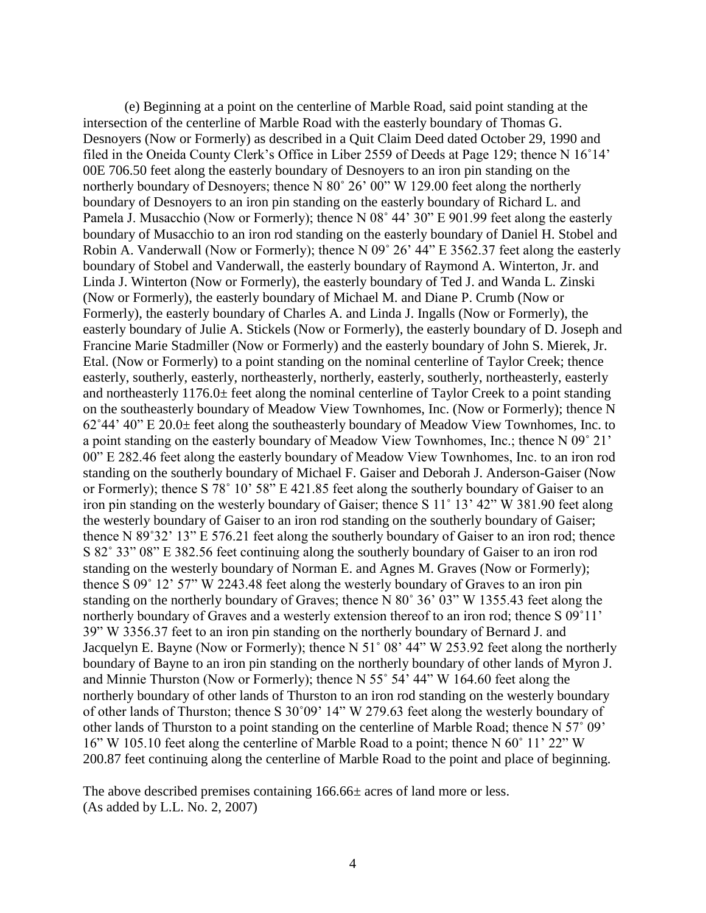(e) Beginning at a point on the centerline of Marble Road, said point standing at the intersection of the centerline of Marble Road with the easterly boundary of Thomas G. Desnoyers (Now or Formerly) as described in a Quit Claim Deed dated October 29, 1990 and filed in the Oneida County Clerk's Office in Liber 2559 of Deeds at Page 129; thence N 16˚14' 00E 706.50 feet along the easterly boundary of Desnoyers to an iron pin standing on the northerly boundary of Desnoyers; thence N 80˚ 26' 00" W 129.00 feet along the northerly boundary of Desnoyers to an iron pin standing on the easterly boundary of Richard L. and Pamela J. Musacchio (Now or Formerly); thence N 08˚ 44' 30" E 901.99 feet along the easterly boundary of Musacchio to an iron rod standing on the easterly boundary of Daniel H. Stobel and Robin A. Vanderwall (Now or Formerly); thence N 09˚ 26' 44" E 3562.37 feet along the easterly boundary of Stobel and Vanderwall, the easterly boundary of Raymond A. Winterton, Jr. and Linda J. Winterton (Now or Formerly), the easterly boundary of Ted J. and Wanda L. Zinski (Now or Formerly), the easterly boundary of Michael M. and Diane P. Crumb (Now or Formerly), the easterly boundary of Charles A. and Linda J. Ingalls (Now or Formerly), the easterly boundary of Julie A. Stickels (Now or Formerly), the easterly boundary of D. Joseph and Francine Marie Stadmiller (Now or Formerly) and the easterly boundary of John S. Mierek, Jr. Etal. (Now or Formerly) to a point standing on the nominal centerline of Taylor Creek; thence easterly, southerly, easterly, northeasterly, northerly, easterly, southerly, northeasterly, easterly and northeasterly 1176.0± feet along the nominal centerline of Taylor Creek to a point standing on the southeasterly boundary of Meadow View Townhomes, Inc. (Now or Formerly); thence N 62˚44' 40" E 20.0± feet along the southeasterly boundary of Meadow View Townhomes, Inc. to a point standing on the easterly boundary of Meadow View Townhomes, Inc.; thence N 09˚ 21' 00" E 282.46 feet along the easterly boundary of Meadow View Townhomes, Inc. to an iron rod standing on the southerly boundary of Michael F. Gaiser and Deborah J. Anderson-Gaiser (Now or Formerly); thence S 78˚ 10' 58" E 421.85 feet along the southerly boundary of Gaiser to an iron pin standing on the westerly boundary of Gaiser; thence S 11˚ 13' 42" W 381.90 feet along the westerly boundary of Gaiser to an iron rod standing on the southerly boundary of Gaiser; thence N 89˚32' 13" E 576.21 feet along the southerly boundary of Gaiser to an iron rod; thence S 82˚ 33" 08" E 382.56 feet continuing along the southerly boundary of Gaiser to an iron rod standing on the westerly boundary of Norman E. and Agnes M. Graves (Now or Formerly); thence S 09˚ 12' 57" W 2243.48 feet along the westerly boundary of Graves to an iron pin standing on the northerly boundary of Graves; thence N 80˚ 36' 03" W 1355.43 feet along the northerly boundary of Graves and a westerly extension thereof to an iron rod; thence S 09˚11' 39" W 3356.37 feet to an iron pin standing on the northerly boundary of Bernard J. and Jacquelyn E. Bayne (Now or Formerly); thence N 51˚ 08' 44" W 253.92 feet along the northerly boundary of Bayne to an iron pin standing on the northerly boundary of other lands of Myron J. and Minnie Thurston (Now or Formerly); thence N 55˚ 54' 44" W 164.60 feet along the northerly boundary of other lands of Thurston to an iron rod standing on the westerly boundary of other lands of Thurston; thence S 30˚09' 14" W 279.63 feet along the westerly boundary of other lands of Thurston to a point standing on the centerline of Marble Road; thence N 57˚ 09' 16" W 105.10 feet along the centerline of Marble Road to a point; thence N 60˚ 11' 22" W 200.87 feet continuing along the centerline of Marble Road to the point and place of beginning.

The above described premises containing 166.66± acres of land more or less.
(As added by L.L. No. 2, 2007)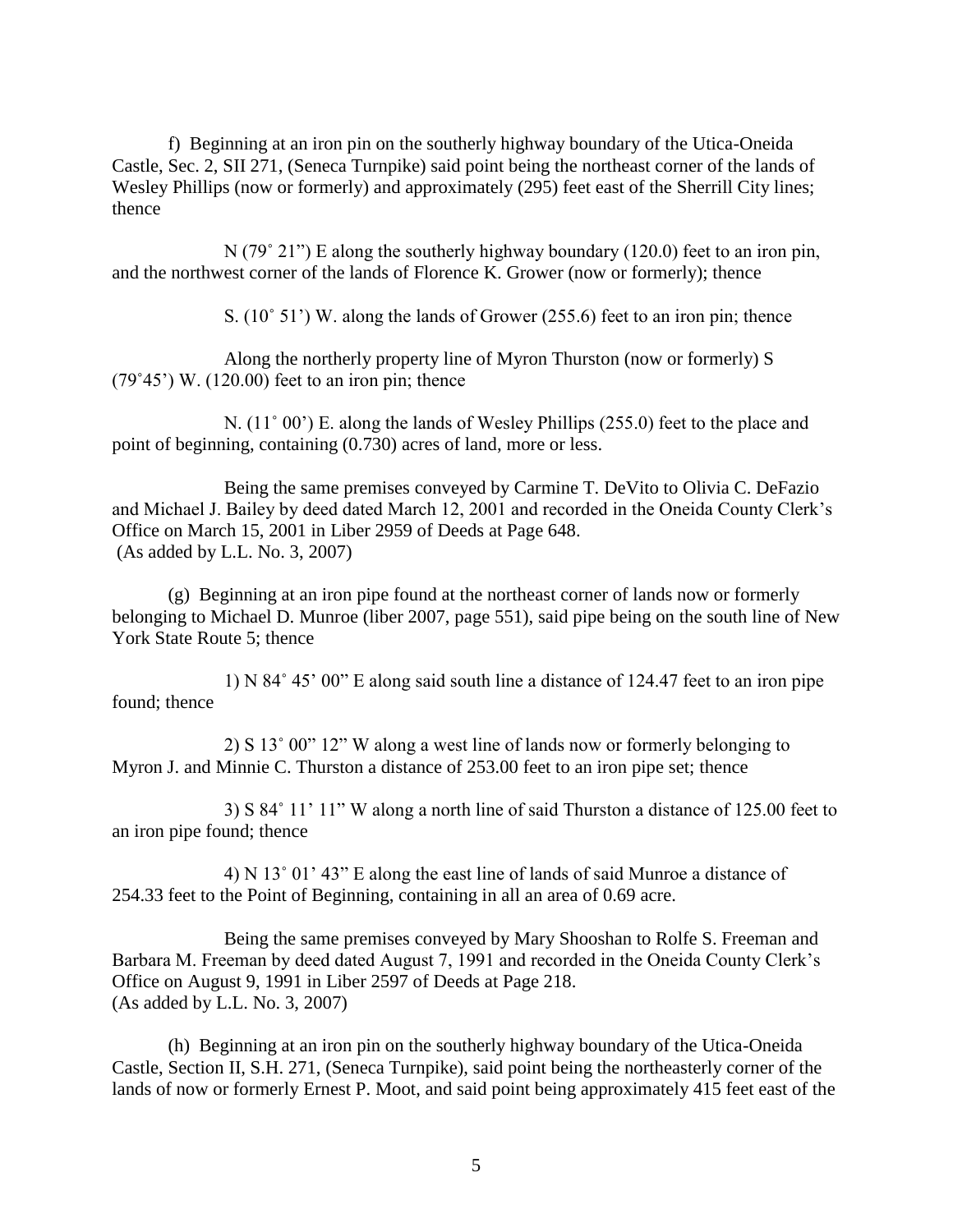f) Beginning at an iron pin on the southerly highway boundary of the Utica-Oneida Castle, Sec. 2, SII 271, (Seneca Turnpike) said point being the northeast corner of the lands of Wesley Phillips (now or formerly) and approximately (295) feet east of the Sherrill City lines; thence

N (79˚ 21") E along the southerly highway boundary (120.0) feet to an iron pin, and the northwest corner of the lands of Florence K. Grower (now or formerly); thence

S. (10˚ 51') W. along the lands of Grower (255.6) feet to an iron pin; thence

Along the northerly property line of Myron Thurston (now or formerly) S (79˚45') W. (120.00) feet to an iron pin; thence

N. (11˚ 00') E. along the lands of Wesley Phillips (255.0) feet to the place and point of beginning, containing (0.730) acres of land, more or less.

Being the same premises conveyed by Carmine T. DeVito to Olivia C. DeFazio and Michael J. Bailey by deed dated March 12, 2001 and recorded in the Oneida County Clerk's Office on March 15, 2001 in Liber 2959 of Deeds at Page 648.
(As added by L.L. No. 3, 2007)

(g) Beginning at an iron pipe found at the northeast corner of lands now or formerly belonging to Michael D. Munroe (liber 2007, page 551), said pipe being on the south line of New York State Route 5; thence

1) N 84˚ 45' 00" E along said south line a distance of 124.47 feet to an iron pipe found; thence

2) S 13˚ 00" 12" W along a west line of lands now or formerly belonging to Myron J. and Minnie C. Thurston a distance of 253.00 feet to an iron pipe set; thence

3) S 84˚ 11' 11" W along a north line of said Thurston a distance of 125.00 feet to an iron pipe found; thence

4) N 13˚ 01' 43" E along the east line of lands of said Munroe a distance of 254.33 feet to the Point of Beginning, containing in all an area of 0.69 acre.

Being the same premises conveyed by Mary Shooshan to Rolfe S. Freeman and Barbara M. Freeman by deed dated August 7, 1991 and recorded in the Oneida County Clerk's Office on August 9, 1991 in Liber 2597 of Deeds at Page 218.
(As added by L.L. No. 3, 2007)

(h) Beginning at an iron pin on the southerly highway boundary of the Utica-Oneida Castle, Section II, S.H. 271, (Seneca Turnpike), said point being the northeasterly corner of the lands of now or formerly Ernest P. Moot, and said point being approximately 415 feet east of the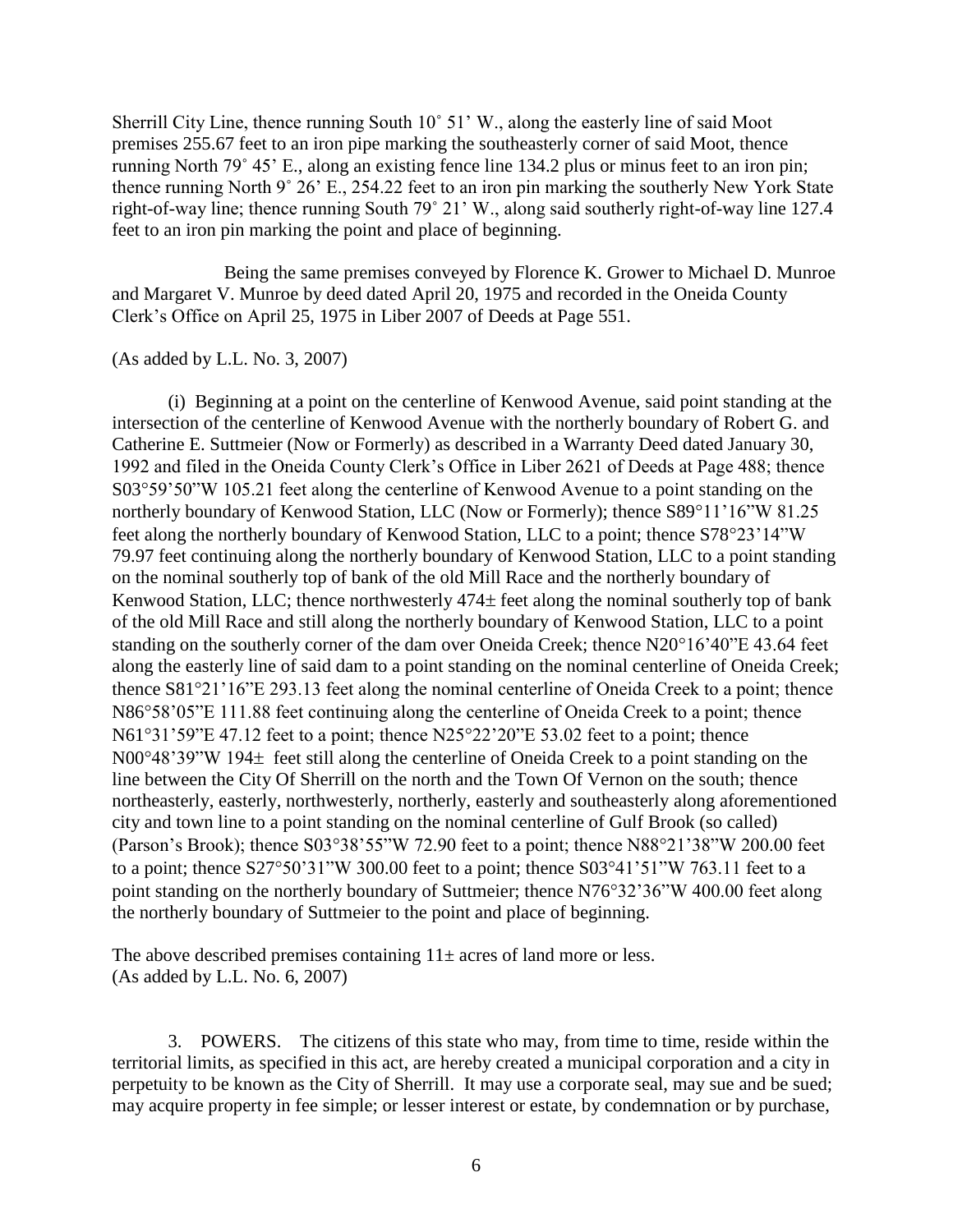Sherrill City Line, thence running South 10˚ 51' W., along the easterly line of said Moot premises 255.67 feet to an iron pipe marking the southeasterly corner of said Moot, thence running North 79˚ 45' E., along an existing fence line 134.2 plus or minus feet to an iron pin; thence running North 9˚ 26' E., 254.22 feet to an iron pin marking the southerly New York State right-of-way line; thence running South 79˚ 21' W., along said southerly right-of-way line 127.4 feet to an iron pin marking the point and place of beginning.

Being the same premises conveyed by Florence K. Grower to Michael D. Munroe and Margaret V. Munroe by deed dated April 20, 1975 and recorded in the Oneida County Clerk's Office on April 25, 1975 in Liber 2007 of Deeds at Page 551.

(As added by L.L. No. 3, 2007)

(i) Beginning at a point on the centerline of Kenwood Avenue, said point standing at the intersection of the centerline of Kenwood Avenue with the northerly boundary of Robert G. and Catherine E. Suttmeier (Now or Formerly) as described in a Warranty Deed dated January 30, 1992 and filed in the Oneida County Clerk's Office in Liber 2621 of Deeds at Page 488; thence S03°59'50"W 105.21 feet along the centerline of Kenwood Avenue to a point standing on the northerly boundary of Kenwood Station, LLC (Now or Formerly); thence S89°11'16"W 81.25 feet along the northerly boundary of Kenwood Station, LLC to a point; thence S78°23'14"W 79.97 feet continuing along the northerly boundary of Kenwood Station, LLC to a point standing on the nominal southerly top of bank of the old Mill Race and the northerly boundary of Kenwood Station, LLC; thence northwesterly 474± feet along the nominal southerly top of bank of the old Mill Race and still along the northerly boundary of Kenwood Station, LLC to a point standing on the southerly corner of the dam over Oneida Creek; thence N20°16'40"E 43.64 feet along the easterly line of said dam to a point standing on the nominal centerline of Oneida Creek; thence S81°21'16"E 293.13 feet along the nominal centerline of Oneida Creek to a point; thence N86°58'05"E 111.88 feet continuing along the centerline of Oneida Creek to a point; thence N61°31'59"E 47.12 feet to a point; thence N25°22'20"E 53.02 feet to a point; thence N00°48'39"W 194± feet still along the centerline of Oneida Creek to a point standing on the line between the City Of Sherrill on the north and the Town Of Vernon on the south; thence northeasterly, easterly, northwesterly, northerly, easterly and southeasterly along aforementioned city and town line to a point standing on the nominal centerline of Gulf Brook (so called) (Parson's Brook); thence S03°38'55"W 72.90 feet to a point; thence N88°21'38"W 200.00 feet to a point; thence S27°50'31"W 300.00 feet to a point; thence S03°41'51"W 763.11 feet to a point standing on the northerly boundary of Suttmeier; thence N76°32'36"W 400.00 feet along the northerly boundary of Suttmeier to the point and place of beginning.

The above described premises containing 11± acres of land more or less.
(As added by L.L. No. 6, 2007)

3. POWERS. The citizens of this state who may, from time to time, reside within the territorial limits, as specified in this act, are hereby created a municipal corporation and a city in perpetuity to be known as the City of Sherrill. It may use a corporate seal, may sue and be sued; may acquire property in fee simple; or lesser interest or estate, by condemnation or by purchase,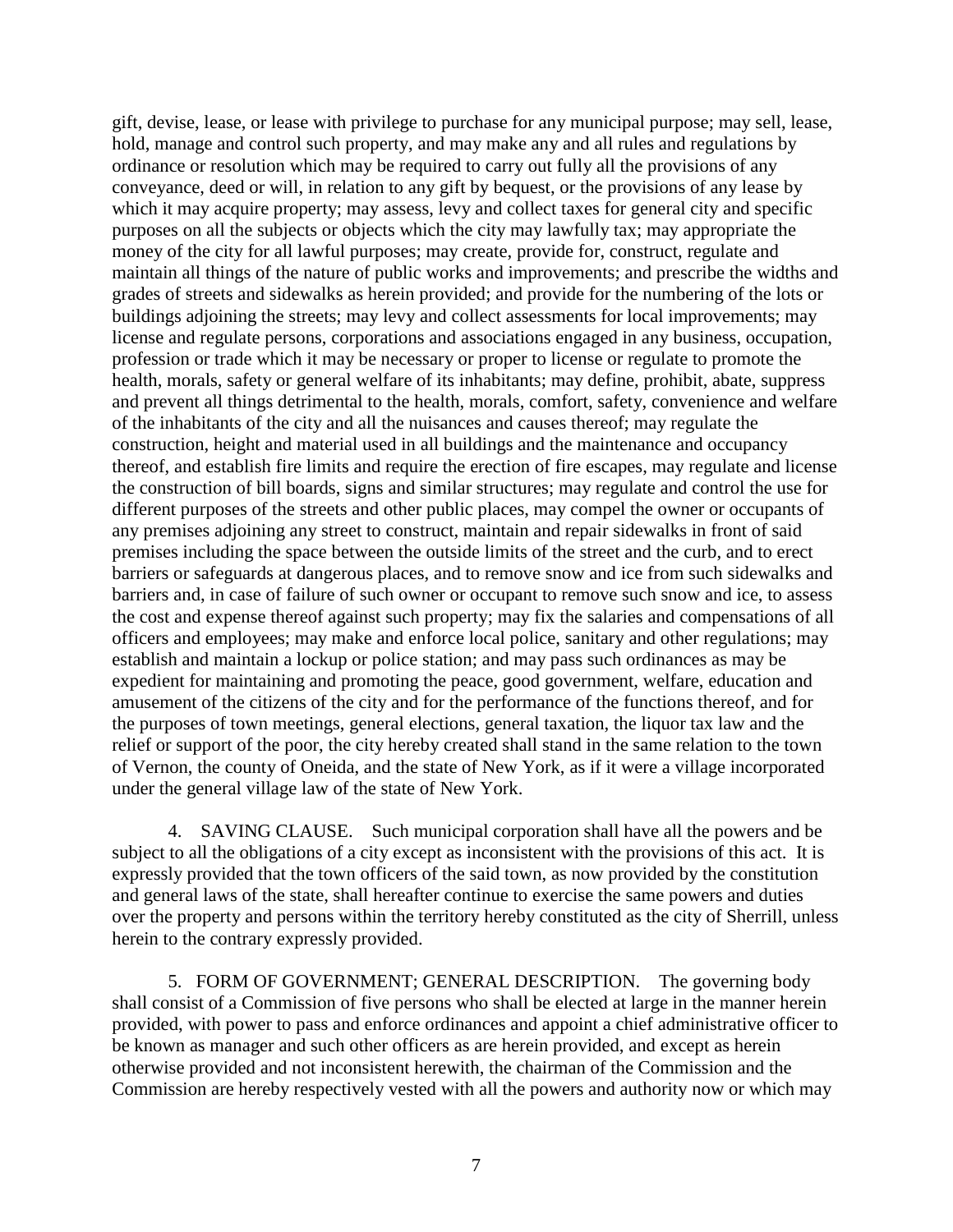gift, devise, lease, or lease with privilege to purchase for any municipal purpose; may sell, lease, hold, manage and control such property, and may make any and all rules and regulations by ordinance or resolution which may be required to carry out fully all the provisions of any conveyance, deed or will, in relation to any gift by bequest, or the provisions of any lease by which it may acquire property; may assess, levy and collect taxes for general city and specific purposes on all the subjects or objects which the city may lawfully tax; may appropriate the money of the city for all lawful purposes; may create, provide for, construct, regulate and maintain all things of the nature of public works and improvements; and prescribe the widths and grades of streets and sidewalks as herein provided; and provide for the numbering of the lots or buildings adjoining the streets; may levy and collect assessments for local improvements; may license and regulate persons, corporations and associations engaged in any business, occupation, profession or trade which it may be necessary or proper to license or regulate to promote the health, morals, safety or general welfare of its inhabitants; may define, prohibit, abate, suppress and prevent all things detrimental to the health, morals, comfort, safety, convenience and welfare of the inhabitants of the city and all the nuisances and causes thereof; may regulate the construction, height and material used in all buildings and the maintenance and occupancy thereof, and establish fire limits and require the erection of fire escapes, may regulate and license the construction of bill boards, signs and similar structures; may regulate and control the use for different purposes of the streets and other public places, may compel the owner or occupants of any premises adjoining any street to construct, maintain and repair sidewalks in front of said premises including the space between the outside limits of the street and the curb, and to erect barriers or safeguards at dangerous places, and to remove snow and ice from such sidewalks and barriers and, in case of failure of such owner or occupant to remove such snow and ice, to assess the cost and expense thereof against such property; may fix the salaries and compensations of all officers and employees; may make and enforce local police, sanitary and other regulations; may establish and maintain a lockup or police station; and may pass such ordinances as may be expedient for maintaining and promoting the peace, good government, welfare, education and amusement of the citizens of the city and for the performance of the functions thereof, and for the purposes of town meetings, general elections, general taxation, the liquor tax law and the relief or support of the poor, the city hereby created shall stand in the same relation to the town of Vernon, the county of Oneida, and the state of New York, as if it were a village incorporated under the general village law of the state of New York.

4. SAVING CLAUSE. Such municipal corporation shall have all the powers and be subject to all the obligations of a city except as inconsistent with the provisions of this act. It is expressly provided that the town officers of the said town, as now provided by the constitution and general laws of the state, shall hereafter continue to exercise the same powers and duties over the property and persons within the territory hereby constituted as the city of Sherrill, unless herein to the contrary expressly provided.

5. FORM OF GOVERNMENT; GENERAL DESCRIPTION. The governing body shall consist of a Commission of five persons who shall be elected at large in the manner herein provided, with power to pass and enforce ordinances and appoint a chief administrative officer to be known as manager and such other officers as are herein provided, and except as herein otherwise provided and not inconsistent herewith, the chairman of the Commission and the Commission are hereby respectively vested with all the powers and authority now or which may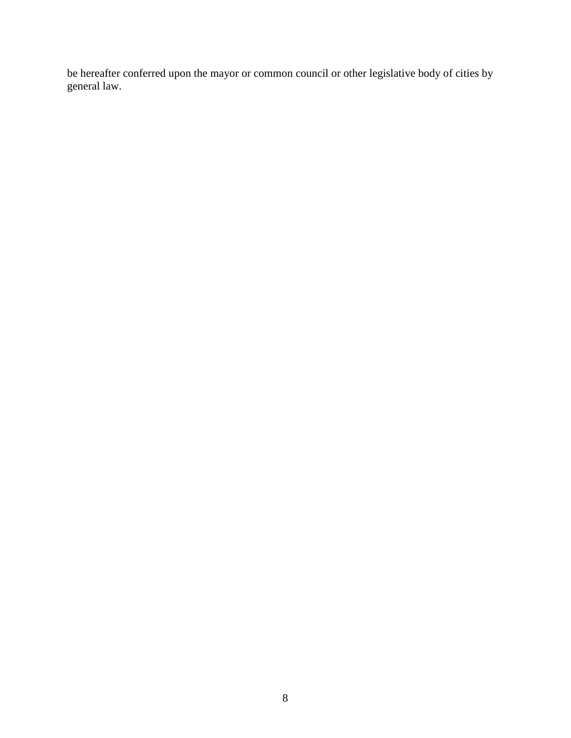be hereafter conferred upon the mayor or common council or other legislative body of cities by general law.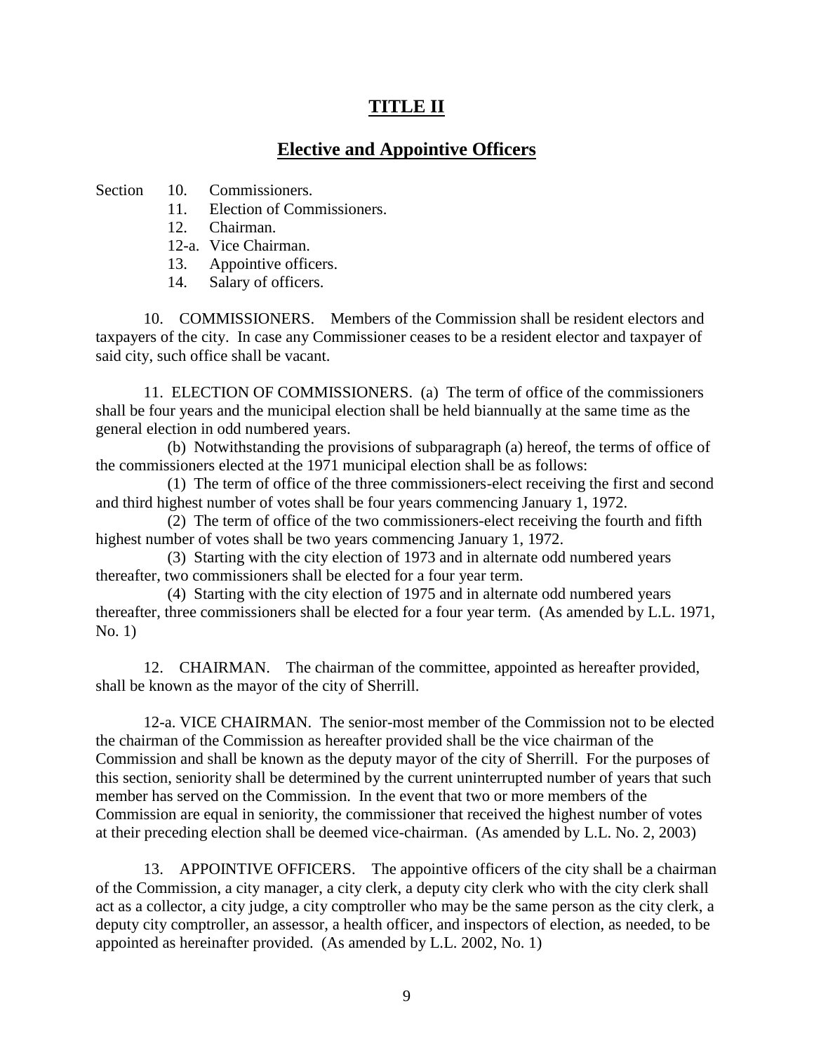# TITLE II

## Elective and Appointive Officers

Section 10. Commissioners.
- 11. Election of Commissioners.
- 12. Chairman.
- 12-a. Vice Chairman.
- 13. Appointive officers.
- 14. Salary of officers.

10. COMMISSIONERS. Members of the Commission shall be resident electors and taxpayers of the city. In case any Commissioner ceases to be a resident elector and taxpayer of said city, such office shall be vacant.

11. ELECTION OF COMMISSIONERS. (a) The term of office of the commissioners shall be four years and the municipal election shall be held biannually at the same time as the general election in odd numbered years.

(b) Notwithstanding the provisions of subparagraph (a) hereof, the terms of office of the commissioners elected at the 1971 municipal election shall be as follows:

(1) The term of office of the three commissioners-elect receiving the first and second and third highest number of votes shall be four years commencing January 1, 1972.

(2) The term of office of the two commissioners-elect receiving the fourth and fifth highest number of votes shall be two years commencing January 1, 1972.

(3) Starting with the city election of 1973 and in alternate odd numbered years thereafter, two commissioners shall be elected for a four year term.

(4) Starting with the city election of 1975 and in alternate odd numbered years thereafter, three commissioners shall be elected for a four year term. (As amended by L.L. 1971, No. 1)

12. CHAIRMAN. The chairman of the committee, appointed as hereafter provided, shall be known as the mayor of the city of Sherrill.

12-a. VICE CHAIRMAN. The senior-most member of the Commission not to be elected the chairman of the Commission as hereafter provided shall be the vice chairman of the Commission and shall be known as the deputy mayor of the city of Sherrill. For the purposes of this section, seniority shall be determined by the current uninterrupted number of years that such member has served on the Commission. In the event that two or more members of the Commission are equal in seniority, the commissioner that received the highest number of votes at their preceding election shall be deemed vice-chairman. (As amended by L.L. No. 2, 2003)

13. APPOINTIVE OFFICERS. The appointive officers of the city shall be a chairman of the Commission, a city manager, a city clerk, a deputy city clerk who with the city clerk shall act as a collector, a city judge, a city comptroller who may be the same person as the city clerk, a deputy city comptroller, an assessor, a health officer, and inspectors of election, as needed, to be appointed as hereinafter provided. (As amended by L.L. 2002, No. 1)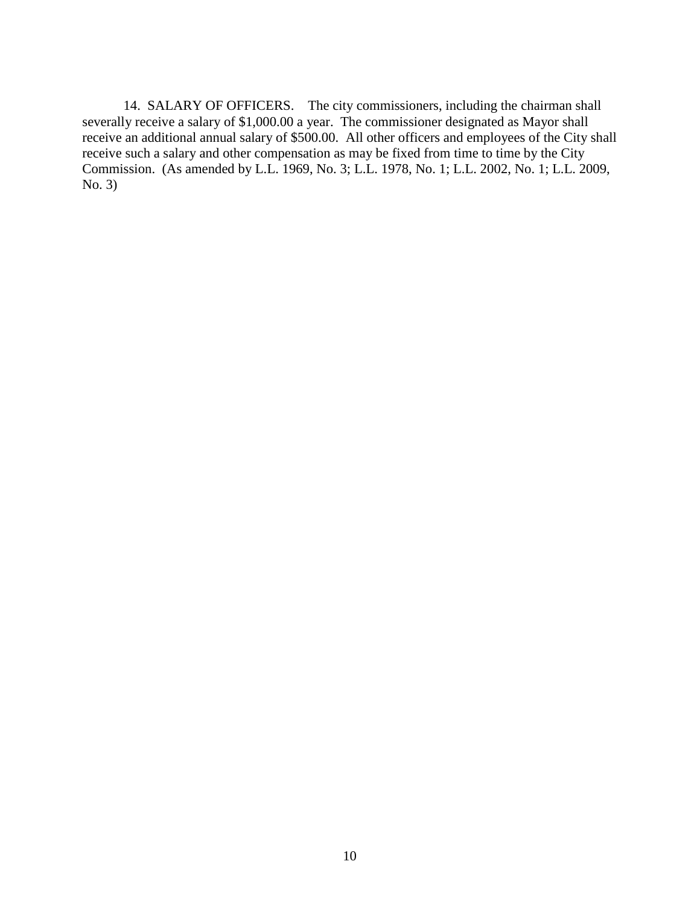14. SALARY OF OFFICERS. The city commissioners, including the chairman shall severally receive a salary of $1,000.00 a year. The commissioner designated as Mayor shall receive an additional annual salary of $500.00. All other officers and employees of the City shall receive such a salary and other compensation as may be fixed from time to time by the City Commission. (As amended by L.L. 1969, No. 3; L.L. 1978, No. 1; L.L. 2002, No. 1; L.L. 2009, No. 3)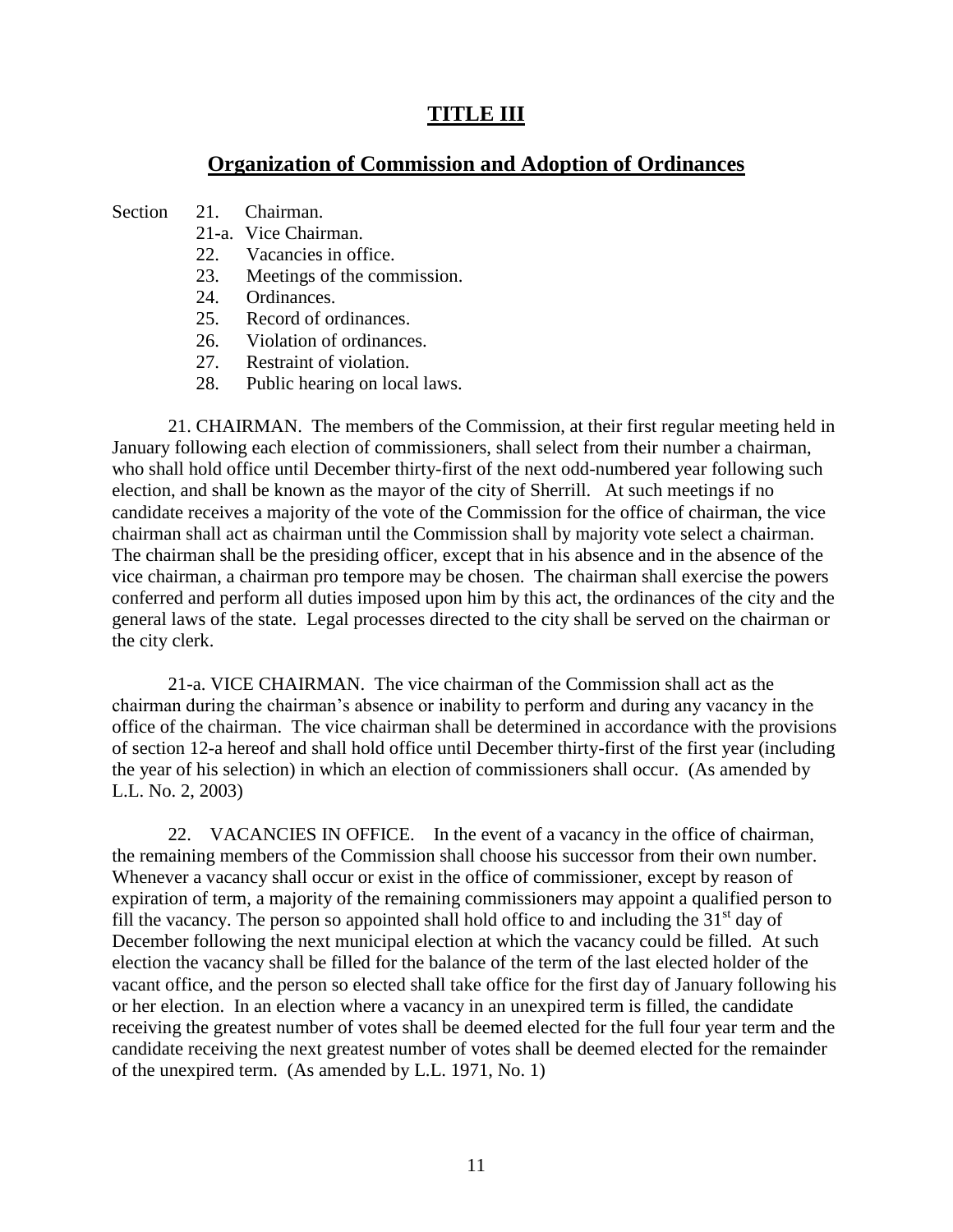# TITLE III

## Organization of Commission and Adoption of Ordinances

Section 21. Chairman.
- 21-a. Vice Chairman.
- 22. Vacancies in office.
- 23. Meetings of the commission.
- 24. Ordinances.
- 25. Record of ordinances.
- 26. Violation of ordinances.
- 27. Restraint of violation.
- 28. Public hearing on local laws.

21. CHAIRMAN. The members of the Commission, at their first regular meeting held in January following each election of commissioners, shall select from their number a chairman, who shall hold office until December thirty-first of the next odd-numbered year following such election, and shall be known as the mayor of the city of Sherrill. At such meetings if no candidate receives a majority of the vote of the Commission for the office of chairman, the vice chairman shall act as chairman until the Commission shall by majority vote select a chairman. The chairman shall be the presiding officer, except that in his absence and in the absence of the vice chairman, a chairman pro tempore may be chosen. The chairman shall exercise the powers conferred and perform all duties imposed upon him by this act, the ordinances of the city and the general laws of the state. Legal processes directed to the city shall be served on the chairman or the city clerk.

21-a. VICE CHAIRMAN. The vice chairman of the Commission shall act as the chairman during the chairman's absence or inability to perform and during any vacancy in the office of the chairman. The vice chairman shall be determined in accordance with the provisions of section 12-a hereof and shall hold office until December thirty-first of the first year (including the year of his selection) in which an election of commissioners shall occur. (As amended by L.L. No. 2, 2003)

22. VACANCIES IN OFFICE. In the event of a vacancy in the office of chairman, the remaining members of the Commission shall choose his successor from their own number. Whenever a vacancy shall occur or exist in the office of commissioner, except by reason of expiration of term, a majority of the remaining commissioners may appoint a qualified person to fill the vacancy. The person so appointed shall hold office to and including the 31st day of December following the next municipal election at which the vacancy could be filled. At such election the vacancy shall be filled for the balance of the term of the last elected holder of the vacant office, and the person so elected shall take office for the first day of January following his or her election. In an election where a vacancy in an unexpired term is filled, the candidate receiving the greatest number of votes shall be deemed elected for the full four year term and the candidate receiving the next greatest number of votes shall be deemed elected for the remainder of the unexpired term. (As amended by L.L. 1971, No. 1)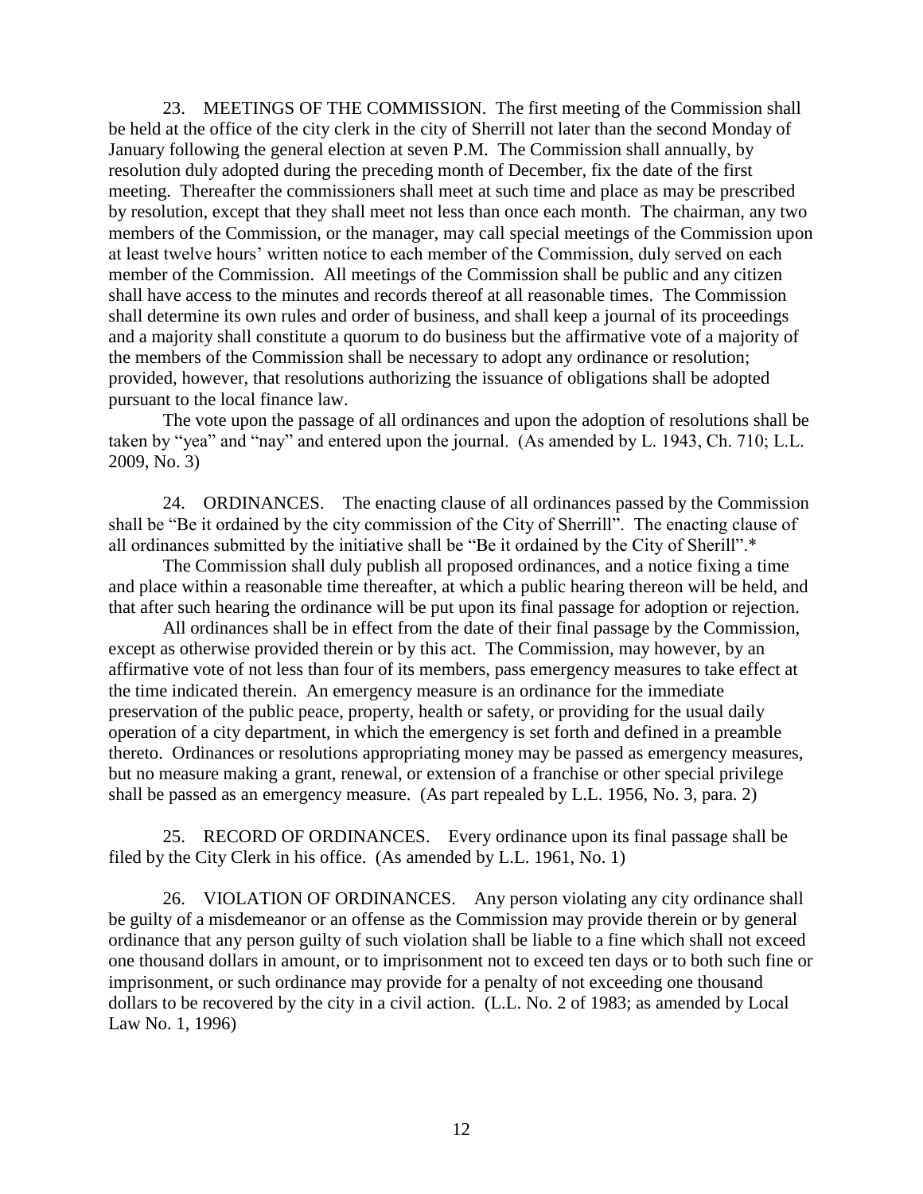23. MEETINGS OF THE COMMISSION. The first meeting of the Commission shall be held at the office of the city clerk in the city of Sherrill not later than the second Monday of January following the general election at seven P.M. The Commission shall annually, by resolution duly adopted during the preceding month of December, fix the date of the first meeting. Thereafter the commissioners shall meet at such time and place as may be prescribed by resolution, except that they shall meet not less than once each month. The chairman, any two members of the Commission, or the manager, may call special meetings of the Commission upon at least twelve hours' written notice to each member of the Commission, duly served on each member of the Commission. All meetings of the Commission shall be public and any citizen shall have access to the minutes and records thereof at all reasonable times. The Commission shall determine its own rules and order of business, and shall keep a journal of its proceedings and a majority shall constitute a quorum to do business but the affirmative vote of a majority of the members of the Commission shall be necessary to adopt any ordinance or resolution; provided, however, that resolutions authorizing the issuance of obligations shall be adopted pursuant to the local finance law.

The vote upon the passage of all ordinances and upon the adoption of resolutions shall be taken by "yea" and "nay" and entered upon the journal. (As amended by L. 1943, Ch. 710; L.L. 2009, No. 3)

24. ORDINANCES. The enacting clause of all ordinances passed by the Commission shall be "Be it ordained by the city commission of the City of Sherrill". The enacting clause of all ordinances submitted by the initiative shall be "Be it ordained by the City of Sherill".*

The Commission shall duly publish all proposed ordinances, and a notice fixing a time and place within a reasonable time thereafter, at which a public hearing thereon will be held, and that after such hearing the ordinance will be put upon its final passage for adoption or rejection.

All ordinances shall be in effect from the date of their final passage by the Commission, except as otherwise provided therein or by this act. The Commission, may however, by an affirmative vote of not less than four of its members, pass emergency measures to take effect at the time indicated therein. An emergency measure is an ordinance for the immediate preservation of the public peace, property, health or safety, or providing for the usual daily operation of a city department, in which the emergency is set forth and defined in a preamble thereto. Ordinances or resolutions appropriating money may be passed as emergency measures, but no measure making a grant, renewal, or extension of a franchise or other special privilege shall be passed as an emergency measure. (As part repealed by L.L. 1956, No. 3, para. 2)

25. RECORD OF ORDINANCES. Every ordinance upon its final passage shall be filed by the City Clerk in his office. (As amended by L.L. 1961, No. 1)

26. VIOLATION OF ORDINANCES. Any person violating any city ordinance shall be guilty of a misdemeanor or an offense as the Commission may provide therein or by general ordinance that any person guilty of such violation shall be liable to a fine which shall not exceed one thousand dollars in amount, or to imprisonment not to exceed ten days or to both such fine or imprisonment, or such ordinance may provide for a penalty of not exceeding one thousand dollars to be recovered by the city in a civil action. (L.L. No. 2 of 1983; as amended by Local Law No. 1, 1996)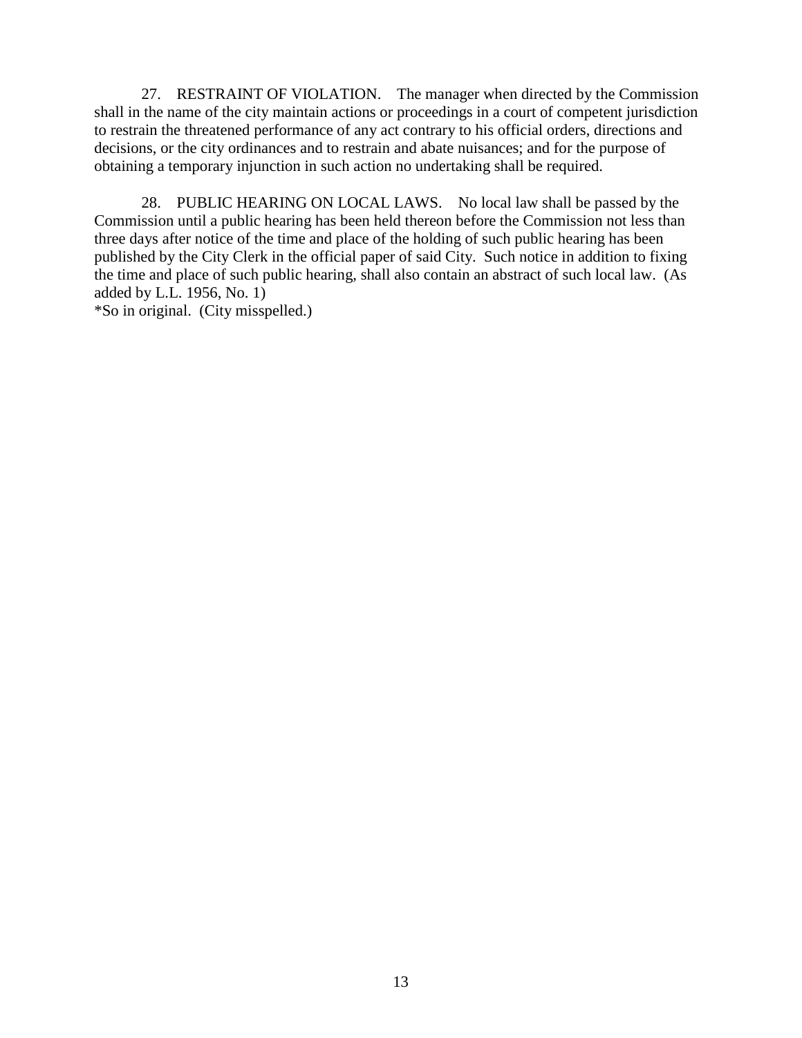27. RESTRAINT OF VIOLATION. The manager when directed by the Commission shall in the name of the city maintain actions or proceedings in a court of competent jurisdiction to restrain the threatened performance of any act contrary to his official orders, directions and decisions, or the city ordinances and to restrain and abate nuisances; and for the purpose of obtaining a temporary injunction in such action no undertaking shall be required.

28. PUBLIC HEARING ON LOCAL LAWS. No local law shall be passed by the Commission until a public hearing has been held thereon before the Commission not less than three days after notice of the time and place of the holding of such public hearing has been published by the City Clerk in the official paper of said City. Such notice in addition to fixing the time and place of such public hearing, shall also contain an abstract of such local law. (As added by L.L. 1956, No. 1)

*So in original. (City misspelled.)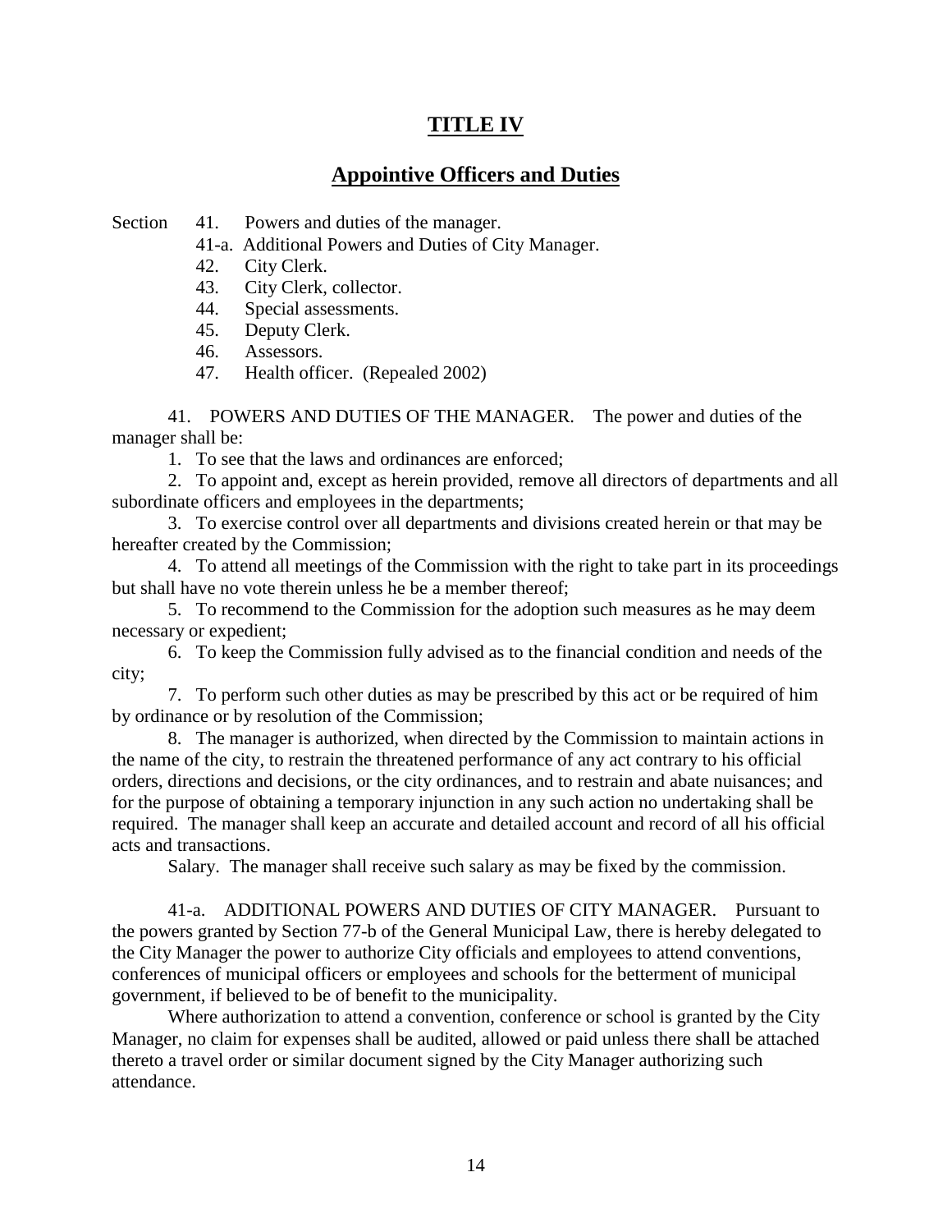# TITLE IV

## Appointive Officers and Duties

Section 41. Powers and duties of the manager.
41-a. Additional Powers and Duties of City Manager.
42. City Clerk.
43. City Clerk, collector.
44. Special assessments.
45. Deputy Clerk.
46. Assessors.
47. Health officer. (Repealed 2002)

41. POWERS AND DUTIES OF THE MANAGER. The power and duties of the manager shall be:

1. To see that the laws and ordinances are enforced;
2. To appoint and, except as herein provided, remove all directors of departments and all subordinate officers and employees in the departments;
3. To exercise control over all departments and divisions created herein or that may be hereafter created by the Commission;
4. To attend all meetings of the Commission with the right to take part in its proceedings but shall have no vote therein unless he be a member thereof;
5. To recommend to the Commission for the adoption such measures as he may deem necessary or expedient;
6. To keep the Commission fully advised as to the financial condition and needs of the city;
7. To perform such other duties as may be prescribed by this act or be required of him by ordinance or by resolution of the Commission;
8. The manager is authorized, when directed by the Commission to maintain actions in the name of the city, to restrain the threatened performance of any act contrary to his official orders, directions and decisions, or the city ordinances, and to restrain and abate nuisances; and for the purpose of obtaining a temporary injunction in any such action no undertaking shall be required. The manager shall keep an accurate and detailed account and record of all his official acts and transactions.

Salary. The manager shall receive such salary as may be fixed by the commission.

41-a. ADDITIONAL POWERS AND DUTIES OF CITY MANAGER. Pursuant to the powers granted by Section 77-b of the General Municipal Law, there is hereby delegated to the City Manager the power to authorize City officials and employees to attend conventions, conferences of municipal officers or employees and schools for the betterment of municipal government, if believed to be of benefit to the municipality.

Where authorization to attend a convention, conference or school is granted by the City Manager, no claim for expenses shall be audited, allowed or paid unless there shall be attached thereto a travel order or similar document signed by the City Manager authorizing such attendance.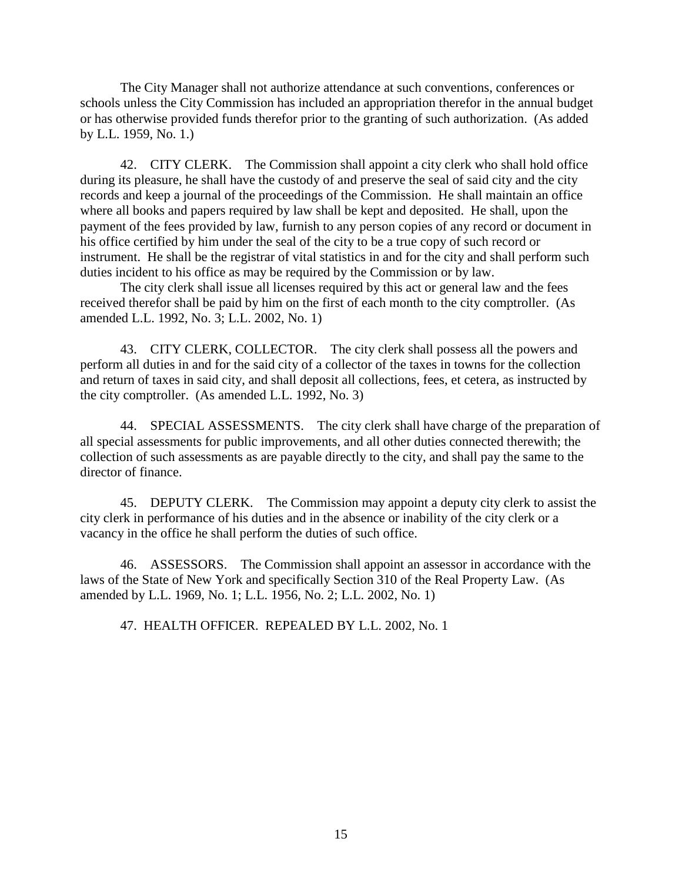The City Manager shall not authorize attendance at such conventions, conferences or schools unless the City Commission has included an appropriation therefor in the annual budget or has otherwise provided funds therefor prior to the granting of such authorization. (As added by L.L. 1959, No. 1.)

42. CITY CLERK. The Commission shall appoint a city clerk who shall hold office during its pleasure, he shall have the custody of and preserve the seal of said city and the city records and keep a journal of the proceedings of the Commission. He shall maintain an office where all books and papers required by law shall be kept and deposited. He shall, upon the payment of the fees provided by law, furnish to any person copies of any record or document in his office certified by him under the seal of the city to be a true copy of such record or instrument. He shall be the registrar of vital statistics in and for the city and shall perform such duties incident to his office as may be required by the Commission or by law.

The city clerk shall issue all licenses required by this act or general law and the fees received therefor shall be paid by him on the first of each month to the city comptroller. (As amended L.L. 1992, No. 3; L.L. 2002, No. 1)

43. CITY CLERK, COLLECTOR. The city clerk shall possess all the powers and perform all duties in and for the said city of a collector of the taxes in towns for the collection and return of taxes in said city, and shall deposit all collections, fees, et cetera, as instructed by the city comptroller. (As amended L.L. 1992, No. 3)

44. SPECIAL ASSESSMENTS. The city clerk shall have charge of the preparation of all special assessments for public improvements, and all other duties connected therewith; the collection of such assessments as are payable directly to the city, and shall pay the same to the director of finance.

45. DEPUTY CLERK. The Commission may appoint a deputy city clerk to assist the city clerk in performance of his duties and in the absence or inability of the city clerk or a vacancy in the office he shall perform the duties of such office.

46. ASSESSORS. The Commission shall appoint an assessor in accordance with the laws of the State of New York and specifically Section 310 of the Real Property Law. (As amended by L.L. 1969, No. 1; L.L. 1956, No. 2; L.L. 2002, No. 1)

47. HEALTH OFFICER. REPEALED BY L.L. 2002, No. 1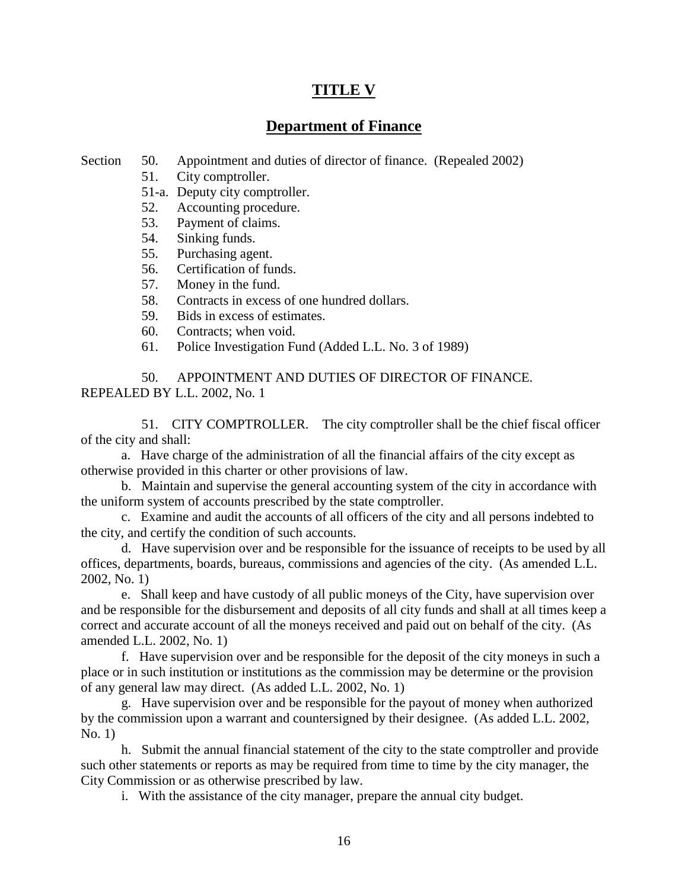# TITLE V

## Department of Finance

Section 50. Appointment and duties of director of finance. (Repealed 2002)
51. City comptroller.
51-a. Deputy city comptroller.
52. Accounting procedure.
53. Payment of claims.
54. Sinking funds.
55. Purchasing agent.
56. Certification of funds.
57. Money in the fund.
58. Contracts in excess of one hundred dollars.
59. Bids in excess of estimates.
60. Contracts; when void.
61. Police Investigation Fund (Added L.L. No. 3 of 1989)

50. APPOINTMENT AND DUTIES OF DIRECTOR OF FINANCE. REPEALED BY L.L. 2002, No. 1

51. CITY COMPTROLLER. The city comptroller shall be the chief fiscal officer of the city and shall:

a. Have charge of the administration of all the financial affairs of the city except as otherwise provided in this charter or other provisions of law.

b. Maintain and supervise the general accounting system of the city in accordance with the uniform system of accounts prescribed by the state comptroller.

c. Examine and audit the accounts of all officers of the city and all persons indebted to the city, and certify the condition of such accounts.

d. Have supervision over and be responsible for the issuance of receipts to be used by all offices, departments, boards, bureaus, commissions and agencies of the city. (As amended L.L. 2002, No. 1)

e. Shall keep and have custody of all public moneys of the City, have supervision over and be responsible for the disbursement and deposits of all city funds and shall at all times keep a correct and accurate account of all the moneys received and paid out on behalf of the city. (As amended L.L. 2002, No. 1)

f. Have supervision over and be responsible for the deposit of the city moneys in such a place or in such institution or institutions as the commission may be determine or the provision of any general law may direct. (As added L.L. 2002, No. 1)

g. Have supervision over and be responsible for the payout of money when authorized by the commission upon a warrant and countersigned by their designee. (As added L.L. 2002, No. 1)

h. Submit the annual financial statement of the city to the state comptroller and provide such other statements or reports as may be required from time to time by the city manager, the City Commission or as otherwise prescribed by law.

i. With the assistance of the city manager, prepare the annual city budget.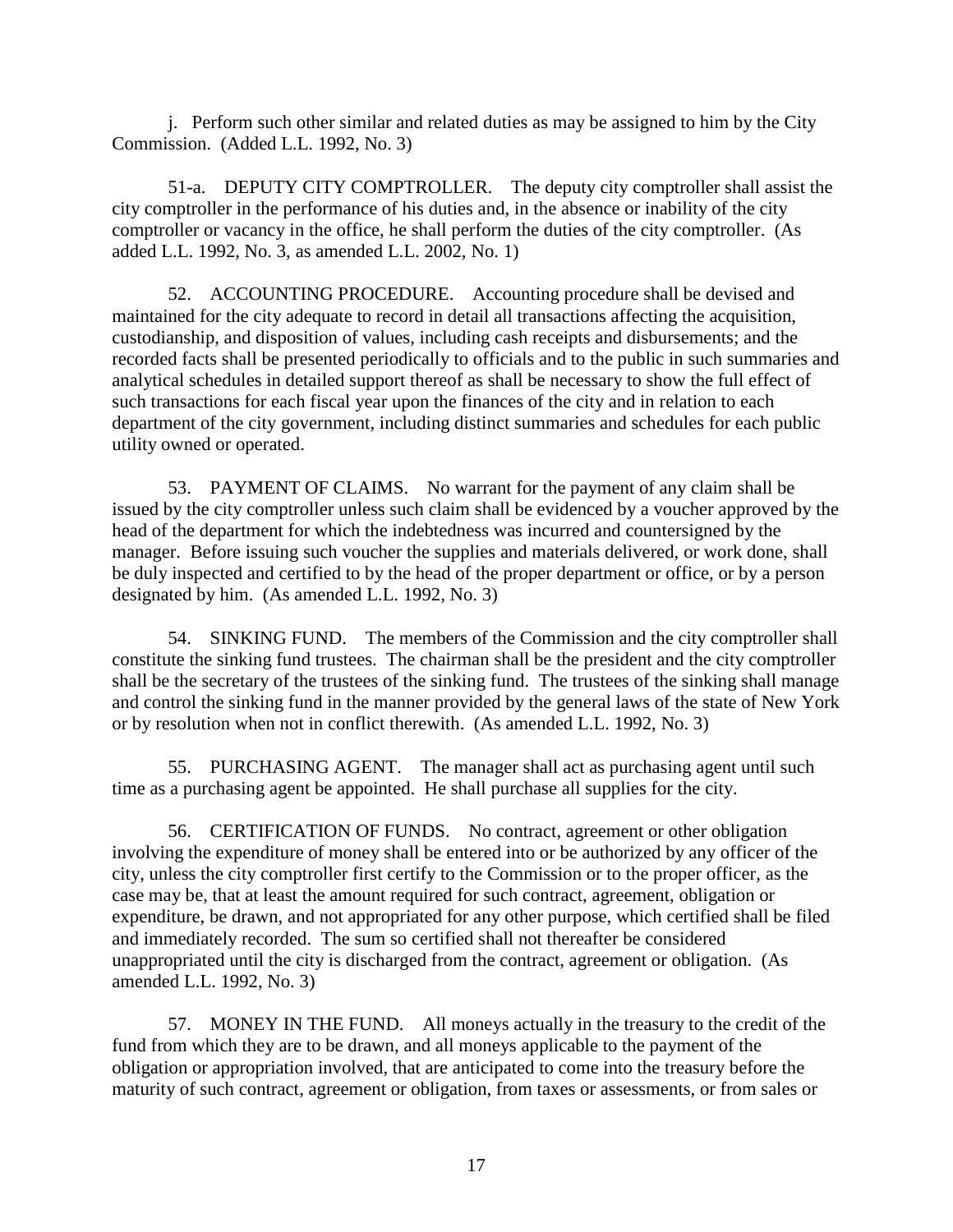j. Perform such other similar and related duties as may be assigned to him by the City Commission. (Added L.L. 1992, No. 3)

51-a. DEPUTY CITY COMPTROLLER. The deputy city comptroller shall assist the city comptroller in the performance of his duties and, in the absence or inability of the city comptroller or vacancy in the office, he shall perform the duties of the city comptroller. (As added L.L. 1992, No. 3, as amended L.L. 2002, No. 1)

52. ACCOUNTING PROCEDURE. Accounting procedure shall be devised and maintained for the city adequate to record in detail all transactions affecting the acquisition, custodianship, and disposition of values, including cash receipts and disbursements; and the recorded facts shall be presented periodically to officials and to the public in such summaries and analytical schedules in detailed support thereof as shall be necessary to show the full effect of such transactions for each fiscal year upon the finances of the city and in relation to each department of the city government, including distinct summaries and schedules for each public utility owned or operated.

53. PAYMENT OF CLAIMS. No warrant for the payment of any claim shall be issued by the city comptroller unless such claim shall be evidenced by a voucher approved by the head of the department for which the indebtedness was incurred and countersigned by the manager. Before issuing such voucher the supplies and materials delivered, or work done, shall be duly inspected and certified to by the head of the proper department or office, or by a person designated by him. (As amended L.L. 1992, No. 3)

54. SINKING FUND. The members of the Commission and the city comptroller shall constitute the sinking fund trustees. The chairman shall be the president and the city comptroller shall be the secretary of the trustees of the sinking fund. The trustees of the sinking shall manage and control the sinking fund in the manner provided by the general laws of the state of New York or by resolution when not in conflict therewith. (As amended L.L. 1992, No. 3)

55. PURCHASING AGENT. The manager shall act as purchasing agent until such time as a purchasing agent be appointed. He shall purchase all supplies for the city.

56. CERTIFICATION OF FUNDS. No contract, agreement or other obligation involving the expenditure of money shall be entered into or be authorized by any officer of the city, unless the city comptroller first certify to the Commission or to the proper officer, as the case may be, that at least the amount required for such contract, agreement, obligation or expenditure, be drawn, and not appropriated for any other purpose, which certified shall be filed and immediately recorded. The sum so certified shall not thereafter be considered unappropriated until the city is discharged from the contract, agreement or obligation. (As amended L.L. 1992, No. 3)

57. MONEY IN THE FUND. All moneys actually in the treasury to the credit of the fund from which they are to be drawn, and all moneys applicable to the payment of the obligation or appropriation involved, that are anticipated to come into the treasury before the maturity of such contract, agreement or obligation, from taxes or assessments, or from sales or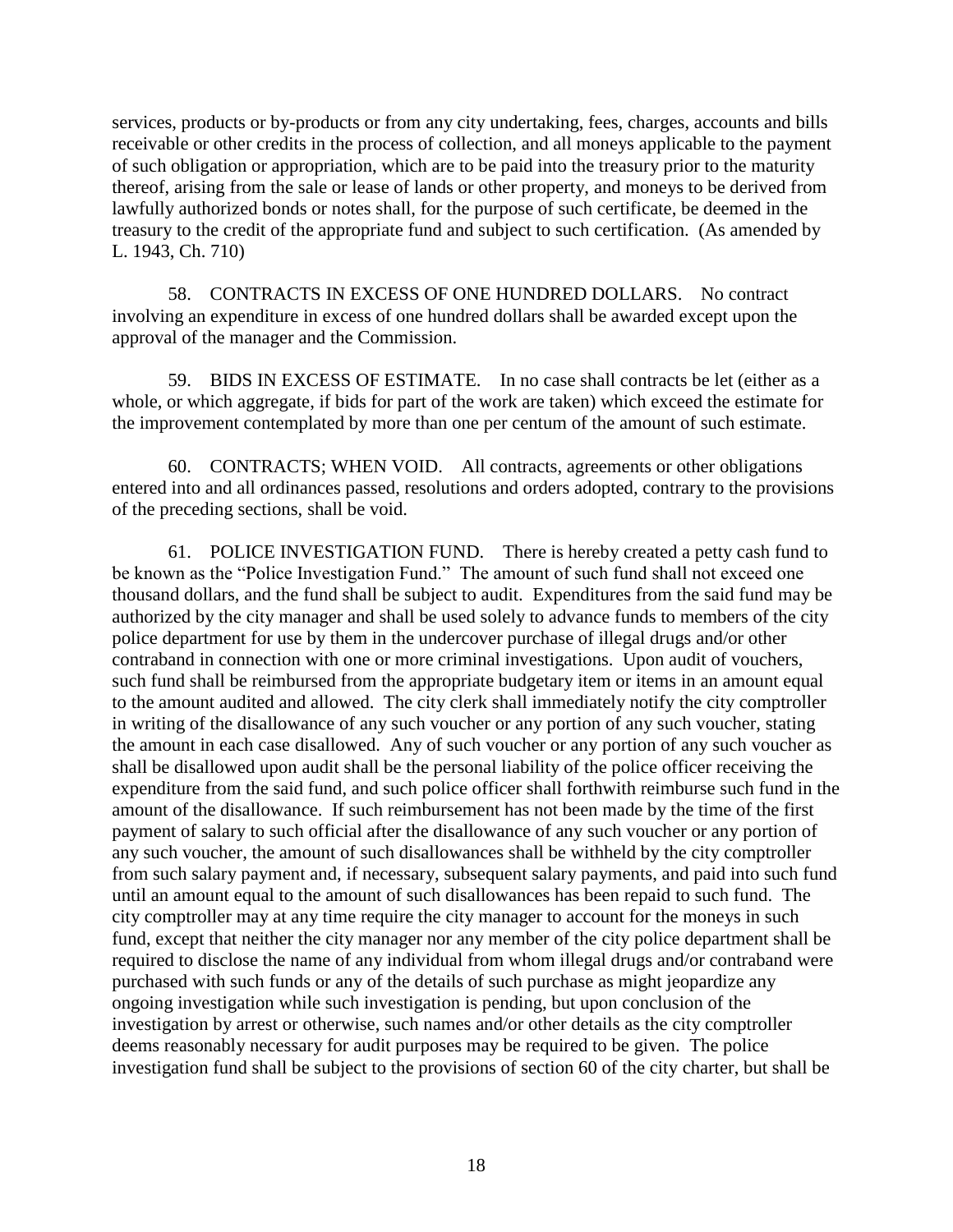services, products or by-products or from any city undertaking, fees, charges, accounts and bills receivable or other credits in the process of collection, and all moneys applicable to the payment of such obligation or appropriation, which are to be paid into the treasury prior to the maturity thereof, arising from the sale or lease of lands or other property, and moneys to be derived from lawfully authorized bonds or notes shall, for the purpose of such certificate, be deemed in the treasury to the credit of the appropriate fund and subject to such certification. (As amended by L. 1943, Ch. 710)

58. CONTRACTS IN EXCESS OF ONE HUNDRED DOLLARS. No contract involving an expenditure in excess of one hundred dollars shall be awarded except upon the approval of the manager and the Commission.

59. BIDS IN EXCESS OF ESTIMATE. In no case shall contracts be let (either as a whole, or which aggregate, if bids for part of the work are taken) which exceed the estimate for the improvement contemplated by more than one per centum of the amount of such estimate.

60. CONTRACTS; WHEN VOID. All contracts, agreements or other obligations entered into and all ordinances passed, resolutions and orders adopted, contrary to the provisions of the preceding sections, shall be void.

61. POLICE INVESTIGATION FUND. There is hereby created a petty cash fund to be known as the "Police Investigation Fund." The amount of such fund shall not exceed one thousand dollars, and the fund shall be subject to audit. Expenditures from the said fund may be authorized by the city manager and shall be used solely to advance funds to members of the city police department for use by them in the undercover purchase of illegal drugs and/or other contraband in connection with one or more criminal investigations. Upon audit of vouchers, such fund shall be reimbursed from the appropriate budgetary item or items in an amount equal to the amount audited and allowed. The city clerk shall immediately notify the city comptroller in writing of the disallowance of any such voucher or any portion of any such voucher, stating the amount in each case disallowed. Any of such voucher or any portion of any such voucher as shall be disallowed upon audit shall be the personal liability of the police officer receiving the expenditure from the said fund, and such police officer shall forthwith reimburse such fund in the amount of the disallowance. If such reimbursement has not been made by the time of the first payment of salary to such official after the disallowance of any such voucher or any portion of any such voucher, the amount of such disallowances shall be withheld by the city comptroller from such salary payment and, if necessary, subsequent salary payments, and paid into such fund until an amount equal to the amount of such disallowances has been repaid to such fund. The city comptroller may at any time require the city manager to account for the moneys in such fund, except that neither the city manager nor any member of the city police department shall be required to disclose the name of any individual from whom illegal drugs and/or contraband were purchased with such funds or any of the details of such purchase as might jeopardize any ongoing investigation while such investigation is pending, but upon conclusion of the investigation by arrest or otherwise, such names and/or other details as the city comptroller deems reasonably necessary for audit purposes may be required to be given. The police investigation fund shall be subject to the provisions of section 60 of the city charter, but shall be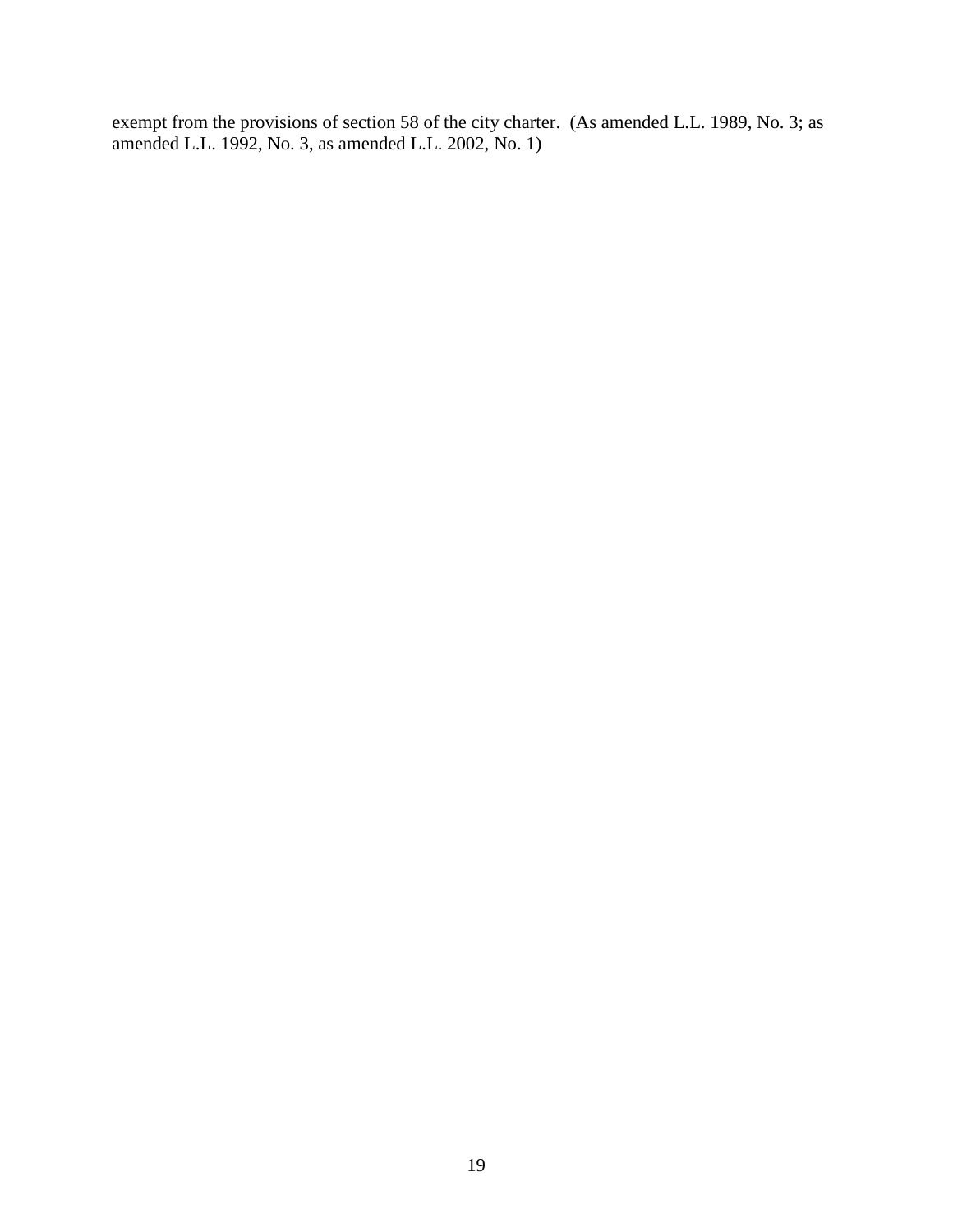exempt from the provisions of section 58 of the city charter. (As amended L.L. 1989, No. 3; as amended L.L. 1992, No. 3, as amended L.L. 2002, No. 1)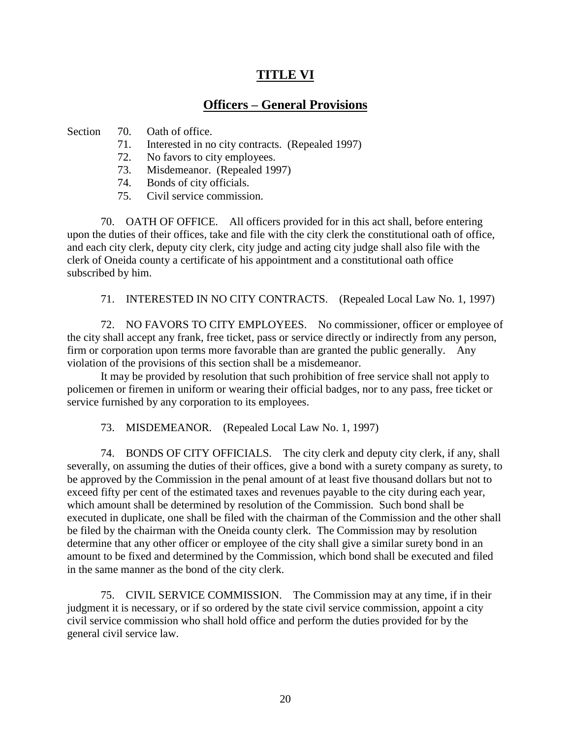# TITLE VI

## Officers – General Provisions

Section 70. Oath of office.
71. Interested in no city contracts. (Repealed 1997)
72. No favors to city employees.
73. Misdemeanor. (Repealed 1997)
74. Bonds of city officials.
75. Civil service commission.

70. OATH OF OFFICE. All officers provided for in this act shall, before entering upon the duties of their offices, take and file with the city clerk the constitutional oath of office, and each city clerk, deputy city clerk, city judge and acting city judge shall also file with the clerk of Oneida county a certificate of his appointment and a constitutional oath office subscribed by him.

71. INTERESTED IN NO CITY CONTRACTS. (Repealed Local Law No. 1, 1997)

72. NO FAVORS TO CITY EMPLOYEES. No commissioner, officer or employee of the city shall accept any frank, free ticket, pass or service directly or indirectly from any person, firm or corporation upon terms more favorable than are granted the public generally. Any violation of the provisions of this section shall be a misdemeanor.

It may be provided by resolution that such prohibition of free service shall not apply to policemen or firemen in uniform or wearing their official badges, nor to any pass, free ticket or service furnished by any corporation to its employees.

73. MISDEMEANOR. (Repealed Local Law No. 1, 1997)

74. BONDS OF CITY OFFICIALS. The city clerk and deputy city clerk, if any, shall severally, on assuming the duties of their offices, give a bond with a surety company as surety, to be approved by the Commission in the penal amount of at least five thousand dollars but not to exceed fifty per cent of the estimated taxes and revenues payable to the city during each year, which amount shall be determined by resolution of the Commission. Such bond shall be executed in duplicate, one shall be filed with the chairman of the Commission and the other shall be filed by the chairman with the Oneida county clerk. The Commission may by resolution determine that any other officer or employee of the city shall give a similar surety bond in an amount to be fixed and determined by the Commission, which bond shall be executed and filed in the same manner as the bond of the city clerk.

75. CIVIL SERVICE COMMISSION. The Commission may at any time, if in their judgment it is necessary, or if so ordered by the state civil service commission, appoint a city civil service commission who shall hold office and perform the duties provided for by the general civil service law.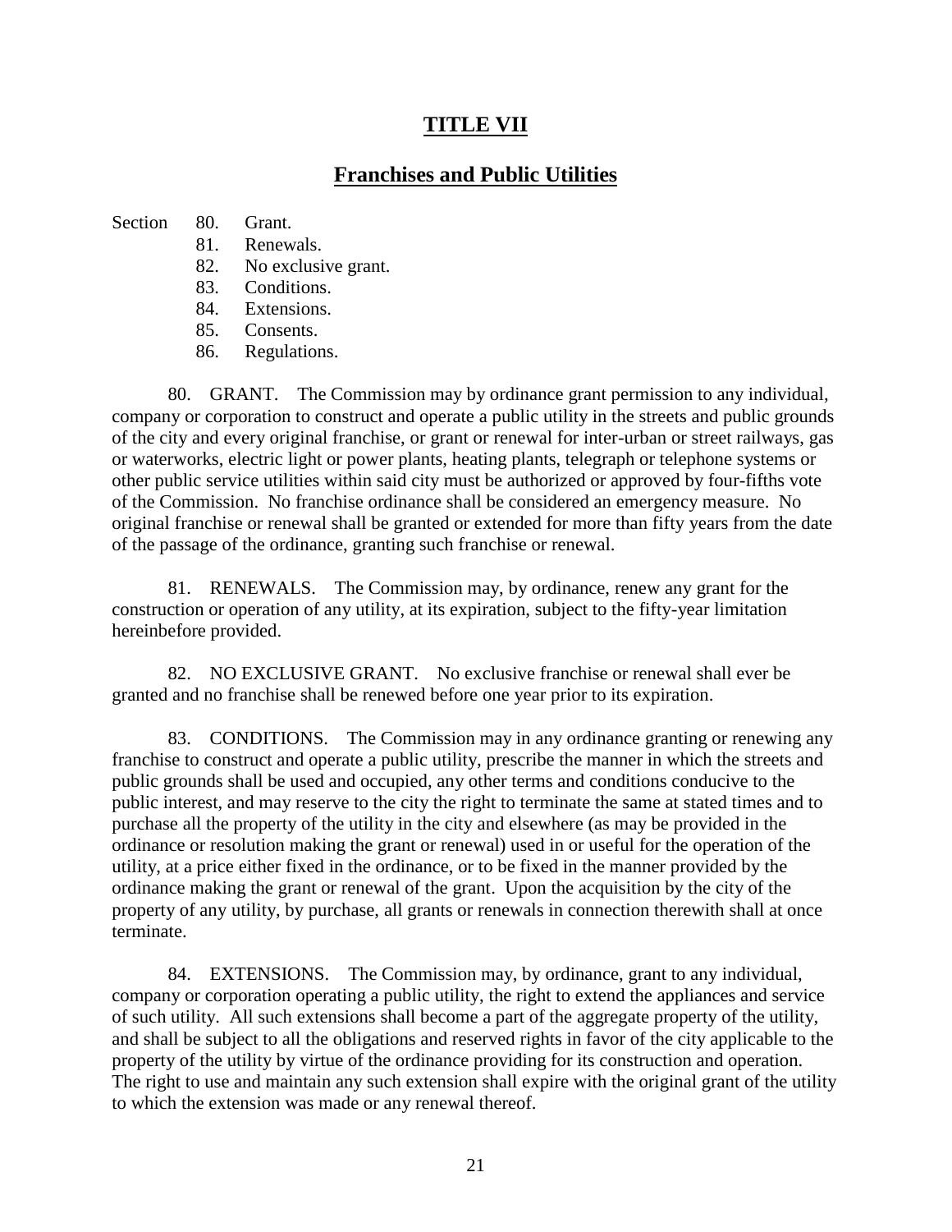# TITLE VII

## Franchises and Public Utilities

Section 80. Grant.
81. Renewals.
82. No exclusive grant.
83. Conditions.
84. Extensions.
85. Consents.
86. Regulations.

80. GRANT. The Commission may by ordinance grant permission to any individual, company or corporation to construct and operate a public utility in the streets and public grounds of the city and every original franchise, or grant or renewal for inter-urban or street railways, gas or waterworks, electric light or power plants, heating plants, telegraph or telephone systems or other public service utilities within said city must be authorized or approved by four-fifths vote of the Commission. No franchise ordinance shall be considered an emergency measure. No original franchise or renewal shall be granted or extended for more than fifty years from the date of the passage of the ordinance, granting such franchise or renewal.

81. RENEWALS. The Commission may, by ordinance, renew any grant for the construction or operation of any utility, at its expiration, subject to the fifty-year limitation hereinbefore provided.

82. NO EXCLUSIVE GRANT. No exclusive franchise or renewal shall ever be granted and no franchise shall be renewed before one year prior to its expiration.

83. CONDITIONS. The Commission may in any ordinance granting or renewing any franchise to construct and operate a public utility, prescribe the manner in which the streets and public grounds shall be used and occupied, any other terms and conditions conducive to the public interest, and may reserve to the city the right to terminate the same at stated times and to purchase all the property of the utility in the city and elsewhere (as may be provided in the ordinance or resolution making the grant or renewal) used in or useful for the operation of the utility, at a price either fixed in the ordinance, or to be fixed in the manner provided by the ordinance making the grant or renewal of the grant. Upon the acquisition by the city of the property of any utility, by purchase, all grants or renewals in connection therewith shall at once terminate.

84. EXTENSIONS. The Commission may, by ordinance, grant to any individual, company or corporation operating a public utility, the right to extend the appliances and service of such utility. All such extensions shall become a part of the aggregate property of the utility, and shall be subject to all the obligations and reserved rights in favor of the city applicable to the property of the utility by virtue of the ordinance providing for its construction and operation. The right to use and maintain any such extension shall expire with the original grant of the utility to which the extension was made or any renewal thereof.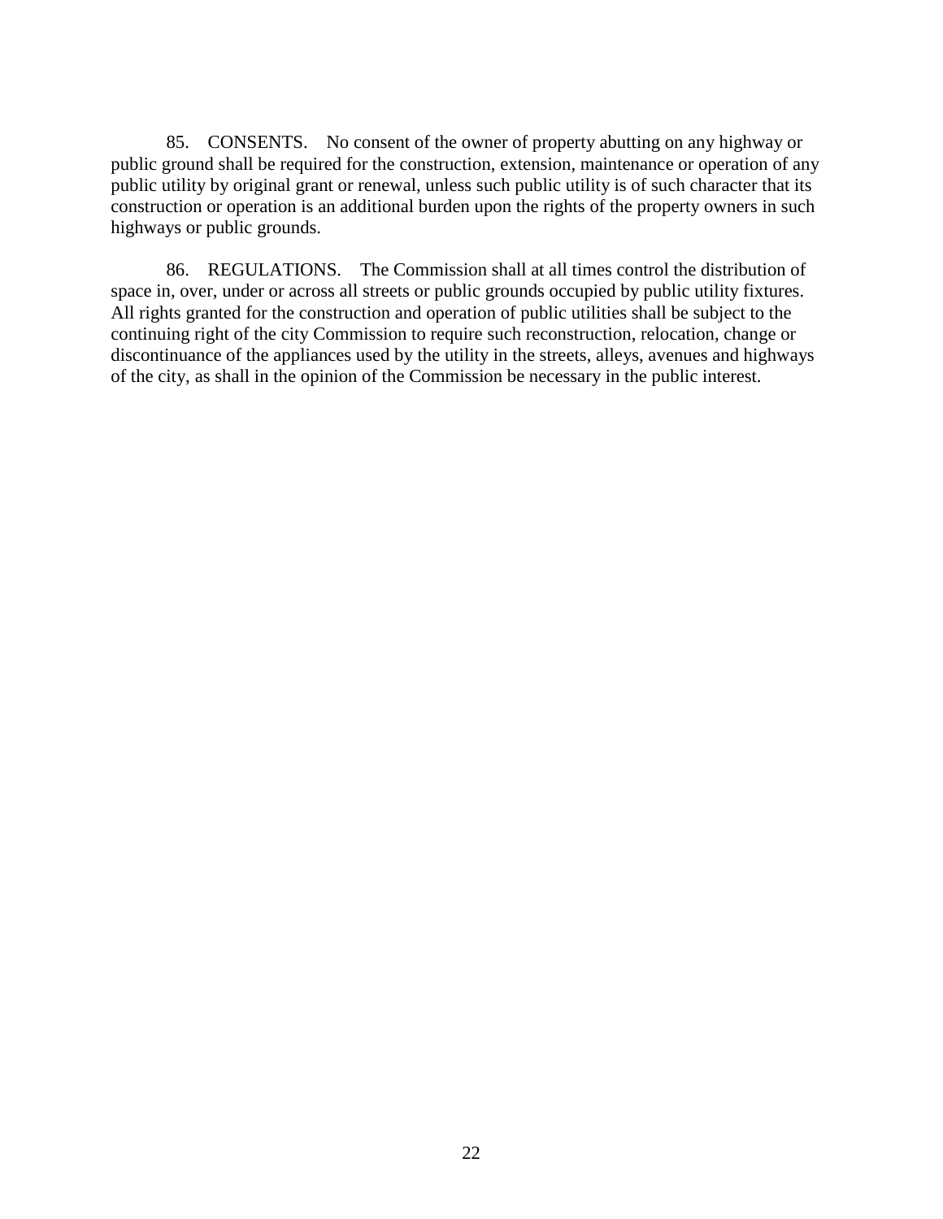85. CONSENTS. No consent of the owner of property abutting on any highway or public ground shall be required for the construction, extension, maintenance or operation of any public utility by original grant or renewal, unless such public utility is of such character that its construction or operation is an additional burden upon the rights of the property owners in such highways or public grounds.

86. REGULATIONS. The Commission shall at all times control the distribution of space in, over, under or across all streets or public grounds occupied by public utility fixtures. All rights granted for the construction and operation of public utilities shall be subject to the continuing right of the city Commission to require such reconstruction, relocation, change or discontinuance of the appliances used by the utility in the streets, alleys, avenues and highways of the city, as shall in the opinion of the Commission be necessary in the public interest.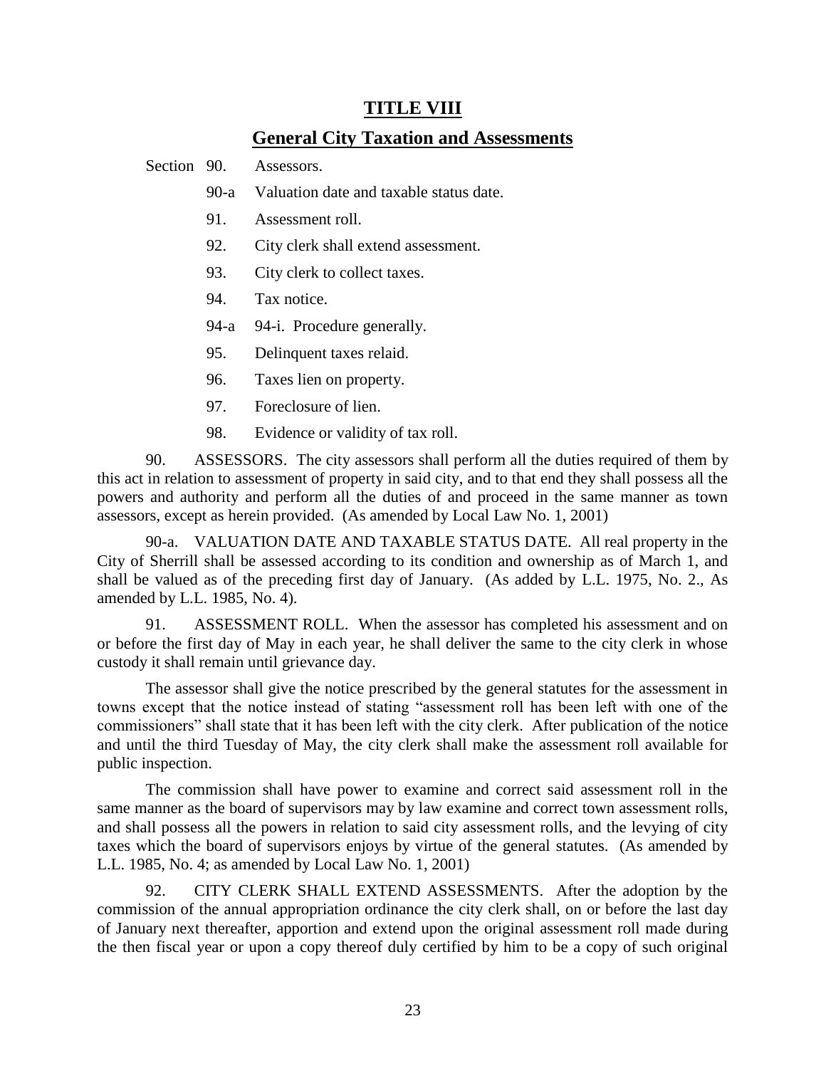# TITLE VIII

## General City Taxation and Assessments

Section 90. Assessors.

- 90-a Valuation date and taxable status date.
- 91. Assessment roll.
- 92. City clerk shall extend assessment.
- 93. City clerk to collect taxes.
- 94. Tax notice.
- 94-a 94-i. Procedure generally.
- 95. Delinquent taxes relaid.
- 96. Taxes lien on property.
- 97. Foreclosure of lien.
- 98. Evidence or validity of tax roll.

90. ASSESSORS. The city assessors shall perform all the duties required of them by this act in relation to assessment of property in said city, and to that end they shall possess all the powers and authority and perform all the duties of and proceed in the same manner as town assessors, except as herein provided. (As amended by Local Law No. 1, 2001)

90-a. VALUATION DATE AND TAXABLE STATUS DATE. All real property in the City of Sherrill shall be assessed according to its condition and ownership as of March 1, and shall be valued as of the preceding first day of January. (As added by L.L. 1975, No. 2., As amended by L.L. 1985, No. 4).

91. ASSESSMENT ROLL. When the assessor has completed his assessment and on or before the first day of May in each year, he shall deliver the same to the city clerk in whose custody it shall remain until grievance day.

The assessor shall give the notice prescribed by the general statutes for the assessment in towns except that the notice instead of stating "assessment roll has been left with one of the commissioners" shall state that it has been left with the city clerk. After publication of the notice and until the third Tuesday of May, the city clerk shall make the assessment roll available for public inspection.

The commission shall have power to examine and correct said assessment roll in the same manner as the board of supervisors may by law examine and correct town assessment rolls, and shall possess all the powers in relation to said city assessment rolls, and the levying of city taxes which the board of supervisors enjoys by virtue of the general statutes. (As amended by L.L. 1985, No. 4; as amended by Local Law No. 1, 2001)

92. CITY CLERK SHALL EXTEND ASSESSMENTS. After the adoption by the commission of the annual appropriation ordinance the city clerk shall, on or before the last day of January next thereafter, apportion and extend upon the original assessment roll made during the then fiscal year or upon a copy thereof duly certified by him to be a copy of such original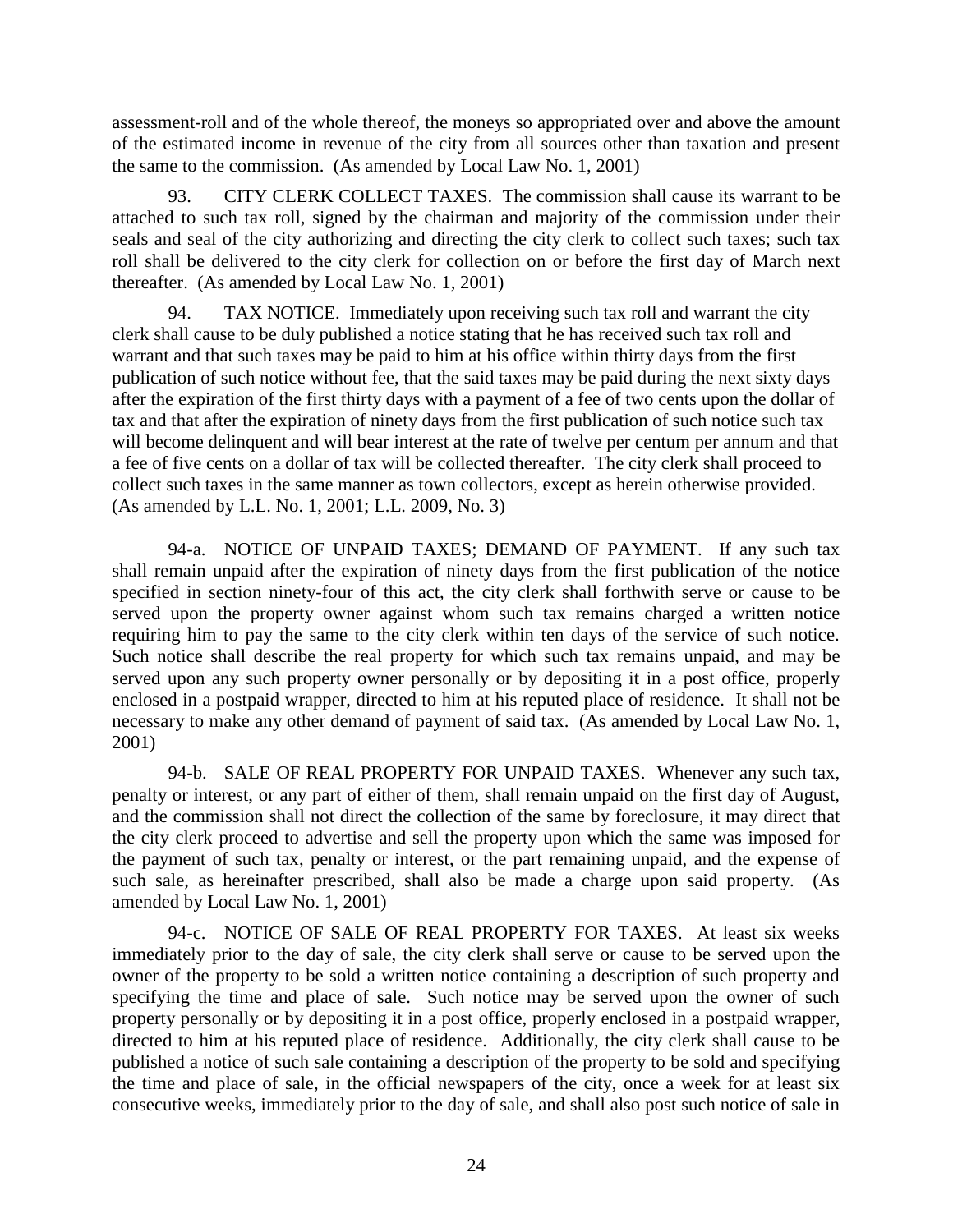assessment-roll and of the whole thereof, the moneys so appropriated over and above the amount of the estimated income in revenue of the city from all sources other than taxation and present the same to the commission. (As amended by Local Law No. 1, 2001)

93. CITY CLERK COLLECT TAXES. The commission shall cause its warrant to be attached to such tax roll, signed by the chairman and majority of the commission under their seals and seal of the city authorizing and directing the city clerk to collect such taxes; such tax roll shall be delivered to the city clerk for collection on or before the first day of March next thereafter. (As amended by Local Law No. 1, 2001)

94. TAX NOTICE. Immediately upon receiving such tax roll and warrant the city clerk shall cause to be duly published a notice stating that he has received such tax roll and warrant and that such taxes may be paid to him at his office within thirty days from the first publication of such notice without fee, that the said taxes may be paid during the next sixty days after the expiration of the first thirty days with a payment of a fee of two cents upon the dollar of tax and that after the expiration of ninety days from the first publication of such notice such tax will become delinquent and will bear interest at the rate of twelve per centum per annum and that a fee of five cents on a dollar of tax will be collected thereafter. The city clerk shall proceed to collect such taxes in the same manner as town collectors, except as herein otherwise provided. (As amended by L.L. No. 1, 2001; L.L. 2009, No. 3)

94-a. NOTICE OF UNPAID TAXES; DEMAND OF PAYMENT. If any such tax shall remain unpaid after the expiration of ninety days from the first publication of the notice specified in section ninety-four of this act, the city clerk shall forthwith serve or cause to be served upon the property owner against whom such tax remains charged a written notice requiring him to pay the same to the city clerk within ten days of the service of such notice. Such notice shall describe the real property for which such tax remains unpaid, and may be served upon any such property owner personally or by depositing it in a post office, properly enclosed in a postpaid wrapper, directed to him at his reputed place of residence. It shall not be necessary to make any other demand of payment of said tax. (As amended by Local Law No. 1, 2001)

94-b. SALE OF REAL PROPERTY FOR UNPAID TAXES. Whenever any such tax, penalty or interest, or any part of either of them, shall remain unpaid on the first day of August, and the commission shall not direct the collection of the same by foreclosure, it may direct that the city clerk proceed to advertise and sell the property upon which the same was imposed for the payment of such tax, penalty or interest, or the part remaining unpaid, and the expense of such sale, as hereinafter prescribed, shall also be made a charge upon said property. (As amended by Local Law No. 1, 2001)

94-c. NOTICE OF SALE OF REAL PROPERTY FOR TAXES. At least six weeks immediately prior to the day of sale, the city clerk shall serve or cause to be served upon the owner of the property to be sold a written notice containing a description of such property and specifying the time and place of sale. Such notice may be served upon the owner of such property personally or by depositing it in a post office, properly enclosed in a postpaid wrapper, directed to him at his reputed place of residence. Additionally, the city clerk shall cause to be published a notice of such sale containing a description of the property to be sold and specifying the time and place of sale, in the official newspapers of the city, once a week for at least six consecutive weeks, immediately prior to the day of sale, and shall also post such notice of sale in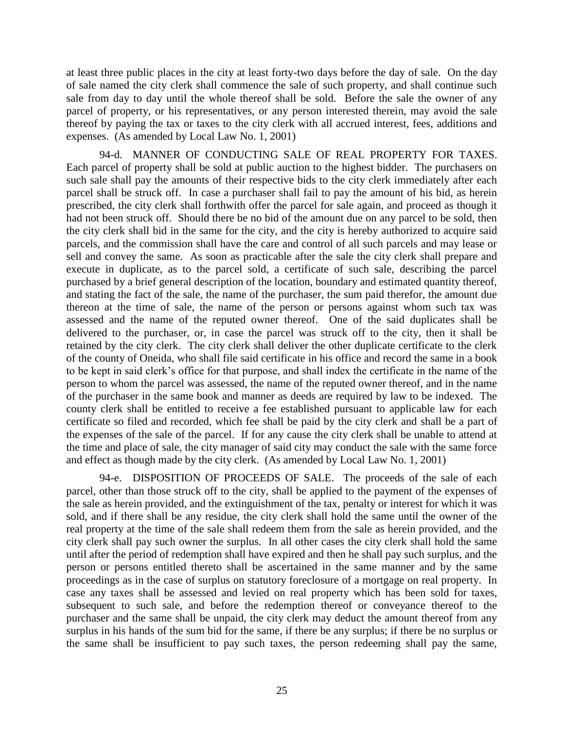at least three public places in the city at least forty-two days before the day of sale. On the day of sale named the city clerk shall commence the sale of such property, and shall continue such sale from day to day until the whole thereof shall be sold. Before the sale the owner of any parcel of property, or his representatives, or any person interested therein, may avoid the sale thereof by paying the tax or taxes to the city clerk with all accrued interest, fees, additions and expenses. (As amended by Local Law No. 1, 2001)

94-d. MANNER OF CONDUCTING SALE OF REAL PROPERTY FOR TAXES. Each parcel of property shall be sold at public auction to the highest bidder. The purchasers on such sale shall pay the amounts of their respective bids to the city clerk immediately after each parcel shall be struck off. In case a purchaser shall fail to pay the amount of his bid, as herein prescribed, the city clerk shall forthwith offer the parcel for sale again, and proceed as though it had not been struck off. Should there be no bid of the amount due on any parcel to be sold, then the city clerk shall bid in the same for the city, and the city is hereby authorized to acquire said parcels, and the commission shall have the care and control of all such parcels and may lease or sell and convey the same. As soon as practicable after the sale the city clerk shall prepare and execute in duplicate, as to the parcel sold, a certificate of such sale, describing the parcel purchased by a brief general description of the location, boundary and estimated quantity thereof, and stating the fact of the sale, the name of the purchaser, the sum paid therefor, the amount due thereon at the time of sale, the name of the person or persons against whom such tax was assessed and the name of the reputed owner thereof. One of the said duplicates shall be delivered to the purchaser, or, in case the parcel was struck off to the city, then it shall be retained by the city clerk. The city clerk shall deliver the other duplicate certificate to the clerk of the county of Oneida, who shall file said certificate in his office and record the same in a book to be kept in said clerk's office for that purpose, and shall index the certificate in the name of the person to whom the parcel was assessed, the name of the reputed owner thereof, and in the name of the purchaser in the same book and manner as deeds are required by law to be indexed. The county clerk shall be entitled to receive a fee established pursuant to applicable law for each certificate so filed and recorded, which fee shall be paid by the city clerk and shall be a part of the expenses of the sale of the parcel. If for any cause the city clerk shall be unable to attend at the time and place of sale, the city manager of said city may conduct the sale with the same force and effect as though made by the city clerk. (As amended by Local Law No. 1, 2001)

94-e. DISPOSITION OF PROCEEDS OF SALE. The proceeds of the sale of each parcel, other than those struck off to the city, shall be applied to the payment of the expenses of the sale as herein provided, and the extinguishment of the tax, penalty or interest for which it was sold, and if there shall be any residue, the city clerk shall hold the same until the owner of the real property at the time of the sale shall redeem them from the sale as herein provided, and the city clerk shall pay such owner the surplus. In all other cases the city clerk shall hold the same until after the period of redemption shall have expired and then he shall pay such surplus, and the person or persons entitled thereto shall be ascertained in the same manner and by the same proceedings as in the case of surplus on statutory foreclosure of a mortgage on real property. In case any taxes shall be assessed and levied on real property which has been sold for taxes, subsequent to such sale, and before the redemption thereof or conveyance thereof to the purchaser and the same shall be unpaid, the city clerk may deduct the amount thereof from any surplus in his hands of the sum bid for the same, if there be any surplus; if there be no surplus or the same shall be insufficient to pay such taxes, the person redeeming shall pay the same,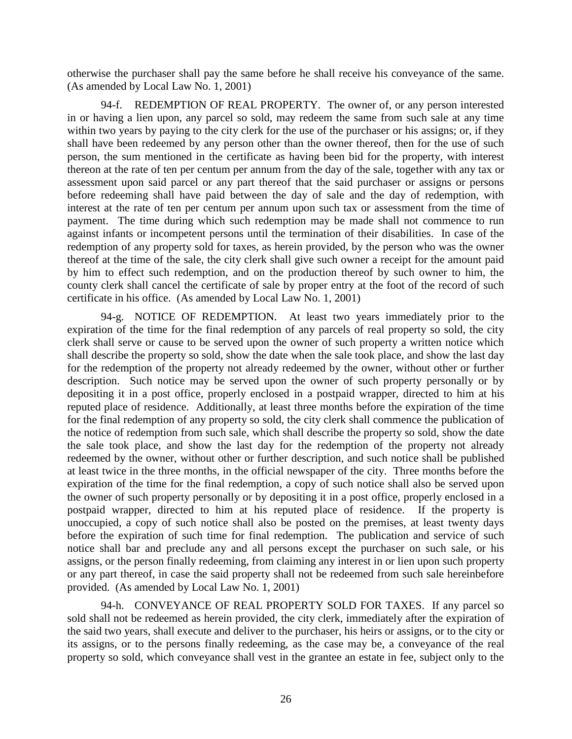otherwise the purchaser shall pay the same before he shall receive his conveyance of the same. (As amended by Local Law No. 1, 2001)

94-f. REDEMPTION OF REAL PROPERTY. The owner of, or any person interested in or having a lien upon, any parcel so sold, may redeem the same from such sale at any time within two years by paying to the city clerk for the use of the purchaser or his assigns; or, if they shall have been redeemed by any person other than the owner thereof, then for the use of such person, the sum mentioned in the certificate as having been bid for the property, with interest thereon at the rate of ten per centum per annum from the day of the sale, together with any tax or assessment upon said parcel or any part thereof that the said purchaser or assigns or persons before redeeming shall have paid between the day of sale and the day of redemption, with interest at the rate of ten per centum per annum upon such tax or assessment from the time of payment. The time during which such redemption may be made shall not commence to run against infants or incompetent persons until the termination of their disabilities. In case of the redemption of any property sold for taxes, as herein provided, by the person who was the owner thereof at the time of the sale, the city clerk shall give such owner a receipt for the amount paid by him to effect such redemption, and on the production thereof by such owner to him, the county clerk shall cancel the certificate of sale by proper entry at the foot of the record of such certificate in his office. (As amended by Local Law No. 1, 2001)

94-g. NOTICE OF REDEMPTION. At least two years immediately prior to the expiration of the time for the final redemption of any parcels of real property so sold, the city clerk shall serve or cause to be served upon the owner of such property a written notice which shall describe the property so sold, show the date when the sale took place, and show the last day for the redemption of the property not already redeemed by the owner, without other or further description. Such notice may be served upon the owner of such property personally or by depositing it in a post office, properly enclosed in a postpaid wrapper, directed to him at his reputed place of residence. Additionally, at least three months before the expiration of the time for the final redemption of any property so sold, the city clerk shall commence the publication of the notice of redemption from such sale, which shall describe the property so sold, show the date the sale took place, and show the last day for the redemption of the property not already redeemed by the owner, without other or further description, and such notice shall be published at least twice in the three months, in the official newspaper of the city. Three months before the expiration of the time for the final redemption, a copy of such notice shall also be served upon the owner of such property personally or by depositing it in a post office, properly enclosed in a postpaid wrapper, directed to him at his reputed place of residence. If the property is unoccupied, a copy of such notice shall also be posted on the premises, at least twenty days before the expiration of such time for final redemption. The publication and service of such notice shall bar and preclude any and all persons except the purchaser on such sale, or his assigns, or the person finally redeeming, from claiming any interest in or lien upon such property or any part thereof, in case the said property shall not be redeemed from such sale hereinbefore provided. (As amended by Local Law No. 1, 2001)

94-h. CONVEYANCE OF REAL PROPERTY SOLD FOR TAXES. If any parcel so sold shall not be redeemed as herein provided, the city clerk, immediately after the expiration of the said two years, shall execute and deliver to the purchaser, his heirs or assigns, or to the city or its assigns, or to the persons finally redeeming, as the case may be, a conveyance of the real property so sold, which conveyance shall vest in the grantee an estate in fee, subject only to the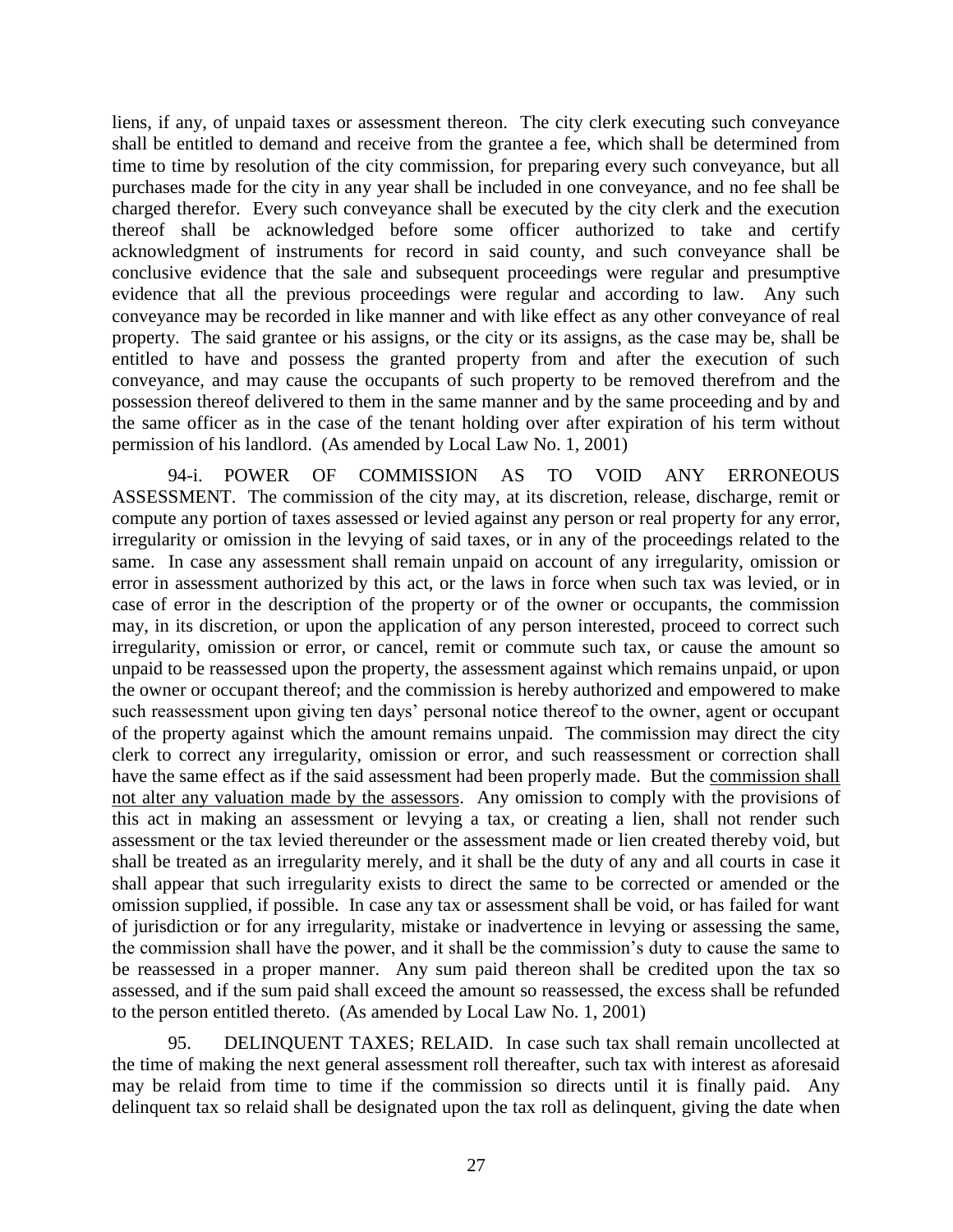liens, if any, of unpaid taxes or assessment thereon. The city clerk executing such conveyance shall be entitled to demand and receive from the grantee a fee, which shall be determined from time to time by resolution of the city commission, for preparing every such conveyance, but all purchases made for the city in any year shall be included in one conveyance, and no fee shall be charged therefor. Every such conveyance shall be executed by the city clerk and the execution thereof shall be acknowledged before some officer authorized to take and certify acknowledgment of instruments for record in said county, and such conveyance shall be conclusive evidence that the sale and subsequent proceedings were regular and presumptive evidence that all the previous proceedings were regular and according to law. Any such conveyance may be recorded in like manner and with like effect as any other conveyance of real property. The said grantee or his assigns, or the city or its assigns, as the case may be, shall be entitled to have and possess the granted property from and after the execution of such conveyance, and may cause the occupants of such property to be removed therefrom and the possession thereof delivered to them in the same manner and by the same proceeding and by and the same officer as in the case of the tenant holding over after expiration of his term without permission of his landlord. (As amended by Local Law No. 1, 2001)

94-i. POWER OF COMMISSION AS TO VOID ANY ERRONEOUS ASSESSMENT. The commission of the city may, at its discretion, release, discharge, remit or compute any portion of taxes assessed or levied against any person or real property for any error, irregularity or omission in the levying of said taxes, or in any of the proceedings related to the same. In case any assessment shall remain unpaid on account of any irregularity, omission or error in assessment authorized by this act, or the laws in force when such tax was levied, or in case of error in the description of the property or of the owner or occupants, the commission may, in its discretion, or upon the application of any person interested, proceed to correct such irregularity, omission or error, or cancel, remit or commute such tax, or cause the amount so unpaid to be reassessed upon the property, the assessment against which remains unpaid, or upon the owner or occupant thereof; and the commission is hereby authorized and empowered to make such reassessment upon giving ten days' personal notice thereof to the owner, agent or occupant of the property against which the amount remains unpaid. The commission may direct the city clerk to correct any irregularity, omission or error, and such reassessment or correction shall have the same effect as if the said assessment had been properly made. But the <u>commission shall not alter any valuation made by the assessors</u>. Any omission to comply with the provisions of this act in making an assessment or levying a tax, or creating a lien, shall not render such assessment or the tax levied thereunder or the assessment made or lien created thereby void, but shall be treated as an irregularity merely, and it shall be the duty of any and all courts in case it shall appear that such irregularity exists to direct the same to be corrected or amended or the omission supplied, if possible. In case any tax or assessment shall be void, or has failed for want of jurisdiction or for any irregularity, mistake or inadvertence in levying or assessing the same, the commission shall have the power, and it shall be the commission's duty to cause the same to be reassessed in a proper manner. Any sum paid thereon shall be credited upon the tax so assessed, and if the sum paid shall exceed the amount so reassessed, the excess shall be refunded to the person entitled thereto. (As amended by Local Law No. 1, 2001)

95. DELINQUENT TAXES; RELAID. In case such tax shall remain uncollected at the time of making the next general assessment roll thereafter, such tax with interest as aforesaid may be relaid from time to time if the commission so directs until it is finally paid. Any delinquent tax so relaid shall be designated upon the tax roll as delinquent, giving the date when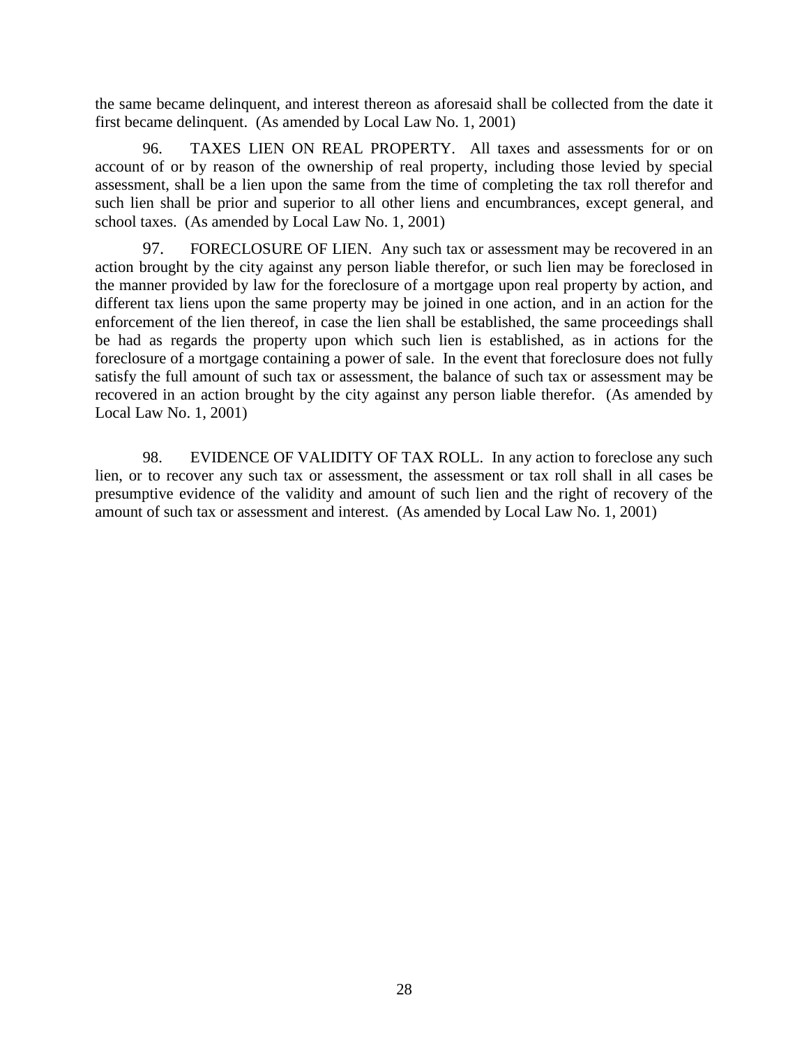the same became delinquent, and interest thereon as aforesaid shall be collected from the date it first became delinquent. (As amended by Local Law No. 1, 2001)

96. TAXES LIEN ON REAL PROPERTY. All taxes and assessments for or on account of or by reason of the ownership of real property, including those levied by special assessment, shall be a lien upon the same from the time of completing the tax roll therefor and such lien shall be prior and superior to all other liens and encumbrances, except general, and school taxes. (As amended by Local Law No. 1, 2001)

97. FORECLOSURE OF LIEN. Any such tax or assessment may be recovered in an action brought by the city against any person liable therefor, or such lien may be foreclosed in the manner provided by law for the foreclosure of a mortgage upon real property by action, and different tax liens upon the same property may be joined in one action, and in an action for the enforcement of the lien thereof, in case the lien shall be established, the same proceedings shall be had as regards the property upon which such lien is established, as in actions for the foreclosure of a mortgage containing a power of sale. In the event that foreclosure does not fully satisfy the full amount of such tax or assessment, the balance of such tax or assessment may be recovered in an action brought by the city against any person liable therefor. (As amended by Local Law No. 1, 2001)

98. EVIDENCE OF VALIDITY OF TAX ROLL. In any action to foreclose any such lien, or to recover any such tax or assessment, the assessment or tax roll shall in all cases be presumptive evidence of the validity and amount of such lien and the right of recovery of the amount of such tax or assessment and interest. (As amended by Local Law No. 1, 2001)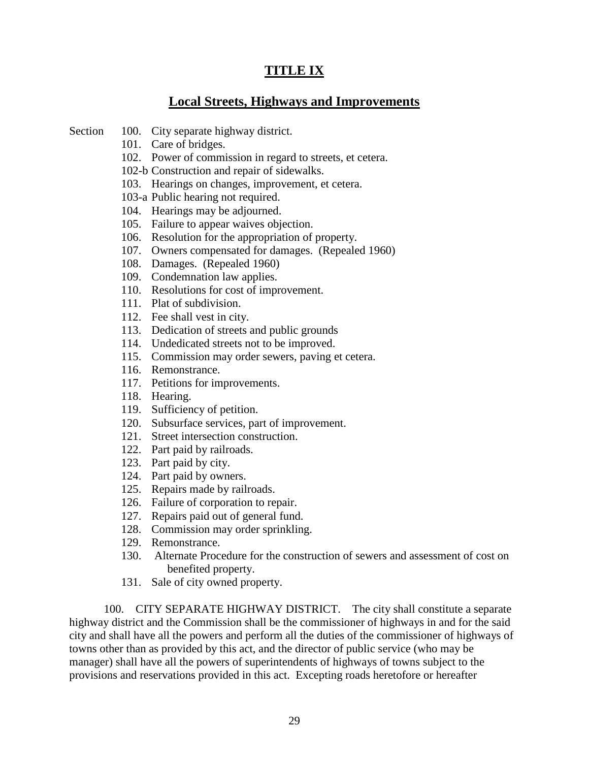# TITLE IX

## Local Streets, Highways and Improvements

Section 100. City separate highway district.
- 101. Care of bridges.
- 102. Power of commission in regard to streets, et cetera.
- 102-b Construction and repair of sidewalks.
- 103. Hearings on changes, improvement, et cetera.
- 103-a Public hearing not required.
- 104. Hearings may be adjourned.
- 105. Failure to appear waives objection.
- 106. Resolution for the appropriation of property.
- 107. Owners compensated for damages. (Repealed 1960)
- 108. Damages. (Repealed 1960)
- 109. Condemnation law applies.
- 110. Resolutions for cost of improvement.
- 111. Plat of subdivision.
- 112. Fee shall vest in city.
- 113. Dedication of streets and public grounds
- 114. Undedicated streets not to be improved.
- 115. Commission may order sewers, paving et cetera.
- 116. Remonstrance.
- 117. Petitions for improvements.
- 118. Hearing.
- 119. Sufficiency of petition.
- 120. Subsurface services, part of improvement.
- 121. Street intersection construction.
- 122. Part paid by railroads.
- 123. Part paid by city.
- 124. Part paid by owners.
- 125. Repairs made by railroads.
- 126. Failure of corporation to repair.
- 127. Repairs paid out of general fund.
- 128. Commission may order sprinkling.
- 129. Remonstrance.
- 130. Alternate Procedure for the construction of sewers and assessment of cost on benefited property.
- 131. Sale of city owned property.

100. CITY SEPARATE HIGHWAY DISTRICT. The city shall constitute a separate highway district and the Commission shall be the commissioner of highways in and for the said city and shall have all the powers and perform all the duties of the commissioner of highways of towns other than as provided by this act, and the director of public service (who may be manager) shall have all the powers of superintendents of highways of towns subject to the provisions and reservations provided in this act. Excepting roads heretofore or hereafter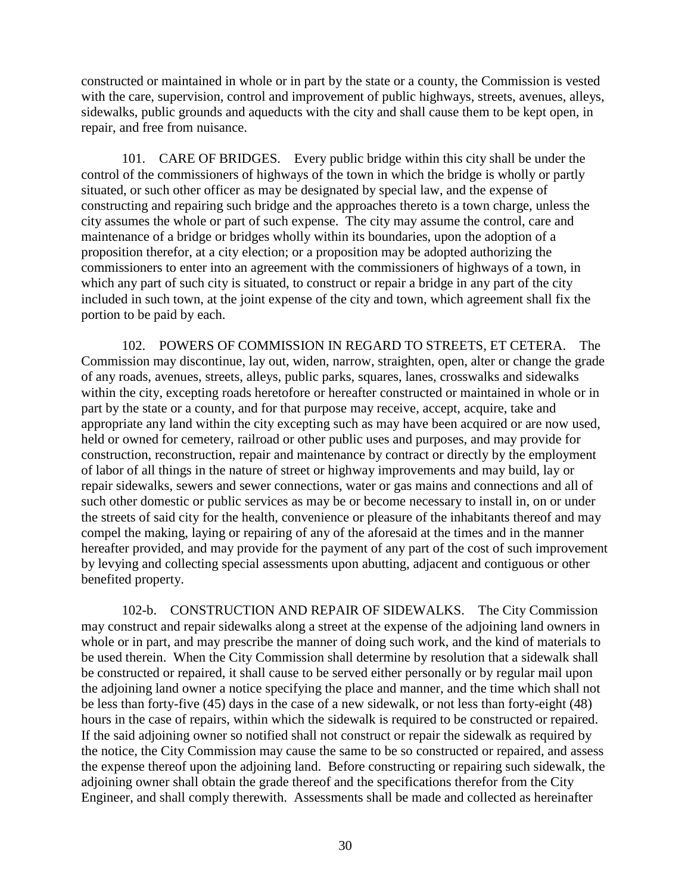constructed or maintained in whole or in part by the state or a county, the Commission is vested with the care, supervision, control and improvement of public highways, streets, avenues, alleys, sidewalks, public grounds and aqueducts with the city and shall cause them to be kept open, in repair, and free from nuisance.

101. CARE OF BRIDGES. Every public bridge within this city shall be under the control of the commissioners of highways of the town in which the bridge is wholly or partly situated, or such other officer as may be designated by special law, and the expense of constructing and repairing such bridge and the approaches thereto is a town charge, unless the city assumes the whole or part of such expense. The city may assume the control, care and maintenance of a bridge or bridges wholly within its boundaries, upon the adoption of a proposition therefor, at a city election; or a proposition may be adopted authorizing the commissioners to enter into an agreement with the commissioners of highways of a town, in which any part of such city is situated, to construct or repair a bridge in any part of the city included in such town, at the joint expense of the city and town, which agreement shall fix the portion to be paid by each.

102. POWERS OF COMMISSION IN REGARD TO STREETS, ET CETERA. The Commission may discontinue, lay out, widen, narrow, straighten, open, alter or change the grade of any roads, avenues, streets, alleys, public parks, squares, lanes, crosswalks and sidewalks within the city, excepting roads heretofore or hereafter constructed or maintained in whole or in part by the state or a county, and for that purpose may receive, accept, acquire, take and appropriate any land within the city excepting such as may have been acquired or are now used, held or owned for cemetery, railroad or other public uses and purposes, and may provide for construction, reconstruction, repair and maintenance by contract or directly by the employment of labor of all things in the nature of street or highway improvements and may build, lay or repair sidewalks, sewers and sewer connections, water or gas mains and connections and all of such other domestic or public services as may be or become necessary to install in, on or under the streets of said city for the health, convenience or pleasure of the inhabitants thereof and may compel the making, laying or repairing of any of the aforesaid at the times and in the manner hereafter provided, and may provide for the payment of any part of the cost of such improvement by levying and collecting special assessments upon abutting, adjacent and contiguous or other benefited property.

102-b. CONSTRUCTION AND REPAIR OF SIDEWALKS. The City Commission may construct and repair sidewalks along a street at the expense of the adjoining land owners in whole or in part, and may prescribe the manner of doing such work, and the kind of materials to be used therein. When the City Commission shall determine by resolution that a sidewalk shall be constructed or repaired, it shall cause to be served either personally or by regular mail upon the adjoining land owner a notice specifying the place and manner, and the time which shall not be less than forty-five (45) days in the case of a new sidewalk, or not less than forty-eight (48) hours in the case of repairs, within which the sidewalk is required to be constructed or repaired. If the said adjoining owner so notified shall not construct or repair the sidewalk as required by the notice, the City Commission may cause the same to be so constructed or repaired, and assess the expense thereof upon the adjoining land. Before constructing or repairing such sidewalk, the adjoining owner shall obtain the grade thereof and the specifications therefor from the City Engineer, and shall comply therewith. Assessments shall be made and collected as hereinafter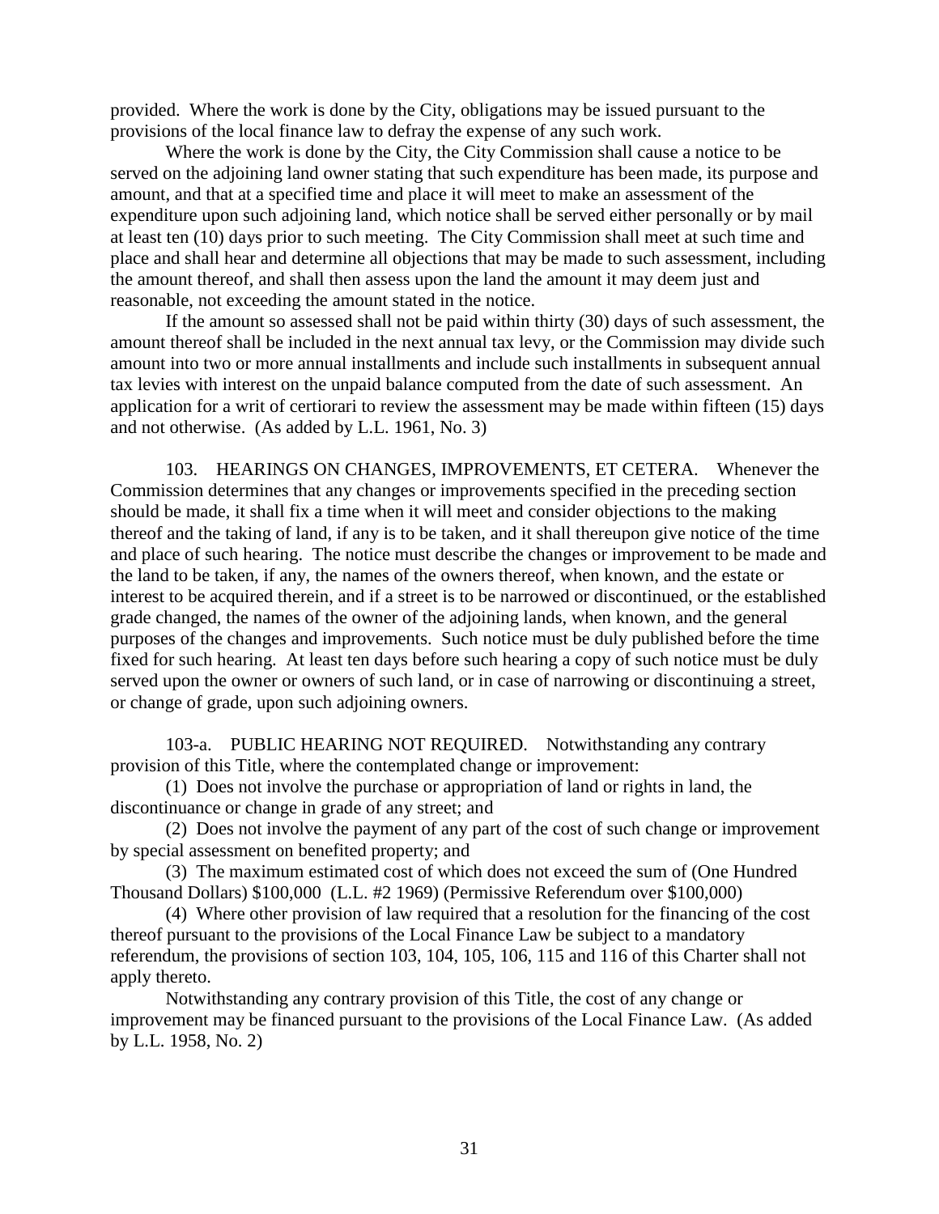provided. Where the work is done by the City, obligations may be issued pursuant to the provisions of the local finance law to defray the expense of any such work.

Where the work is done by the City, the City Commission shall cause a notice to be served on the adjoining land owner stating that such expenditure has been made, its purpose and amount, and that at a specified time and place it will meet to make an assessment of the expenditure upon such adjoining land, which notice shall be served either personally or by mail at least ten (10) days prior to such meeting. The City Commission shall meet at such time and place and shall hear and determine all objections that may be made to such assessment, including the amount thereof, and shall then assess upon the land the amount it may deem just and reasonable, not exceeding the amount stated in the notice.

If the amount so assessed shall not be paid within thirty (30) days of such assessment, the amount thereof shall be included in the next annual tax levy, or the Commission may divide such amount into two or more annual installments and include such installments in subsequent annual tax levies with interest on the unpaid balance computed from the date of such assessment. An application for a writ of certiorari to review the assessment may be made within fifteen (15) days and not otherwise. (As added by L.L. 1961, No. 3)

103. HEARINGS ON CHANGES, IMPROVEMENTS, ET CETERA. Whenever the Commission determines that any changes or improvements specified in the preceding section should be made, it shall fix a time when it will meet and consider objections to the making thereof and the taking of land, if any is to be taken, and it shall thereupon give notice of the time and place of such hearing. The notice must describe the changes or improvement to be made and the land to be taken, if any, the names of the owners thereof, when known, and the estate or interest to be acquired therein, and if a street is to be narrowed or discontinued, or the established grade changed, the names of the owner of the adjoining lands, when known, and the general purposes of the changes and improvements. Such notice must be duly published before the time fixed for such hearing. At least ten days before such hearing a copy of such notice must be duly served upon the owner or owners of such land, or in case of narrowing or discontinuing a street, or change of grade, upon such adjoining owners.

103-a. PUBLIC HEARING NOT REQUIRED. Notwithstanding any contrary provision of this Title, where the contemplated change or improvement:

(1) Does not involve the purchase or appropriation of land or rights in land, the discontinuance or change in grade of any street; and

(2) Does not involve the payment of any part of the cost of such change or improvement by special assessment on benefited property; and

(3) The maximum estimated cost of which does not exceed the sum of (One Hundred Thousand Dollars) $100,000 (L.L. #2 1969) (Permissive Referendum over $100,000)

(4) Where other provision of law required that a resolution for the financing of the cost thereof pursuant to the provisions of the Local Finance Law be subject to a mandatory referendum, the provisions of section 103, 104, 105, 106, 115 and 116 of this Charter shall not apply thereto.

Notwithstanding any contrary provision of this Title, the cost of any change or improvement may be financed pursuant to the provisions of the Local Finance Law. (As added by L.L. 1958, No. 2)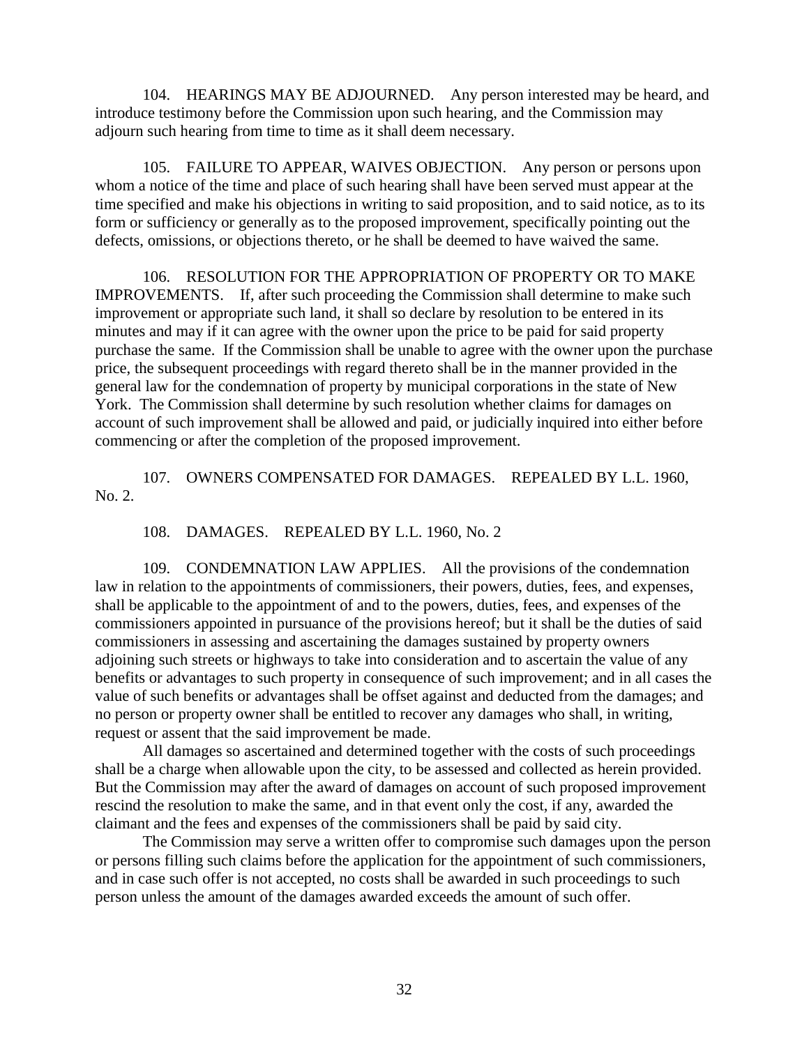104. HEARINGS MAY BE ADJOURNED. Any person interested may be heard, and introduce testimony before the Commission upon such hearing, and the Commission may adjourn such hearing from time to time as it shall deem necessary.

105. FAILURE TO APPEAR, WAIVES OBJECTION. Any person or persons upon whom a notice of the time and place of such hearing shall have been served must appear at the time specified and make his objections in writing to said proposition, and to said notice, as to its form or sufficiency or generally as to the proposed improvement, specifically pointing out the defects, omissions, or objections thereto, or he shall be deemed to have waived the same.

106. RESOLUTION FOR THE APPROPRIATION OF PROPERTY OR TO MAKE IMPROVEMENTS. If, after such proceeding the Commission shall determine to make such improvement or appropriate such land, it shall so declare by resolution to be entered in its minutes and may if it can agree with the owner upon the price to be paid for said property purchase the same. If the Commission shall be unable to agree with the owner upon the purchase price, the subsequent proceedings with regard thereto shall be in the manner provided in the general law for the condemnation of property by municipal corporations in the state of New York. The Commission shall determine by such resolution whether claims for damages on account of such improvement shall be allowed and paid, or judicially inquired into either before commencing or after the completion of the proposed improvement.

107. OWNERS COMPENSATED FOR DAMAGES. REPEALED BY L.L. 1960, No. 2.

108. DAMAGES. REPEALED BY L.L. 1960, No. 2

109. CONDEMNATION LAW APPLIES. All the provisions of the condemnation law in relation to the appointments of commissioners, their powers, duties, fees, and expenses, shall be applicable to the appointment of and to the powers, duties, fees, and expenses of the commissioners appointed in pursuance of the provisions hereof; but it shall be the duties of said commissioners in assessing and ascertaining the damages sustained by property owners adjoining such streets or highways to take into consideration and to ascertain the value of any benefits or advantages to such property in consequence of such improvement; and in all cases the value of such benefits or advantages shall be offset against and deducted from the damages; and no person or property owner shall be entitled to recover any damages who shall, in writing, request or assent that the said improvement be made.

All damages so ascertained and determined together with the costs of such proceedings shall be a charge when allowable upon the city, to be assessed and collected as herein provided. But the Commission may after the award of damages on account of such proposed improvement rescind the resolution to make the same, and in that event only the cost, if any, awarded the claimant and the fees and expenses of the commissioners shall be paid by said city.

The Commission may serve a written offer to compromise such damages upon the person or persons filling such claims before the application for the appointment of such commissioners, and in case such offer is not accepted, no costs shall be awarded in such proceedings to such person unless the amount of the damages awarded exceeds the amount of such offer.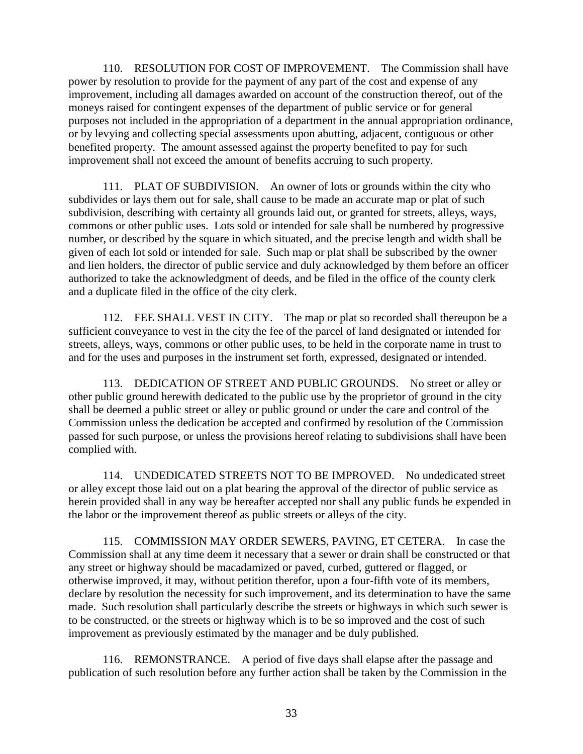110. RESOLUTION FOR COST OF IMPROVEMENT. The Commission shall have power by resolution to provide for the payment of any part of the cost and expense of any improvement, including all damages awarded on account of the construction thereof, out of the moneys raised for contingent expenses of the department of public service or for general purposes not included in the appropriation of a department in the annual appropriation ordinance, or by levying and collecting special assessments upon abutting, adjacent, contiguous or other benefited property. The amount assessed against the property benefited to pay for such improvement shall not exceed the amount of benefits accruing to such property.

111. PLAT OF SUBDIVISION. An owner of lots or grounds within the city who subdivides or lays them out for sale, shall cause to be made an accurate map or plat of such subdivision, describing with certainty all grounds laid out, or granted for streets, alleys, ways, commons or other public uses. Lots sold or intended for sale shall be numbered by progressive number, or described by the square in which situated, and the precise length and width shall be given of each lot sold or intended for sale. Such map or plat shall be subscribed by the owner and lien holders, the director of public service and duly acknowledged by them before an officer authorized to take the acknowledgment of deeds, and be filed in the office of the county clerk and a duplicate filed in the office of the city clerk.

112. FEE SHALL VEST IN CITY. The map or plat so recorded shall thereupon be a sufficient conveyance to vest in the city the fee of the parcel of land designated or intended for streets, alleys, ways, commons or other public uses, to be held in the corporate name in trust to and for the uses and purposes in the instrument set forth, expressed, designated or intended.

113. DEDICATION OF STREET AND PUBLIC GROUNDS. No street or alley or other public ground herewith dedicated to the public use by the proprietor of ground in the city shall be deemed a public street or alley or public ground or under the care and control of the Commission unless the dedication be accepted and confirmed by resolution of the Commission passed for such purpose, or unless the provisions hereof relating to subdivisions shall have been complied with.

114. UNDEDICATED STREETS NOT TO BE IMPROVED. No undedicated street or alley except those laid out on a plat bearing the approval of the director of public service as herein provided shall in any way be hereafter accepted nor shall any public funds be expended in the labor or the improvement thereof as public streets or alleys of the city.

115. COMMISSION MAY ORDER SEWERS, PAVING, ET CETERA. In case the Commission shall at any time deem it necessary that a sewer or drain shall be constructed or that any street or highway should be macadamized or paved, curbed, guttered or flagged, or otherwise improved, it may, without petition therefor, upon a four-fifth vote of its members, declare by resolution the necessity for such improvement, and its determination to have the same made. Such resolution shall particularly describe the streets or highways in which such sewer is to be constructed, or the streets or highway which is to be so improved and the cost of such improvement as previously estimated by the manager and be duly published.

116. REMONSTRANCE. A period of five days shall elapse after the passage and publication of such resolution before any further action shall be taken by the Commission in the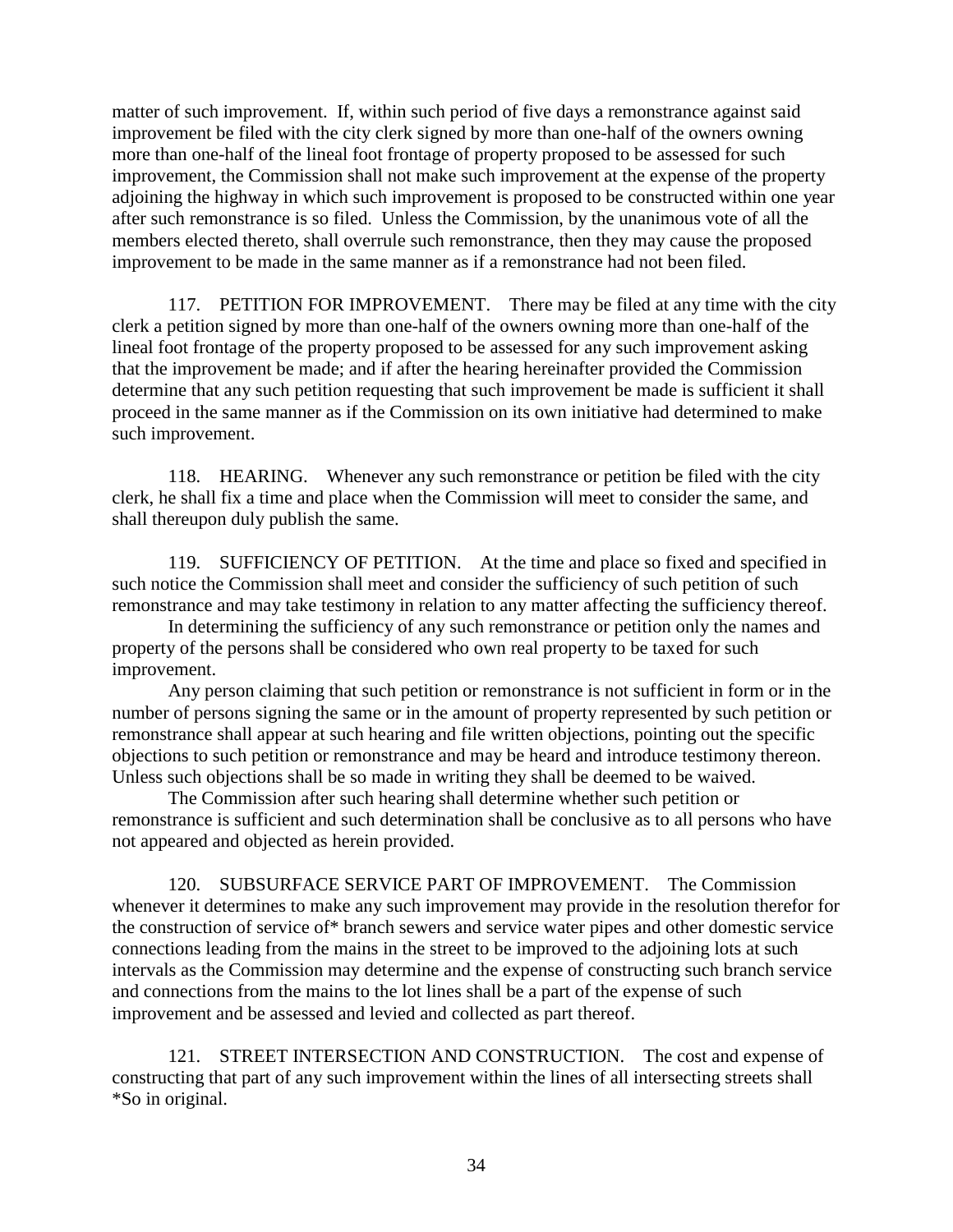matter of such improvement. If, within such period of five days a remonstrance against said improvement be filed with the city clerk signed by more than one-half of the owners owning more than one-half of the lineal foot frontage of property proposed to be assessed for such improvement, the Commission shall not make such improvement at the expense of the property adjoining the highway in which such improvement is proposed to be constructed within one year after such remonstrance is so filed. Unless the Commission, by the unanimous vote of all the members elected thereto, shall overrule such remonstrance, then they may cause the proposed improvement to be made in the same manner as if a remonstrance had not been filed.

117. PETITION FOR IMPROVEMENT. There may be filed at any time with the city clerk a petition signed by more than one-half of the owners owning more than one-half of the lineal foot frontage of the property proposed to be assessed for any such improvement asking that the improvement be made; and if after the hearing hereinafter provided the Commission determine that any such petition requesting that such improvement be made is sufficient it shall proceed in the same manner as if the Commission on its own initiative had determined to make such improvement.

118. HEARING. Whenever any such remonstrance or petition be filed with the city clerk, he shall fix a time and place when the Commission will meet to consider the same, and shall thereupon duly publish the same.

119. SUFFICIENCY OF PETITION. At the time and place so fixed and specified in such notice the Commission shall meet and consider the sufficiency of such petition of such remonstrance and may take testimony in relation to any matter affecting the sufficiency thereof.

In determining the sufficiency of any such remonstrance or petition only the names and property of the persons shall be considered who own real property to be taxed for such improvement.

Any person claiming that such petition or remonstrance is not sufficient in form or in the number of persons signing the same or in the amount of property represented by such petition or remonstrance shall appear at such hearing and file written objections, pointing out the specific objections to such petition or remonstrance and may be heard and introduce testimony thereon. Unless such objections shall be so made in writing they shall be deemed to be waived.

The Commission after such hearing shall determine whether such petition or remonstrance is sufficient and such determination shall be conclusive as to all persons who have not appeared and objected as herein provided.

120. SUBSURFACE SERVICE PART OF IMPROVEMENT. The Commission whenever it determines to make any such improvement may provide in the resolution therefor for the construction of service of* branch sewers and service water pipes and other domestic service connections leading from the mains in the street to be improved to the adjoining lots at such intervals as the Commission may determine and the expense of constructing such branch service and connections from the mains to the lot lines shall be a part of the expense of such improvement and be assessed and levied and collected as part thereof.

121. STREET INTERSECTION AND CONSTRUCTION. The cost and expense of constructing that part of any such improvement within the lines of all intersecting streets shall

*So in original.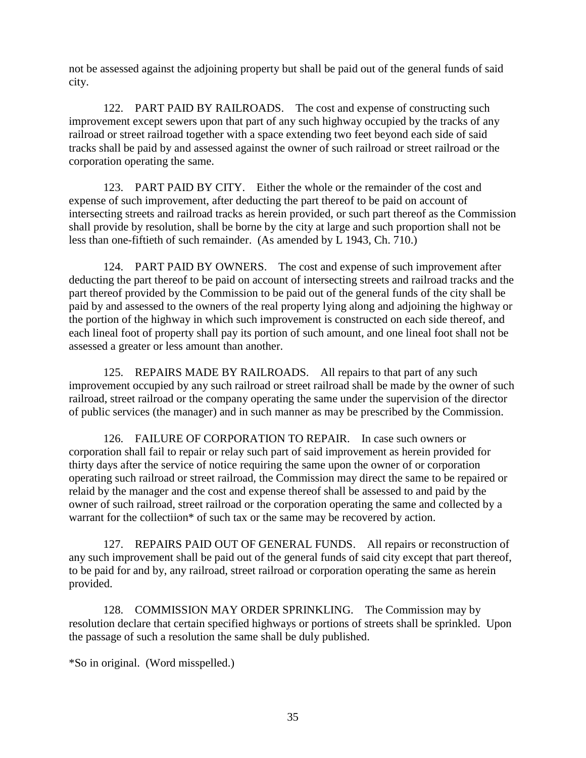not be assessed against the adjoining property but shall be paid out of the general funds of said city.

122. PART PAID BY RAILROADS. The cost and expense of constructing such improvement except sewers upon that part of any such highway occupied by the tracks of any railroad or street railroad together with a space extending two feet beyond each side of said tracks shall be paid by and assessed against the owner of such railroad or street railroad or the corporation operating the same.

123. PART PAID BY CITY. Either the whole or the remainder of the cost and expense of such improvement, after deducting the part thereof to be paid on account of intersecting streets and railroad tracks as herein provided, or such part thereof as the Commission shall provide by resolution, shall be borne by the city at large and such proportion shall not be less than one-fiftieth of such remainder. (As amended by L 1943, Ch. 710.)

124. PART PAID BY OWNERS. The cost and expense of such improvement after deducting the part thereof to be paid on account of intersecting streets and railroad tracks and the part thereof provided by the Commission to be paid out of the general funds of the city shall be paid by and assessed to the owners of the real property lying along and adjoining the highway or the portion of the highway in which such improvement is constructed on each side thereof, and each lineal foot of property shall pay its portion of such amount, and one lineal foot shall not be assessed a greater or less amount than another.

125. REPAIRS MADE BY RAILROADS. All repairs to that part of any such improvement occupied by any such railroad or street railroad shall be made by the owner of such railroad, street railroad or the company operating the same under the supervision of the director of public services (the manager) and in such manner as may be prescribed by the Commission.

126. FAILURE OF CORPORATION TO REPAIR. In case such owners or corporation shall fail to repair or relay such part of said improvement as herein provided for thirty days after the service of notice requiring the same upon the owner of or corporation operating such railroad or street railroad, the Commission may direct the same to be repaired or relaid by the manager and the cost and expense thereof shall be assessed to and paid by the owner of such railroad, street railroad or the corporation operating the same and collected by a warrant for the collectiion* of such tax or the same may be recovered by action.

127. REPAIRS PAID OUT OF GENERAL FUNDS. All repairs or reconstruction of any such improvement shall be paid out of the general funds of said city except that part thereof, to be paid for and by, any railroad, street railroad or corporation operating the same as herein provided.

128. COMMISSION MAY ORDER SPRINKLING. The Commission may by resolution declare that certain specified highways or portions of streets shall be sprinkled. Upon the passage of such a resolution the same shall be duly published.

*So in original. (Word misspelled.)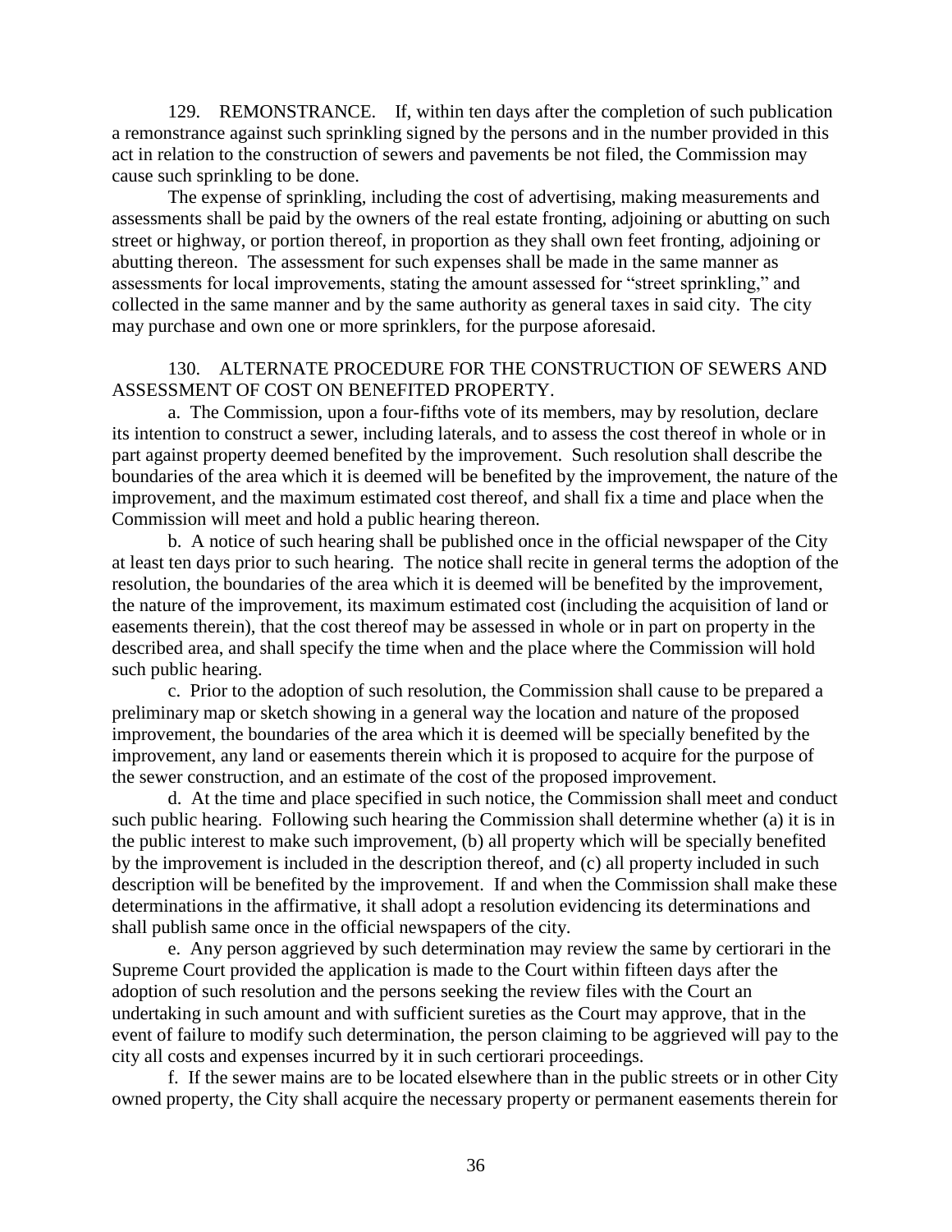129. REMONSTRANCE. If, within ten days after the completion of such publication a remonstrance against such sprinkling signed by the persons and in the number provided in this act in relation to the construction of sewers and pavements be not filed, the Commission may cause such sprinkling to be done.

The expense of sprinkling, including the cost of advertising, making measurements and assessments shall be paid by the owners of the real estate fronting, adjoining or abutting on such street or highway, or portion thereof, in proportion as they shall own feet fronting, adjoining or abutting thereon. The assessment for such expenses shall be made in the same manner as assessments for local improvements, stating the amount assessed for "street sprinkling," and collected in the same manner and by the same authority as general taxes in said city. The city may purchase and own one or more sprinklers, for the purpose aforesaid.

130. ALTERNATE PROCEDURE FOR THE CONSTRUCTION OF SEWERS AND ASSESSMENT OF COST ON BENEFITED PROPERTY.

a. The Commission, upon a four-fifths vote of its members, may by resolution, declare its intention to construct a sewer, including laterals, and to assess the cost thereof in whole or in part against property deemed benefited by the improvement. Such resolution shall describe the boundaries of the area which it is deemed will be benefited by the improvement, the nature of the improvement, and the maximum estimated cost thereof, and shall fix a time and place when the Commission will meet and hold a public hearing thereon.

b. A notice of such hearing shall be published once in the official newspaper of the City at least ten days prior to such hearing. The notice shall recite in general terms the adoption of the resolution, the boundaries of the area which it is deemed will be benefited by the improvement, the nature of the improvement, its maximum estimated cost (including the acquisition of land or easements therein), that the cost thereof may be assessed in whole or in part on property in the described area, and shall specify the time when and the place where the Commission will hold such public hearing.

c. Prior to the adoption of such resolution, the Commission shall cause to be prepared a preliminary map or sketch showing in a general way the location and nature of the proposed improvement, the boundaries of the area which it is deemed will be specially benefited by the improvement, any land or easements therein which it is proposed to acquire for the purpose of the sewer construction, and an estimate of the cost of the proposed improvement.

d. At the time and place specified in such notice, the Commission shall meet and conduct such public hearing. Following such hearing the Commission shall determine whether (a) it is in the public interest to make such improvement, (b) all property which will be specially benefited by the improvement is included in the description thereof, and (c) all property included in such description will be benefited by the improvement. If and when the Commission shall make these determinations in the affirmative, it shall adopt a resolution evidencing its determinations and shall publish same once in the official newspapers of the city.

e. Any person aggrieved by such determination may review the same by certiorari in the Supreme Court provided the application is made to the Court within fifteen days after the adoption of such resolution and the persons seeking the review files with the Court an undertaking in such amount and with sufficient sureties as the Court may approve, that in the event of failure to modify such determination, the person claiming to be aggrieved will pay to the city all costs and expenses incurred by it in such certiorari proceedings.

f. If the sewer mains are to be located elsewhere than in the public streets or in other City owned property, the City shall acquire the necessary property or permanent easements therein for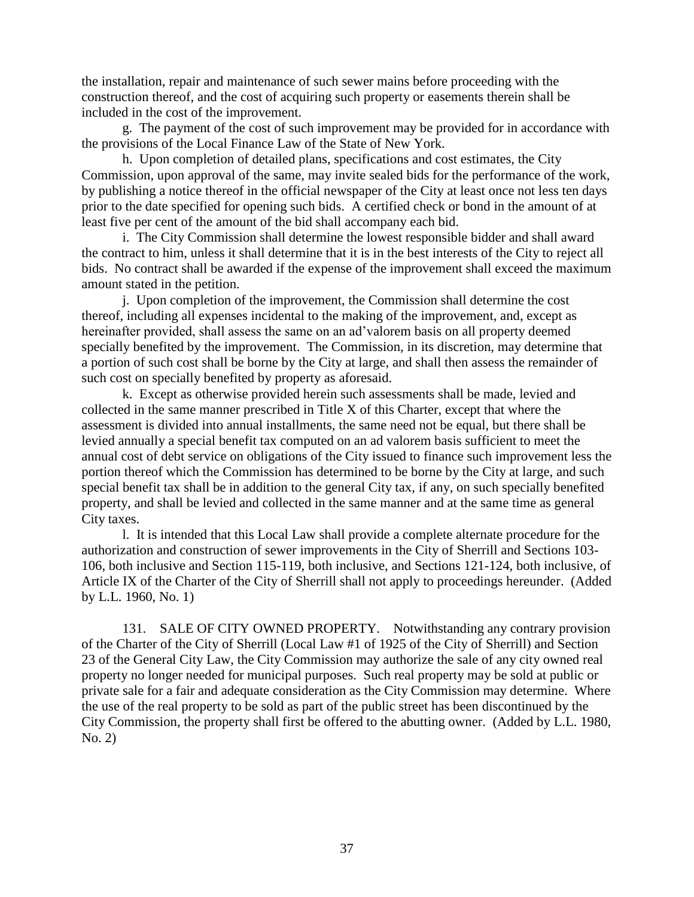the installation, repair and maintenance of such sewer mains before proceeding with the construction thereof, and the cost of acquiring such property or easements therein shall be included in the cost of the improvement.

g. The payment of the cost of such improvement may be provided for in accordance with the provisions of the Local Finance Law of the State of New York.

h. Upon completion of detailed plans, specifications and cost estimates, the City Commission, upon approval of the same, may invite sealed bids for the performance of the work, by publishing a notice thereof in the official newspaper of the City at least once not less ten days prior to the date specified for opening such bids. A certified check or bond in the amount of at least five per cent of the amount of the bid shall accompany each bid.

i. The City Commission shall determine the lowest responsible bidder and shall award the contract to him, unless it shall determine that it is in the best interests of the City to reject all bids. No contract shall be awarded if the expense of the improvement shall exceed the maximum amount stated in the petition.

j. Upon completion of the improvement, the Commission shall determine the cost thereof, including all expenses incidental to the making of the improvement, and, except as hereinafter provided, shall assess the same on an ad'valorem basis on all property deemed specially benefited by the improvement. The Commission, in its discretion, may determine that a portion of such cost shall be borne by the City at large, and shall then assess the remainder of such cost on specially benefited by property as aforesaid.

k. Except as otherwise provided herein such assessments shall be made, levied and collected in the same manner prescribed in Title X of this Charter, except that where the assessment is divided into annual installments, the same need not be equal, but there shall be levied annually a special benefit tax computed on an ad valorem basis sufficient to meet the annual cost of debt service on obligations of the City issued to finance such improvement less the portion thereof which the Commission has determined to be borne by the City at large, and such special benefit tax shall be in addition to the general City tax, if any, on such specially benefited property, and shall be levied and collected in the same manner and at the same time as general City taxes.

l. It is intended that this Local Law shall provide a complete alternate procedure for the authorization and construction of sewer improvements in the City of Sherrill and Sections 103-106, both inclusive and Section 115-119, both inclusive, and Sections 121-124, both inclusive, of Article IX of the Charter of the City of Sherrill shall not apply to proceedings hereunder. (Added by L.L. 1960, No. 1)

131. SALE OF CITY OWNED PROPERTY. Notwithstanding any contrary provision of the Charter of the City of Sherrill (Local Law #1 of 1925 of the City of Sherrill) and Section 23 of the General City Law, the City Commission may authorize the sale of any city owned real property no longer needed for municipal purposes. Such real property may be sold at public or private sale for a fair and adequate consideration as the City Commission may determine. Where the use of the real property to be sold as part of the public street has been discontinued by the City Commission, the property shall first be offered to the abutting owner. (Added by L.L. 1980, No. 2)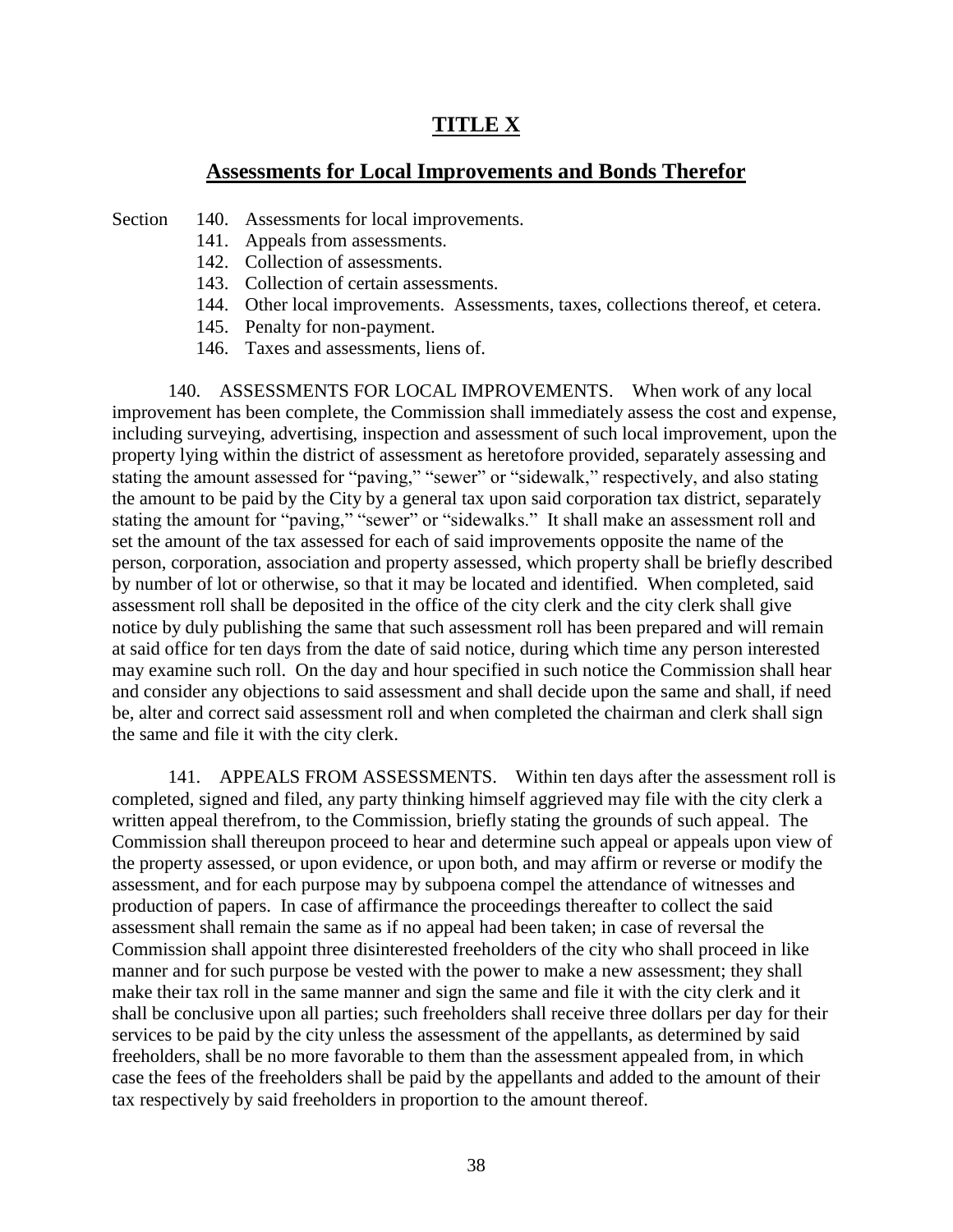# TITLE X

## Assessments for Local Improvements and Bonds Therefor

Section 140. Assessments for local improvements.
141. Appeals from assessments.
142. Collection of assessments.
143. Collection of certain assessments.
144. Other local improvements. Assessments, taxes, collections thereof, et cetera.
145. Penalty for non-payment.
146. Taxes and assessments, liens of.

140. ASSESSMENTS FOR LOCAL IMPROVEMENTS. When work of any local improvement has been complete, the Commission shall immediately assess the cost and expense, including surveying, advertising, inspection and assessment of such local improvement, upon the property lying within the district of assessment as heretofore provided, separately assessing and stating the amount assessed for "paving," "sewer" or "sidewalk," respectively, and also stating the amount to be paid by the City by a general tax upon said corporation tax district, separately stating the amount for "paving," "sewer" or "sidewalks." It shall make an assessment roll and set the amount of the tax assessed for each of said improvements opposite the name of the person, corporation, association and property assessed, which property shall be briefly described by number of lot or otherwise, so that it may be located and identified. When completed, said assessment roll shall be deposited in the office of the city clerk and the city clerk shall give notice by duly publishing the same that such assessment roll has been prepared and will remain at said office for ten days from the date of said notice, during which time any person interested may examine such roll. On the day and hour specified in such notice the Commission shall hear and consider any objections to said assessment and shall decide upon the same and shall, if need be, alter and correct said assessment roll and when completed the chairman and clerk shall sign the same and file it with the city clerk.

141. APPEALS FROM ASSESSMENTS. Within ten days after the assessment roll is completed, signed and filed, any party thinking himself aggrieved may file with the city clerk a written appeal therefrom, to the Commission, briefly stating the grounds of such appeal. The Commission shall thereupon proceed to hear and determine such appeal or appeals upon view of the property assessed, or upon evidence, or upon both, and may affirm or reverse or modify the assessment, and for each purpose may by subpoena compel the attendance of witnesses and production of papers. In case of affirmance the proceedings thereafter to collect the said assessment shall remain the same as if no appeal had been taken; in case of reversal the Commission shall appoint three disinterested freeholders of the city who shall proceed in like manner and for such purpose be vested with the power to make a new assessment; they shall make their tax roll in the same manner and sign the same and file it with the city clerk and it shall be conclusive upon all parties; such freeholders shall receive three dollars per day for their services to be paid by the city unless the assessment of the appellants, as determined by said freeholders, shall be no more favorable to them than the assessment appealed from, in which case the fees of the freeholders shall be paid by the appellants and added to the amount of their tax respectively by said freeholders in proportion to the amount thereof.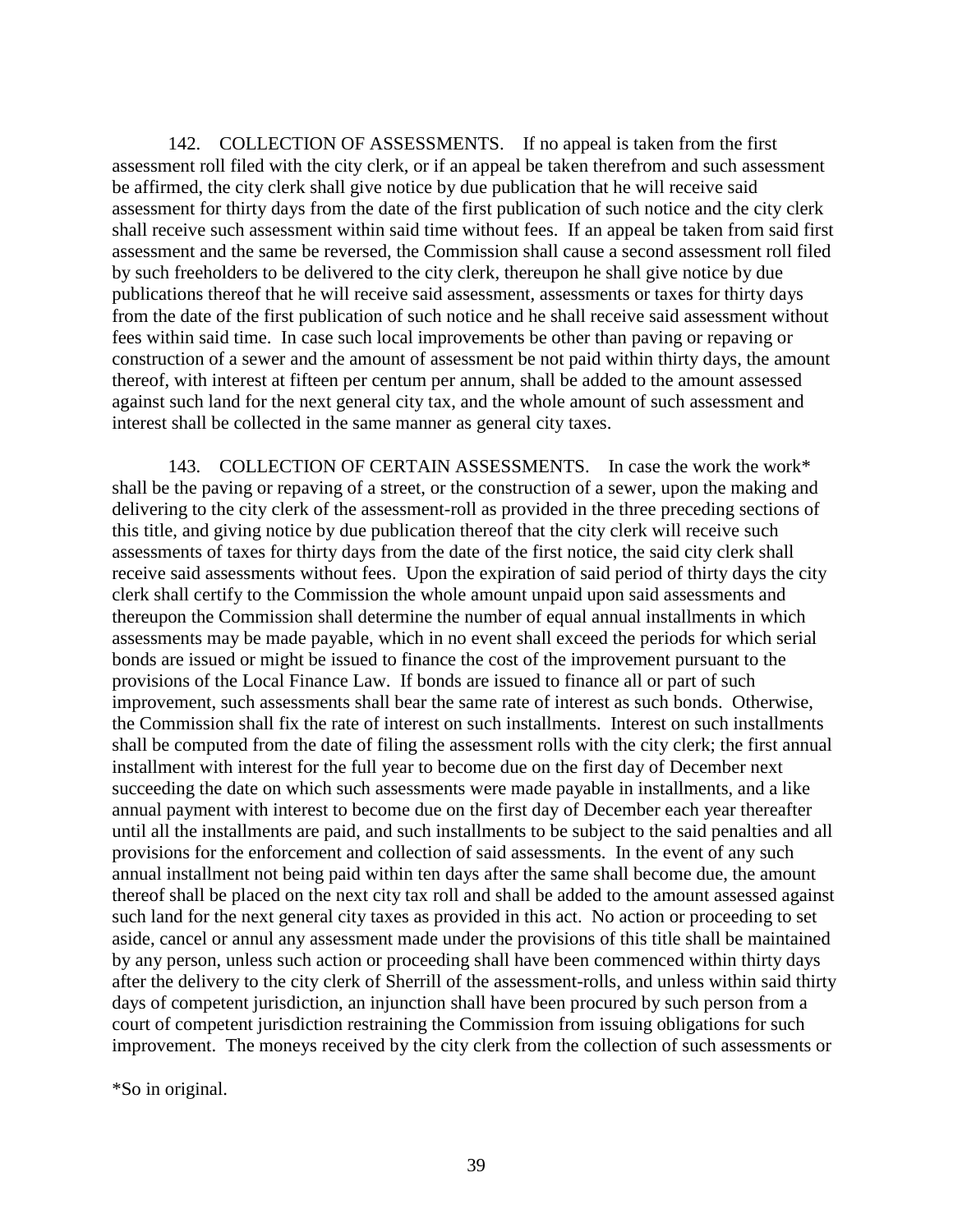142. COLLECTION OF ASSESSMENTS. If no appeal is taken from the first assessment roll filed with the city clerk, or if an appeal be taken therefrom and such assessment be affirmed, the city clerk shall give notice by due publication that he will receive said assessment for thirty days from the date of the first publication of such notice and the city clerk shall receive such assessment within said time without fees. If an appeal be taken from said first assessment and the same be reversed, the Commission shall cause a second assessment roll filed by such freeholders to be delivered to the city clerk, thereupon he shall give notice by due publications thereof that he will receive said assessment, assessments or taxes for thirty days from the date of the first publication of such notice and he shall receive said assessment without fees within said time. In case such local improvements be other than paving or repaving or construction of a sewer and the amount of assessment be not paid within thirty days, the amount thereof, with interest at fifteen per centum per annum, shall be added to the amount assessed against such land for the next general city tax, and the whole amount of such assessment and interest shall be collected in the same manner as general city taxes.

143. COLLECTION OF CERTAIN ASSESSMENTS. In case the work the work* shall be the paving or repaving of a street, or the construction of a sewer, upon the making and delivering to the city clerk of the assessment-roll as provided in the three preceding sections of this title, and giving notice by due publication thereof that the city clerk will receive such assessments of taxes for thirty days from the date of the first notice, the said city clerk shall receive said assessments without fees. Upon the expiration of said period of thirty days the city clerk shall certify to the Commission the whole amount unpaid upon said assessments and thereupon the Commission shall determine the number of equal annual installments in which assessments may be made payable, which in no event shall exceed the periods for which serial bonds are issued or might be issued to finance the cost of the improvement pursuant to the provisions of the Local Finance Law. If bonds are issued to finance all or part of such improvement, such assessments shall bear the same rate of interest as such bonds. Otherwise, the Commission shall fix the rate of interest on such installments. Interest on such installments shall be computed from the date of filing the assessment rolls with the city clerk; the first annual installment with interest for the full year to become due on the first day of December next succeeding the date on which such assessments were made payable in installments, and a like annual payment with interest to become due on the first day of December each year thereafter until all the installments are paid, and such installments to be subject to the said penalties and all provisions for the enforcement and collection of said assessments. In the event of any such annual installment not being paid within ten days after the same shall become due, the amount thereof shall be placed on the next city tax roll and shall be added to the amount assessed against such land for the next general city taxes as provided in this act. No action or proceeding to set aside, cancel or annul any assessment made under the provisions of this title shall be maintained by any person, unless such action or proceeding shall have been commenced within thirty days after the delivery to the city clerk of Sherrill of the assessment-rolls, and unless within said thirty days of competent jurisdiction, an injunction shall have been procured by such person from a court of competent jurisdiction restraining the Commission from issuing obligations for such improvement. The moneys received by the city clerk from the collection of such assessments or

*So in original.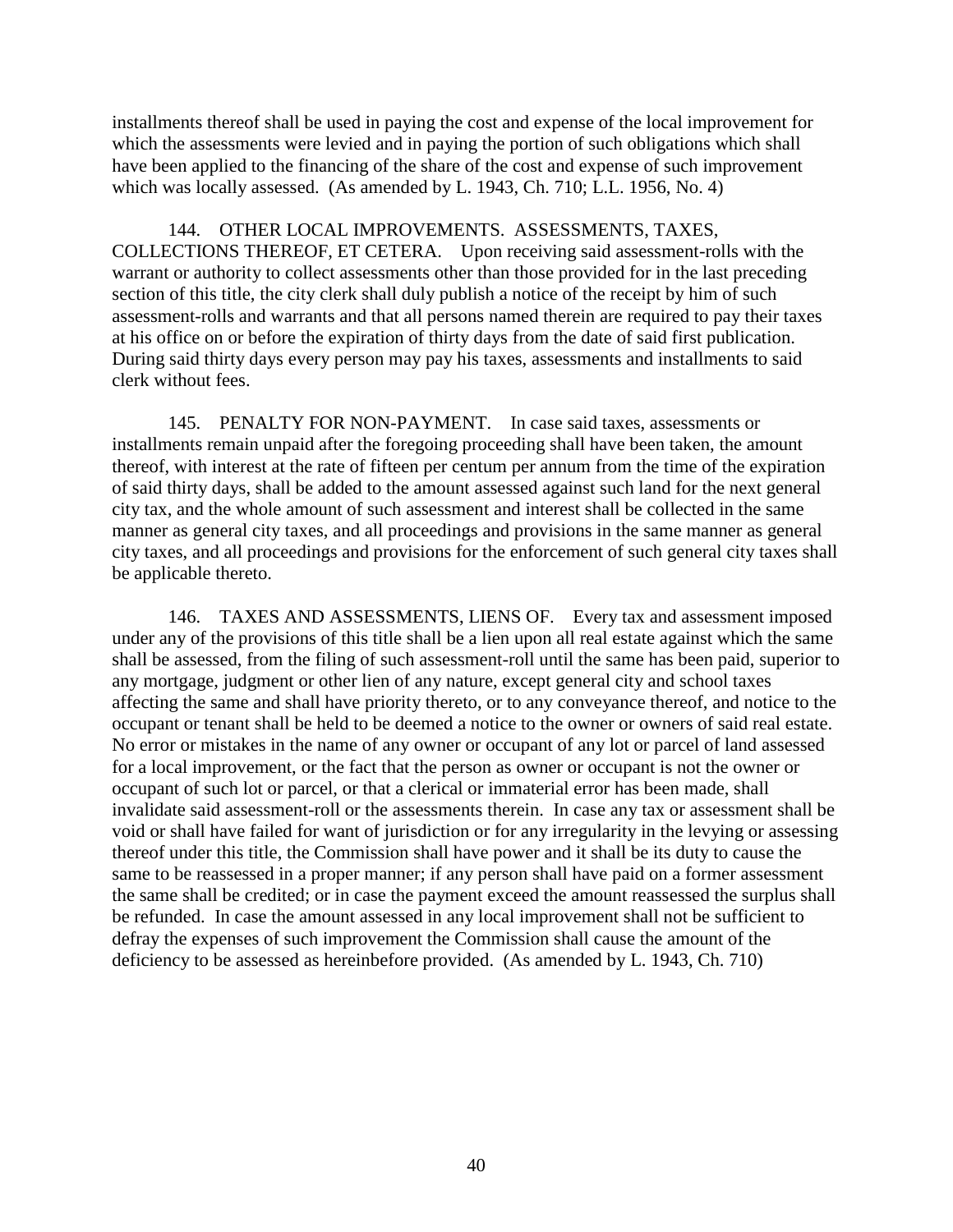installments thereof shall be used in paying the cost and expense of the local improvement for which the assessments were levied and in paying the portion of such obligations which shall have been applied to the financing of the share of the cost and expense of such improvement which was locally assessed. (As amended by L. 1943, Ch. 710; L.L. 1956, No. 4)

144. OTHER LOCAL IMPROVEMENTS. ASSESSMENTS, TAXES, COLLECTIONS THEREOF, ET CETERA. Upon receiving said assessment-rolls with the warrant or authority to collect assessments other than those provided for in the last preceding section of this title, the city clerk shall duly publish a notice of the receipt by him of such assessment-rolls and warrants and that all persons named therein are required to pay their taxes at his office on or before the expiration of thirty days from the date of said first publication. During said thirty days every person may pay his taxes, assessments and installments to said clerk without fees.

145. PENALTY FOR NON-PAYMENT. In case said taxes, assessments or installments remain unpaid after the foregoing proceeding shall have been taken, the amount thereof, with interest at the rate of fifteen per centum per annum from the time of the expiration of said thirty days, shall be added to the amount assessed against such land for the next general city tax, and the whole amount of such assessment and interest shall be collected in the same manner as general city taxes, and all proceedings and provisions in the same manner as general city taxes, and all proceedings and provisions for the enforcement of such general city taxes shall be applicable thereto.

146. TAXES AND ASSESSMENTS, LIENS OF. Every tax and assessment imposed under any of the provisions of this title shall be a lien upon all real estate against which the same shall be assessed, from the filing of such assessment-roll until the same has been paid, superior to any mortgage, judgment or other lien of any nature, except general city and school taxes affecting the same and shall have priority thereto, or to any conveyance thereof, and notice to the occupant or tenant shall be held to be deemed a notice to the owner or owners of said real estate. No error or mistakes in the name of any owner or occupant of any lot or parcel of land assessed for a local improvement, or the fact that the person as owner or occupant is not the owner or occupant of such lot or parcel, or that a clerical or immaterial error has been made, shall invalidate said assessment-roll or the assessments therein. In case any tax or assessment shall be void or shall have failed for want of jurisdiction or for any irregularity in the levying or assessing thereof under this title, the Commission shall have power and it shall be its duty to cause the same to be reassessed in a proper manner; if any person shall have paid on a former assessment the same shall be credited; or in case the payment exceed the amount reassessed the surplus shall be refunded. In case the amount assessed in any local improvement shall not be sufficient to defray the expenses of such improvement the Commission shall cause the amount of the deficiency to be assessed as hereinbefore provided. (As amended by L. 1943, Ch. 710)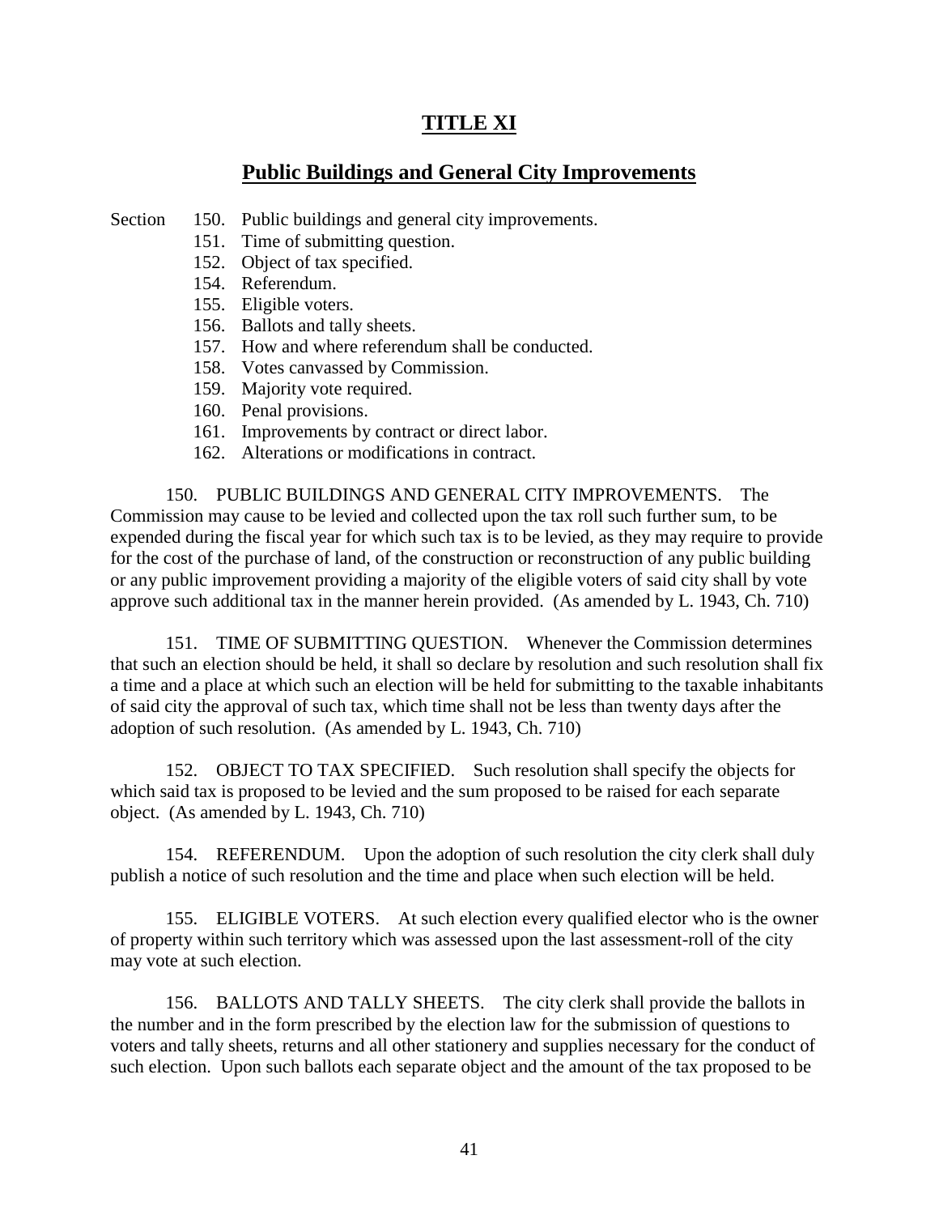# TITLE XI

## Public Buildings and General City Improvements

Section
- 150. Public buildings and general city improvements.
- 151. Time of submitting question.
- 152. Object of tax specified.
- 154. Referendum.
- 155. Eligible voters.
- 156. Ballots and tally sheets.
- 157. How and where referendum shall be conducted.
- 158. Votes canvassed by Commission.
- 159. Majority vote required.
- 160. Penal provisions.
- 161. Improvements by contract or direct labor.
- 162. Alterations or modifications in contract.

150. PUBLIC BUILDINGS AND GENERAL CITY IMPROVEMENTS. The Commission may cause to be levied and collected upon the tax roll such further sum, to be expended during the fiscal year for which such tax is to be levied, as they may require to provide for the cost of the purchase of land, of the construction or reconstruction of any public building or any public improvement providing a majority of the eligible voters of said city shall by vote approve such additional tax in the manner herein provided. (As amended by L. 1943, Ch. 710)

151. TIME OF SUBMITTING QUESTION. Whenever the Commission determines that such an election should be held, it shall so declare by resolution and such resolution shall fix a time and a place at which such an election will be held for submitting to the taxable inhabitants of said city the approval of such tax, which time shall not be less than twenty days after the adoption of such resolution. (As amended by L. 1943, Ch. 710)

152. OBJECT TO TAX SPECIFIED. Such resolution shall specify the objects for which said tax is proposed to be levied and the sum proposed to be raised for each separate object. (As amended by L. 1943, Ch. 710)

154. REFERENDUM. Upon the adoption of such resolution the city clerk shall duly publish a notice of such resolution and the time and place when such election will be held.

155. ELIGIBLE VOTERS. At such election every qualified elector who is the owner of property within such territory which was assessed upon the last assessment-roll of the city may vote at such election.

156. BALLOTS AND TALLY SHEETS. The city clerk shall provide the ballots in the number and in the form prescribed by the election law for the submission of questions to voters and tally sheets, returns and all other stationery and supplies necessary for the conduct of such election. Upon such ballots each separate object and the amount of the tax proposed to be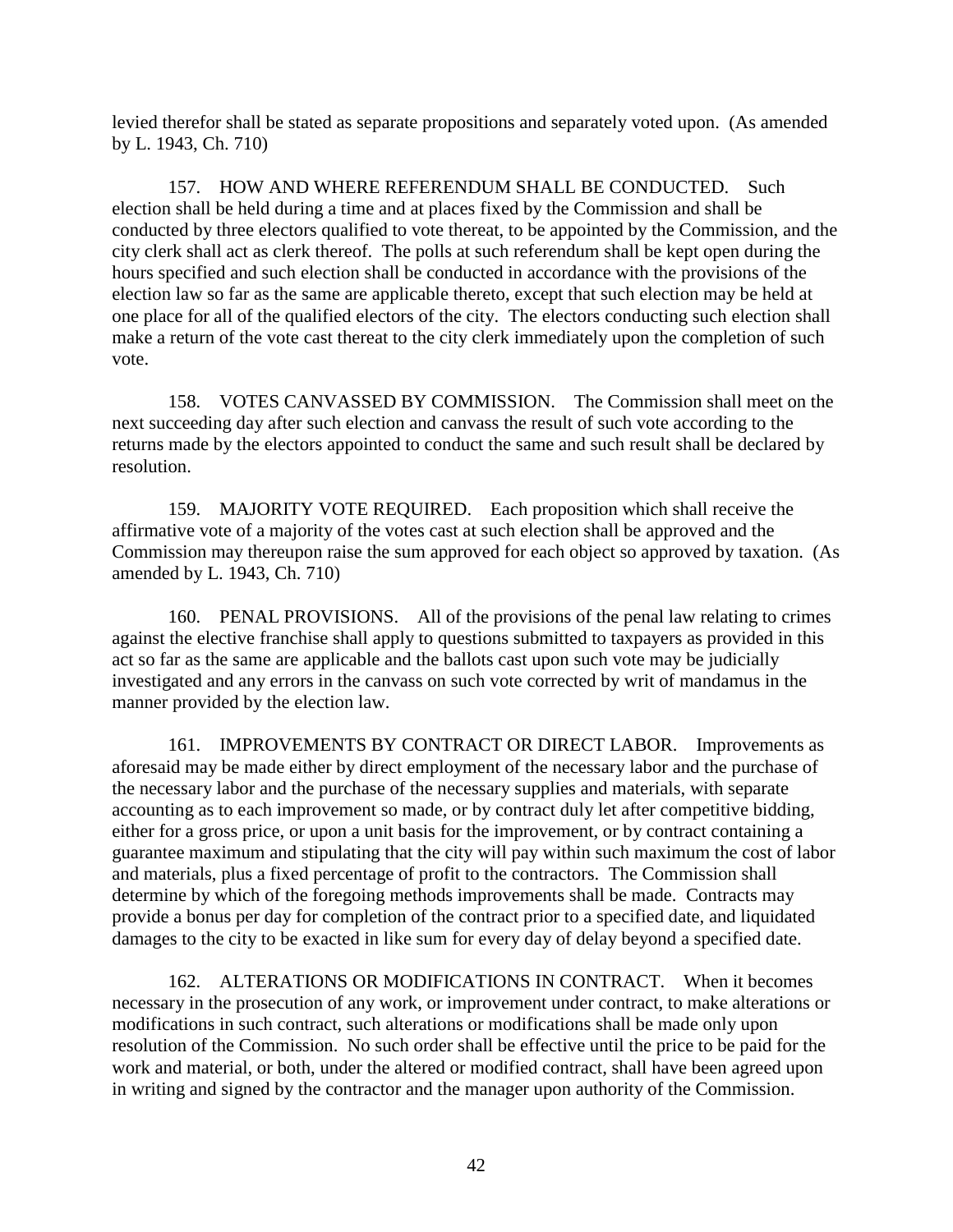levied therefor shall be stated as separate propositions and separately voted upon. (As amended by L. 1943, Ch. 710)

157. HOW AND WHERE REFERENDUM SHALL BE CONDUCTED. Such election shall be held during a time and at places fixed by the Commission and shall be conducted by three electors qualified to vote thereat, to be appointed by the Commission, and the city clerk shall act as clerk thereof. The polls at such referendum shall be kept open during the hours specified and such election shall be conducted in accordance with the provisions of the election law so far as the same are applicable thereto, except that such election may be held at one place for all of the qualified electors of the city. The electors conducting such election shall make a return of the vote cast thereat to the city clerk immediately upon the completion of such vote.

158. VOTES CANVASSED BY COMMISSION. The Commission shall meet on the next succeeding day after such election and canvass the result of such vote according to the returns made by the electors appointed to conduct the same and such result shall be declared by resolution.

159. MAJORITY VOTE REQUIRED. Each proposition which shall receive the affirmative vote of a majority of the votes cast at such election shall be approved and the Commission may thereupon raise the sum approved for each object so approved by taxation. (As amended by L. 1943, Ch. 710)

160. PENAL PROVISIONS. All of the provisions of the penal law relating to crimes against the elective franchise shall apply to questions submitted to taxpayers as provided in this act so far as the same are applicable and the ballots cast upon such vote may be judicially investigated and any errors in the canvass on such vote corrected by writ of mandamus in the manner provided by the election law.

161. IMPROVEMENTS BY CONTRACT OR DIRECT LABOR. Improvements as aforesaid may be made either by direct employment of the necessary labor and the purchase of the necessary labor and the purchase of the necessary supplies and materials, with separate accounting as to each improvement so made, or by contract duly let after competitive bidding, either for a gross price, or upon a unit basis for the improvement, or by contract containing a guarantee maximum and stipulating that the city will pay within such maximum the cost of labor and materials, plus a fixed percentage of profit to the contractors. The Commission shall determine by which of the foregoing methods improvements shall be made. Contracts may provide a bonus per day for completion of the contract prior to a specified date, and liquidated damages to the city to be exacted in like sum for every day of delay beyond a specified date.

162. ALTERATIONS OR MODIFICATIONS IN CONTRACT. When it becomes necessary in the prosecution of any work, or improvement under contract, to make alterations or modifications in such contract, such alterations or modifications shall be made only upon resolution of the Commission. No such order shall be effective until the price to be paid for the work and material, or both, under the altered or modified contract, shall have been agreed upon in writing and signed by the contractor and the manager upon authority of the Commission.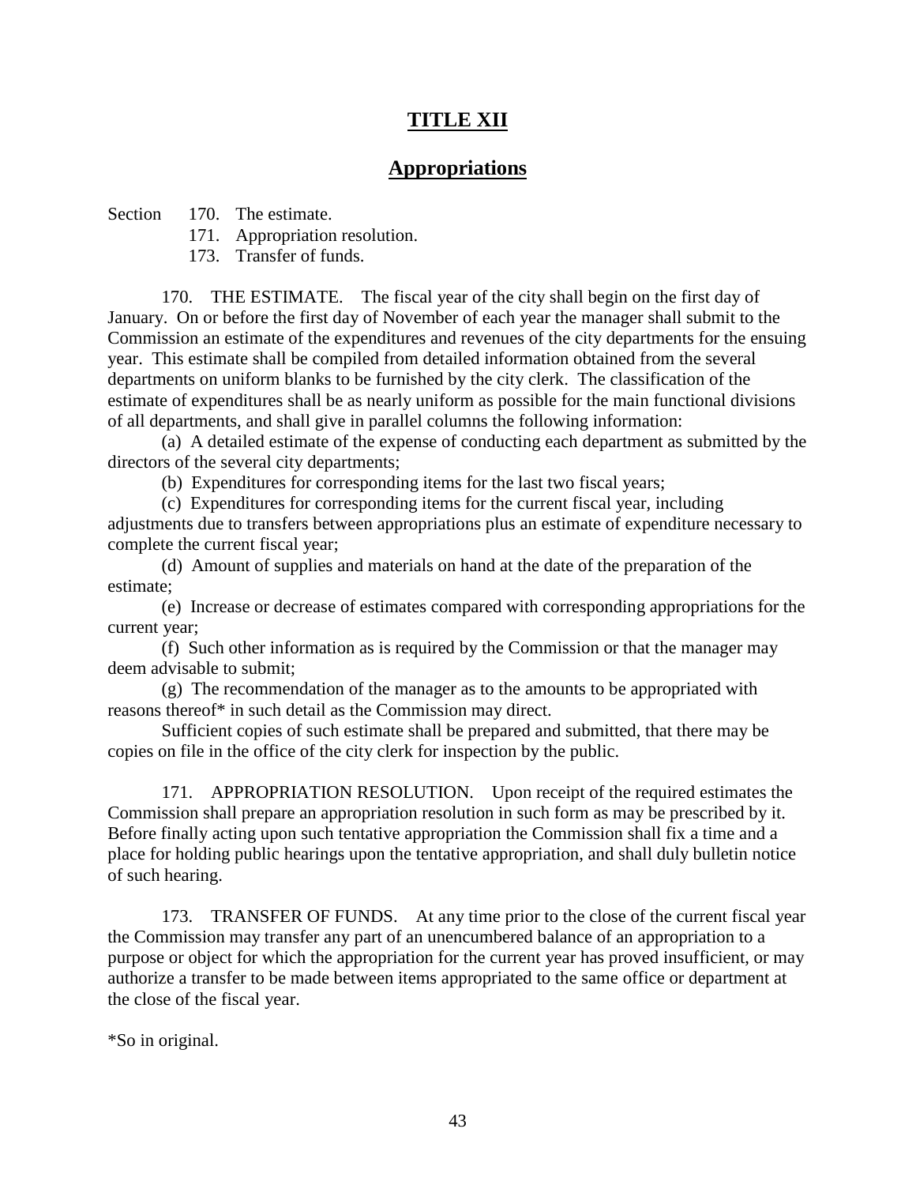# TITLE XII

## Appropriations

Section 170. The estimate.
171. Appropriation resolution.
173. Transfer of funds.

170. THE ESTIMATE. The fiscal year of the city shall begin on the first day of January. On or before the first day of November of each year the manager shall submit to the Commission an estimate of the expenditures and revenues of the city departments for the ensuing year. This estimate shall be compiled from detailed information obtained from the several departments on uniform blanks to be furnished by the city clerk. The classification of the estimate of expenditures shall be as nearly uniform as possible for the main functional divisions of all departments, and shall give in parallel columns the following information:

(a) A detailed estimate of the expense of conducting each department as submitted by the directors of the several city departments;

(b) Expenditures for corresponding items for the last two fiscal years;

(c) Expenditures for corresponding items for the current fiscal year, including adjustments due to transfers between appropriations plus an estimate of expenditure necessary to complete the current fiscal year;

(d) Amount of supplies and materials on hand at the date of the preparation of the estimate;

(e) Increase or decrease of estimates compared with corresponding appropriations for the current year;

(f) Such other information as is required by the Commission or that the manager may deem advisable to submit;

(g) The recommendation of the manager as to the amounts to be appropriated with reasons thereof* in such detail as the Commission may direct.

Sufficient copies of such estimate shall be prepared and submitted, that there may be copies on file in the office of the city clerk for inspection by the public.

171. APPROPRIATION RESOLUTION. Upon receipt of the required estimates the Commission shall prepare an appropriation resolution in such form as may be prescribed by it. Before finally acting upon such tentative appropriation the Commission shall fix a time and a place for holding public hearings upon the tentative appropriation, and shall duly bulletin notice of such hearing.

173. TRANSFER OF FUNDS. At any time prior to the close of the current fiscal year the Commission may transfer any part of an unencumbered balance of an appropriation to a purpose or object for which the appropriation for the current year has proved insufficient, or may authorize a transfer to be made between items appropriated to the same office or department at the close of the fiscal year.

*So in original.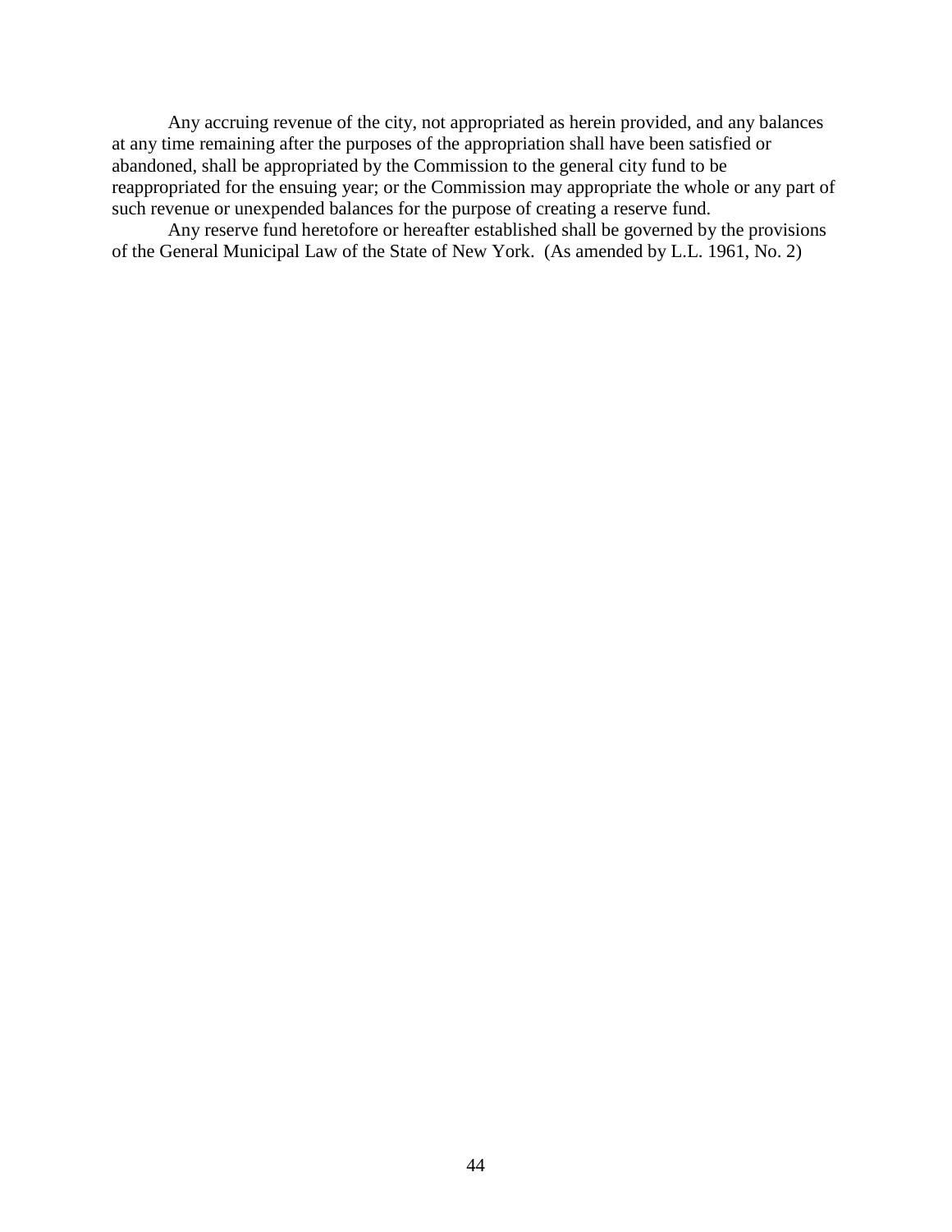Any accruing revenue of the city, not appropriated as herein provided, and any balances at any time remaining after the purposes of the appropriation shall have been satisfied or abandoned, shall be appropriated by the Commission to the general city fund to be reappropriated for the ensuing year; or the Commission may appropriate the whole or any part of such revenue or unexpended balances for the purpose of creating a reserve fund.

Any reserve fund heretofore or hereafter established shall be governed by the provisions of the General Municipal Law of the State of New York. (As amended by L.L. 1961, No. 2)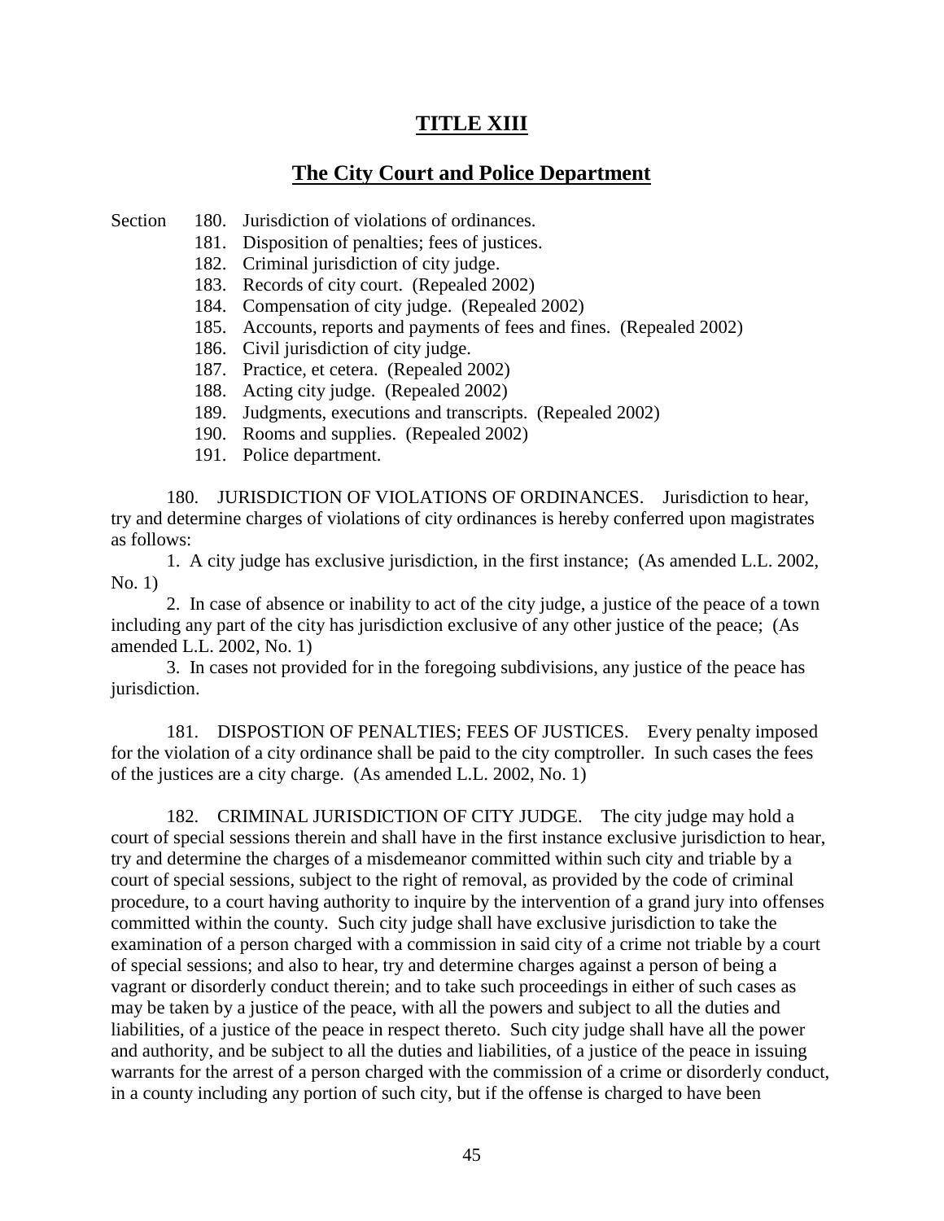# TITLE XIII

## The City Court and Police Department

Section 180. Jurisdiction of violations of ordinances.
181. Disposition of penalties; fees of justices.
182. Criminal jurisdiction of city judge.
183. Records of city court. (Repealed 2002)
184. Compensation of city judge. (Repealed 2002)
185. Accounts, reports and payments of fees and fines. (Repealed 2002)
186. Civil jurisdiction of city judge.
187. Practice, et cetera. (Repealed 2002)
188. Acting city judge. (Repealed 2002)
189. Judgments, executions and transcripts. (Repealed 2002)
190. Rooms and supplies. (Repealed 2002)
191. Police department.

180. JURISDICTION OF VIOLATIONS OF ORDINANCES. Jurisdiction to hear, try and determine charges of violations of city ordinances is hereby conferred upon magistrates as follows:

1. A city judge has exclusive jurisdiction, in the first instance; (As amended L.L. 2002, No. 1)

2. In case of absence or inability to act of the city judge, a justice of the peace of a town including any part of the city has jurisdiction exclusive of any other justice of the peace; (As amended L.L. 2002, No. 1)

3. In cases not provided for in the foregoing subdivisions, any justice of the peace has jurisdiction.

181. DISPOSTION OF PENALTIES; FEES OF JUSTICES. Every penalty imposed for the violation of a city ordinance shall be paid to the city comptroller. In such cases the fees of the justices are a city charge. (As amended L.L. 2002, No. 1)

182. CRIMINAL JURISDICTION OF CITY JUDGE. The city judge may hold a court of special sessions therein and shall have in the first instance exclusive jurisdiction to hear, try and determine the charges of a misdemeanor committed within such city and triable by a court of special sessions, subject to the right of removal, as provided by the code of criminal procedure, to a court having authority to inquire by the intervention of a grand jury into offenses committed within the county. Such city judge shall have exclusive jurisdiction to take the examination of a person charged with a commission in said city of a crime not triable by a court of special sessions; and also to hear, try and determine charges against a person of being a vagrant or disorderly conduct therein; and to take such proceedings in either of such cases as may be taken by a justice of the peace, with all the powers and subject to all the duties and liabilities, of a justice of the peace in respect thereto. Such city judge shall have all the power and authority, and be subject to all the duties and liabilities, of a justice of the peace in issuing warrants for the arrest of a person charged with the commission of a crime or disorderly conduct, in a county including any portion of such city, but if the offense is charged to have been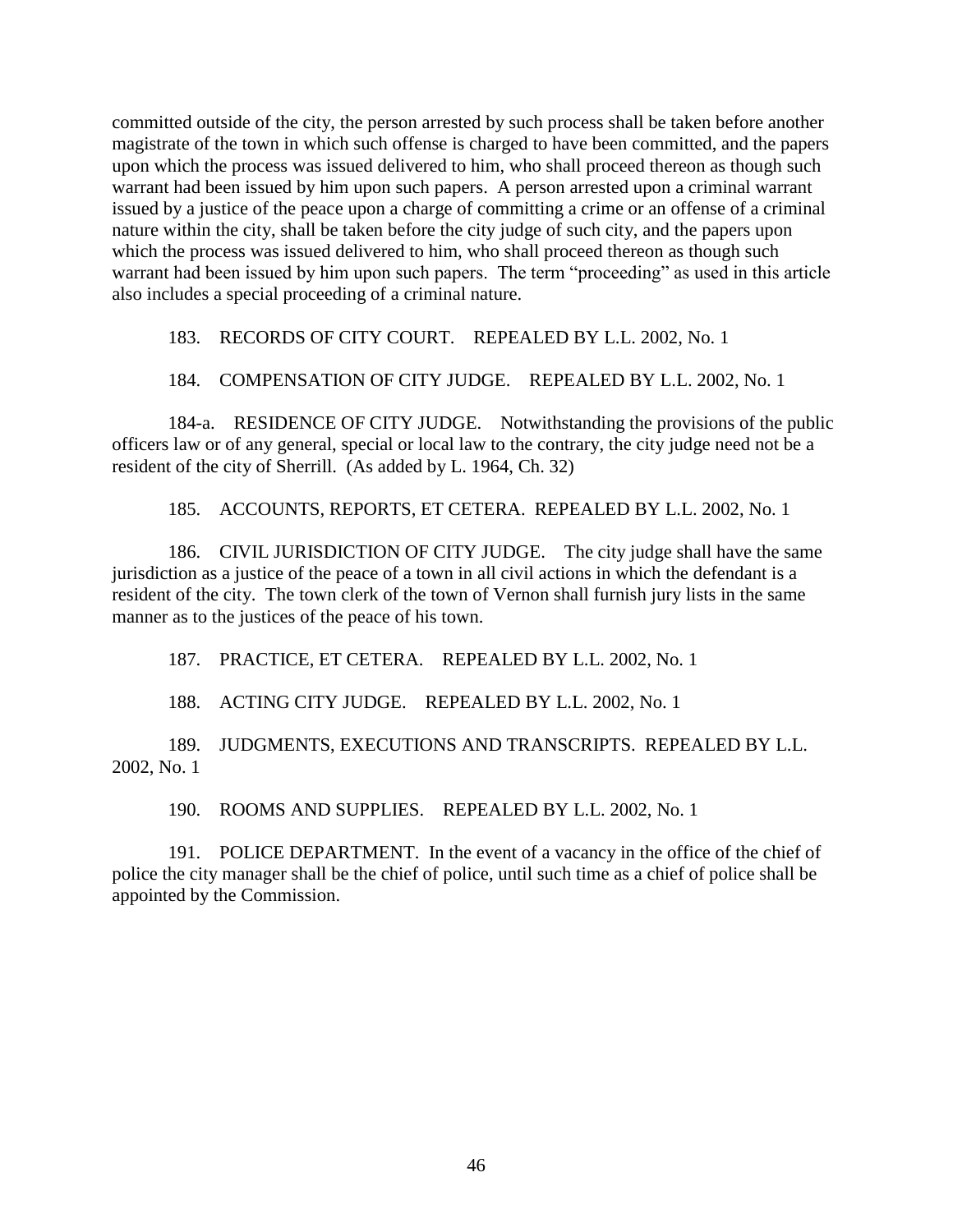committed outside of the city, the person arrested by such process shall be taken before another magistrate of the town in which such offense is charged to have been committed, and the papers upon which the process was issued delivered to him, who shall proceed thereon as though such warrant had been issued by him upon such papers. A person arrested upon a criminal warrant issued by a justice of the peace upon a charge of committing a crime or an offense of a criminal nature within the city, shall be taken before the city judge of such city, and the papers upon which the process was issued delivered to him, who shall proceed thereon as though such warrant had been issued by him upon such papers. The term "proceeding" as used in this article also includes a special proceeding of a criminal nature.

183. RECORDS OF CITY COURT. REPEALED BY L.L. 2002, No. 1

184. COMPENSATION OF CITY JUDGE. REPEALED BY L.L. 2002, No. 1

184-a. RESIDENCE OF CITY JUDGE. Notwithstanding the provisions of the public officers law or of any general, special or local law to the contrary, the city judge need not be a resident of the city of Sherrill. (As added by L. 1964, Ch. 32)

185. ACCOUNTS, REPORTS, ET CETERA. REPEALED BY L.L. 2002, No. 1

186. CIVIL JURISDICTION OF CITY JUDGE. The city judge shall have the same jurisdiction as a justice of the peace of a town in all civil actions in which the defendant is a resident of the city. The town clerk of the town of Vernon shall furnish jury lists in the same manner as to the justices of the peace of his town.

187. PRACTICE, ET CETERA. REPEALED BY L.L. 2002, No. 1

188. ACTING CITY JUDGE. REPEALED BY L.L. 2002, No. 1

189. JUDGMENTS, EXECUTIONS AND TRANSCRIPTS. REPEALED BY L.L. 2002, No. 1

190. ROOMS AND SUPPLIES. REPEALED BY L.L. 2002, No. 1

191. POLICE DEPARTMENT. In the event of a vacancy in the office of the chief of police the city manager shall be the chief of police, until such time as a chief of police shall be appointed by the Commission.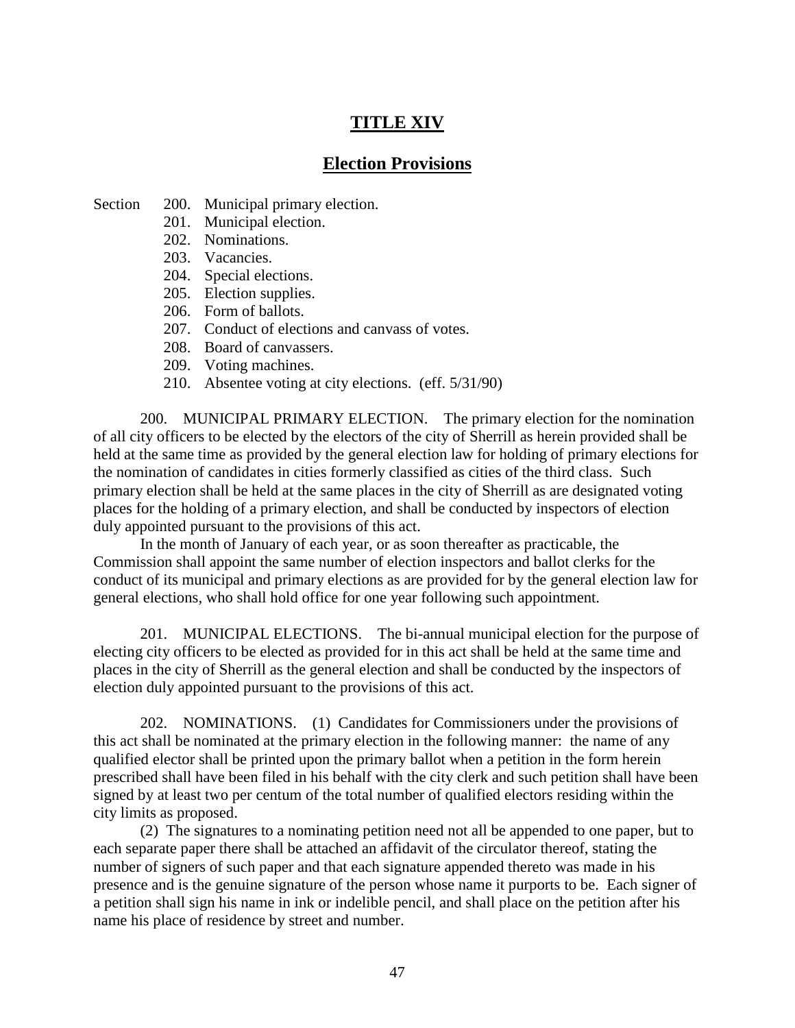# TITLE XIV

## Election Provisions

Section 200. Municipal primary election.
- 201. Municipal election.
- 202. Nominations.
- 203. Vacancies.
- 204. Special elections.
- 205. Election supplies.
- 206. Form of ballots.
- 207. Conduct of elections and canvass of votes.
- 208. Board of canvassers.
- 209. Voting machines.
- 210. Absentee voting at city elections. (eff. 5/31/90)

200. MUNICIPAL PRIMARY ELECTION. The primary election for the nomination of all city officers to be elected by the electors of the city of Sherrill as herein provided shall be held at the same time as provided by the general election law for holding of primary elections for the nomination of candidates in cities formerly classified as cities of the third class. Such primary election shall be held at the same places in the city of Sherrill as are designated voting places for the holding of a primary election, and shall be conducted by inspectors of election duly appointed pursuant to the provisions of this act.

In the month of January of each year, or as soon thereafter as practicable, the Commission shall appoint the same number of election inspectors and ballot clerks for the conduct of its municipal and primary elections as are provided for by the general election law for general elections, who shall hold office for one year following such appointment.

201. MUNICIPAL ELECTIONS. The bi-annual municipal election for the purpose of electing city officers to be elected as provided for in this act shall be held at the same time and places in the city of Sherrill as the general election and shall be conducted by the inspectors of election duly appointed pursuant to the provisions of this act.

202. NOMINATIONS. (1) Candidates for Commissioners under the provisions of this act shall be nominated at the primary election in the following manner: the name of any qualified elector shall be printed upon the primary ballot when a petition in the form herein prescribed shall have been filed in his behalf with the city clerk and such petition shall have been signed by at least two per centum of the total number of qualified electors residing within the city limits as proposed.

(2) The signatures to a nominating petition need not all be appended to one paper, but to each separate paper there shall be attached an affidavit of the circulator thereof, stating the number of signers of such paper and that each signature appended thereto was made in his presence and is the genuine signature of the person whose name it purports to be. Each signer of a petition shall sign his name in ink or indelible pencil, and shall place on the petition after his name his place of residence by street and number.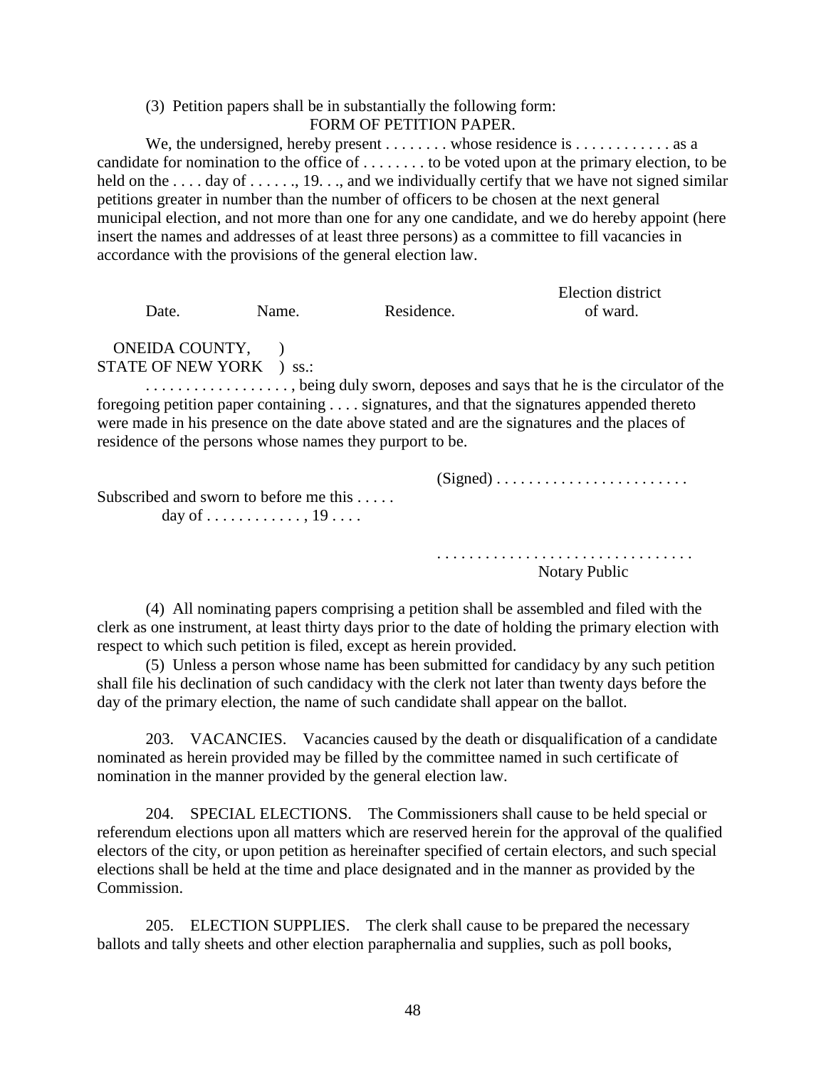(3) Petition papers shall be in substantially the following form:

FORM OF PETITION PAPER.

We, the undersigned, hereby present . . . . . . . . whose residence is . . . . . . . . . . . . as a candidate for nomination to the office of . . . . . . . . to be voted upon at the primary election, to be held on the . . . . day of . . . . . ., 19. . ., and we individually certify that we have not signed similar petitions greater in number than the number of officers to be chosen at the next general municipal election, and not more than one for any one candidate, and we do hereby appoint (here insert the names and addresses of at least three persons) as a committee to fill vacancies in accordance with the provisions of the general election law.

| Date. | Name. | Residence. | Election district of ward. |
|---|---|---|---|

ONEIDA COUNTY, )
STATE OF NEW YORK ) ss.:

. . . . . . . . . . . . . . . . . . , being duly sworn, deposes and says that he is the circulator of the foregoing petition paper containing . . . . signatures, and that the signatures appended thereto were made in his presence on the date above stated and are the signatures and the places of residence of the persons whose names they purport to be.

(Signed) . . . . . . . . . . . . . . . . . . . . . . . .

Subscribed and sworn to before me this . . . . .
day of . . . . . . . . . . . . , 19 . . . .

. . . . . . . . . . . . . . . . . . . . . . . . . . . . . . .
Notary Public

(4) All nominating papers comprising a petition shall be assembled and filed with the clerk as one instrument, at least thirty days prior to the date of holding the primary election with respect to which such petition is filed, except as herein provided.

(5) Unless a person whose name has been submitted for candidacy by any such petition shall file his declination of such candidacy with the clerk not later than twenty days before the day of the primary election, the name of such candidate shall appear on the ballot.

203. VACANCIES. Vacancies caused by the death or disqualification of a candidate nominated as herein provided may be filled by the committee named in such certificate of nomination in the manner provided by the general election law.

204. SPECIAL ELECTIONS. The Commissioners shall cause to be held special or referendum elections upon all matters which are reserved herein for the approval of the qualified electors of the city, or upon petition as hereinafter specified of certain electors, and such special elections shall be held at the time and place designated and in the manner as provided by the Commission.

205. ELECTION SUPPLIES. The clerk shall cause to be prepared the necessary ballots and tally sheets and other election paraphernalia and supplies, such as poll books,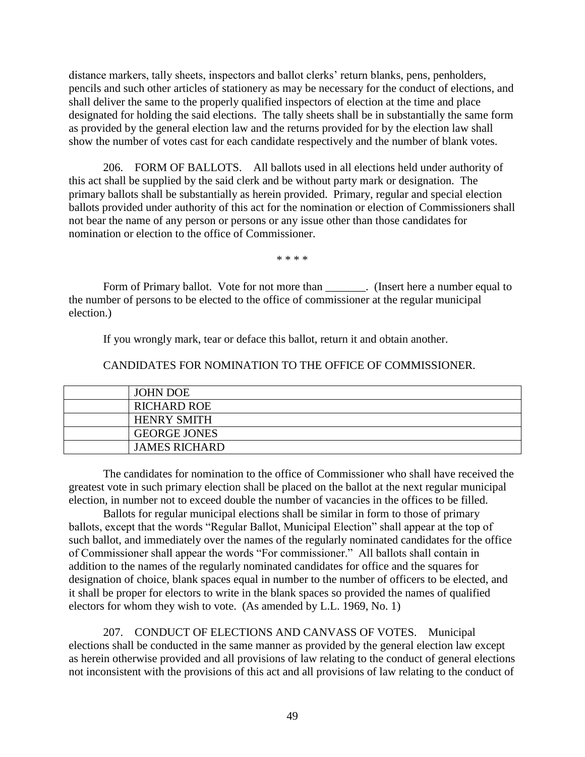distance markers, tally sheets, inspectors and ballot clerks' return blanks, pens, penholders, pencils and such other articles of stationery as may be necessary for the conduct of elections, and shall deliver the same to the properly qualified inspectors of election at the time and place designated for holding the said elections. The tally sheets shall be in substantially the same form as provided by the general election law and the returns provided for by the election law shall show the number of votes cast for each candidate respectively and the number of blank votes.

206. FORM OF BALLOTS. All ballots used in all elections held under authority of this act shall be supplied by the said clerk and be without party mark or designation. The primary ballots shall be substantially as herein provided. Primary, regular and special election ballots provided under authority of this act for the nomination or election of Commissioners shall not bear the name of any person or persons or any issue other than those candidates for nomination or election to the office of Commissioner.

\* \* \* \*

Form of Primary ballot. Vote for not more than _______. (Insert here a number equal to the number of persons to be elected to the office of commissioner at the regular municipal election.)

If you wrongly mark, tear or deface this ballot, return it and obtain another.

CANDIDATES FOR NOMINATION TO THE OFFICE OF COMMISSIONER.

| | |
|---|---|
| | JOHN DOE |
| | RICHARD ROE |
| | HENRY SMITH |
| | GEORGE JONES |
| | JAMES RICHARD |

The candidates for nomination to the office of Commissioner who shall have received the greatest vote in such primary election shall be placed on the ballot at the next regular municipal election, in number not to exceed double the number of vacancies in the offices to be filled.

Ballots for regular municipal elections shall be similar in form to those of primary ballots, except that the words "Regular Ballot, Municipal Election" shall appear at the top of such ballot, and immediately over the names of the regularly nominated candidates for the office of Commissioner shall appear the words "For commissioner." All ballots shall contain in addition to the names of the regularly nominated candidates for office and the squares for designation of choice, blank spaces equal in number to the number of officers to be elected, and it shall be proper for electors to write in the blank spaces so provided the names of qualified electors for whom they wish to vote. (As amended by L.L. 1969, No. 1)

207. CONDUCT OF ELECTIONS AND CANVASS OF VOTES. Municipal elections shall be conducted in the same manner as provided by the general election law except as herein otherwise provided and all provisions of law relating to the conduct of general elections not inconsistent with the provisions of this act and all provisions of law relating to the conduct of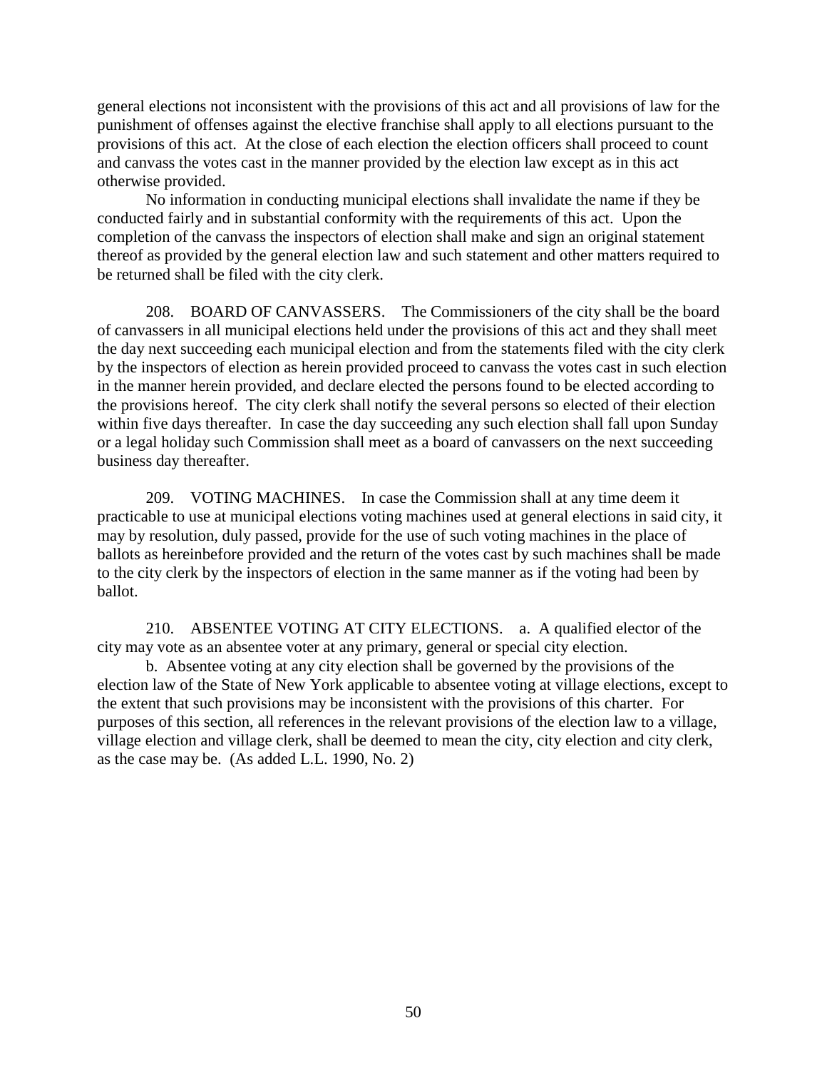general elections not inconsistent with the provisions of this act and all provisions of law for the punishment of offenses against the elective franchise shall apply to all elections pursuant to the provisions of this act. At the close of each election the election officers shall proceed to count and canvass the votes cast in the manner provided by the election law except as in this act otherwise provided.

No information in conducting municipal elections shall invalidate the name if they be conducted fairly and in substantial conformity with the requirements of this act. Upon the completion of the canvass the inspectors of election shall make and sign an original statement thereof as provided by the general election law and such statement and other matters required to be returned shall be filed with the city clerk.

208. BOARD OF CANVASSERS. The Commissioners of the city shall be the board of canvassers in all municipal elections held under the provisions of this act and they shall meet the day next succeeding each municipal election and from the statements filed with the city clerk by the inspectors of election as herein provided proceed to canvass the votes cast in such election in the manner herein provided, and declare elected the persons found to be elected according to the provisions hereof. The city clerk shall notify the several persons so elected of their election within five days thereafter. In case the day succeeding any such election shall fall upon Sunday or a legal holiday such Commission shall meet as a board of canvassers on the next succeeding business day thereafter.

209. VOTING MACHINES. In case the Commission shall at any time deem it practicable to use at municipal elections voting machines used at general elections in said city, it may by resolution, duly passed, provide for the use of such voting machines in the place of ballots as hereinbefore provided and the return of the votes cast by such machines shall be made to the city clerk by the inspectors of election in the same manner as if the voting had been by ballot.

210. ABSENTEE VOTING AT CITY ELECTIONS. a. A qualified elector of the city may vote as an absentee voter at any primary, general or special city election.

b. Absentee voting at any city election shall be governed by the provisions of the election law of the State of New York applicable to absentee voting at village elections, except to the extent that such provisions may be inconsistent with the provisions of this charter. For purposes of this section, all references in the relevant provisions of the election law to a village, village election and village clerk, shall be deemed to mean the city, city election and city clerk, as the case may be. (As added L.L. 1990, No. 2)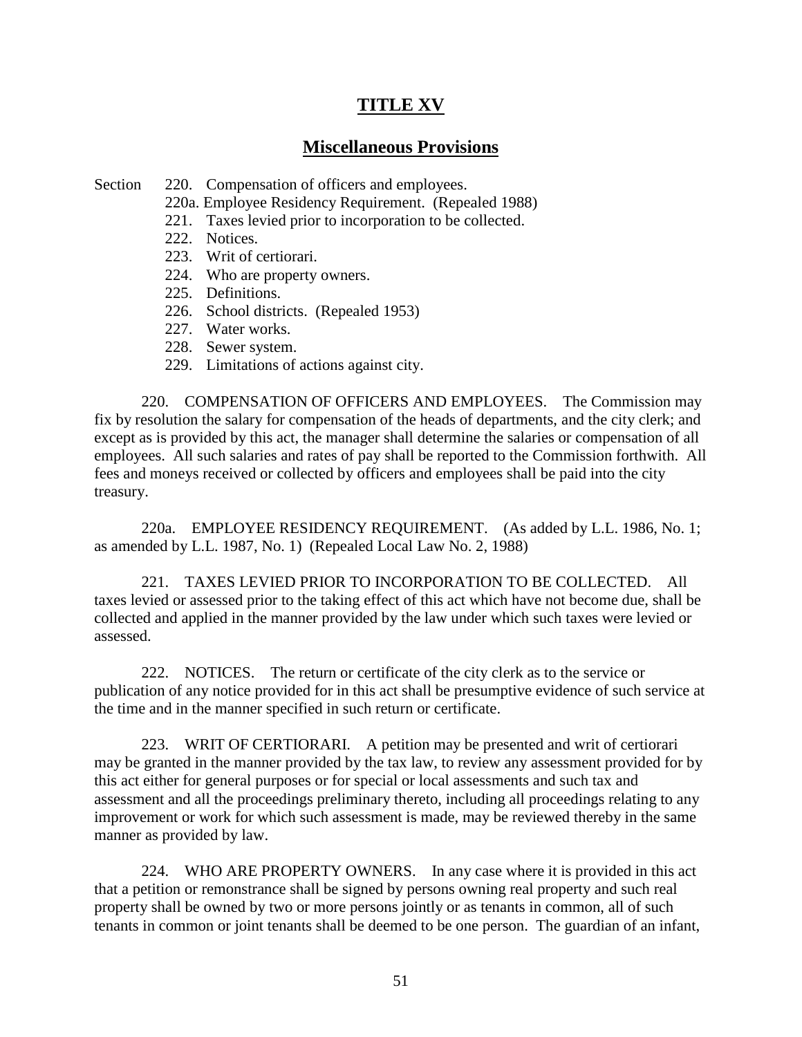# TITLE XV

## Miscellaneous Provisions

Section 220. Compensation of officers and employees.
- 220a. Employee Residency Requirement. (Repealed 1988)
- 221. Taxes levied prior to incorporation to be collected.
- 222. Notices.
- 223. Writ of certiorari.
- 224. Who are property owners.
- 225. Definitions.
- 226. School districts. (Repealed 1953)
- 227. Water works.
- 228. Sewer system.
- 229. Limitations of actions against city.

220. COMPENSATION OF OFFICERS AND EMPLOYEES. The Commission may fix by resolution the salary for compensation of the heads of departments, and the city clerk; and except as is provided by this act, the manager shall determine the salaries or compensation of all employees. All such salaries and rates of pay shall be reported to the Commission forthwith. All fees and moneys received or collected by officers and employees shall be paid into the city treasury.

220a. EMPLOYEE RESIDENCY REQUIREMENT. (As added by L.L. 1986, No. 1; as amended by L.L. 1987, No. 1) (Repealed Local Law No. 2, 1988)

221. TAXES LEVIED PRIOR TO INCORPORATION TO BE COLLECTED. All taxes levied or assessed prior to the taking effect of this act which have not become due, shall be collected and applied in the manner provided by the law under which such taxes were levied or assessed.

222. NOTICES. The return or certificate of the city clerk as to the service or publication of any notice provided for in this act shall be presumptive evidence of such service at the time and in the manner specified in such return or certificate.

223. WRIT OF CERTIORARI. A petition may be presented and writ of certiorari may be granted in the manner provided by the tax law, to review any assessment provided for by this act either for general purposes or for special or local assessments and such tax and assessment and all the proceedings preliminary thereto, including all proceedings relating to any improvement or work for which such assessment is made, may be reviewed thereby in the same manner as provided by law.

224. WHO ARE PROPERTY OWNERS. In any case where it is provided in this act that a petition or remonstrance shall be signed by persons owning real property and such real property shall be owned by two or more persons jointly or as tenants in common, all of such tenants in common or joint tenants shall be deemed to be one person. The guardian of an infant,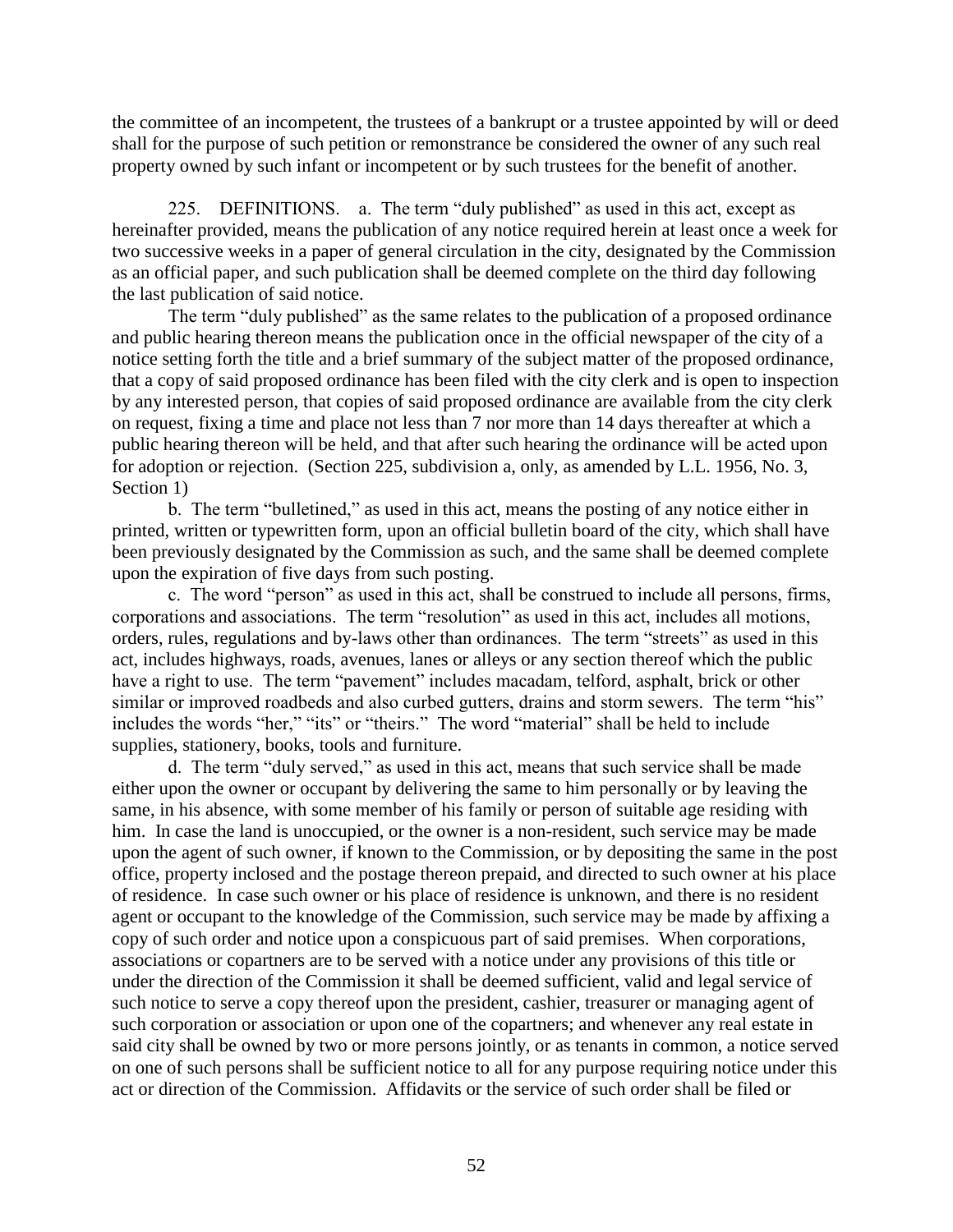the committee of an incompetent, the trustees of a bankrupt or a trustee appointed by will or deed shall for the purpose of such petition or remonstrance be considered the owner of any such real property owned by such infant or incompetent or by such trustees for the benefit of another.

225. DEFINITIONS. a. The term "duly published" as used in this act, except as hereinafter provided, means the publication of any notice required herein at least once a week for two successive weeks in a paper of general circulation in the city, designated by the Commission as an official paper, and such publication shall be deemed complete on the third day following the last publication of said notice.

The term "duly published" as the same relates to the publication of a proposed ordinance and public hearing thereon means the publication once in the official newspaper of the city of a notice setting forth the title and a brief summary of the subject matter of the proposed ordinance, that a copy of said proposed ordinance has been filed with the city clerk and is open to inspection by any interested person, that copies of said proposed ordinance are available from the city clerk on request, fixing a time and place not less than 7 nor more than 14 days thereafter at which a public hearing thereon will be held, and that after such hearing the ordinance will be acted upon for adoption or rejection. (Section 225, subdivision a, only, as amended by L.L. 1956, No. 3, Section 1)

b. The term "bulletined," as used in this act, means the posting of any notice either in printed, written or typewritten form, upon an official bulletin board of the city, which shall have been previously designated by the Commission as such, and the same shall be deemed complete upon the expiration of five days from such posting.

c. The word "person" as used in this act, shall be construed to include all persons, firms, corporations and associations. The term "resolution" as used in this act, includes all motions, orders, rules, regulations and by-laws other than ordinances. The term "streets" as used in this act, includes highways, roads, avenues, lanes or alleys or any section thereof which the public have a right to use. The term "pavement" includes macadam, telford, asphalt, brick or other similar or improved roadbeds and also curbed gutters, drains and storm sewers. The term "his" includes the words "her," "its" or "theirs." The word "material" shall be held to include supplies, stationery, books, tools and furniture.

d. The term "duly served," as used in this act, means that such service shall be made either upon the owner or occupant by delivering the same to him personally or by leaving the same, in his absence, with some member of his family or person of suitable age residing with him. In case the land is unoccupied, or the owner is a non-resident, such service may be made upon the agent of such owner, if known to the Commission, or by depositing the same in the post office, property inclosed and the postage thereon prepaid, and directed to such owner at his place of residence. In case such owner or his place of residence is unknown, and there is no resident agent or occupant to the knowledge of the Commission, such service may be made by affixing a copy of such order and notice upon a conspicuous part of said premises. When corporations, associations or copartners are to be served with a notice under any provisions of this title or under the direction of the Commission it shall be deemed sufficient, valid and legal service of such notice to serve a copy thereof upon the president, cashier, treasurer or managing agent of such corporation or association or upon one of the copartners; and whenever any real estate in said city shall be owned by two or more persons jointly, or as tenants in common, a notice served on one of such persons shall be sufficient notice to all for any purpose requiring notice under this act or direction of the Commission. Affidavits or the service of such order shall be filed or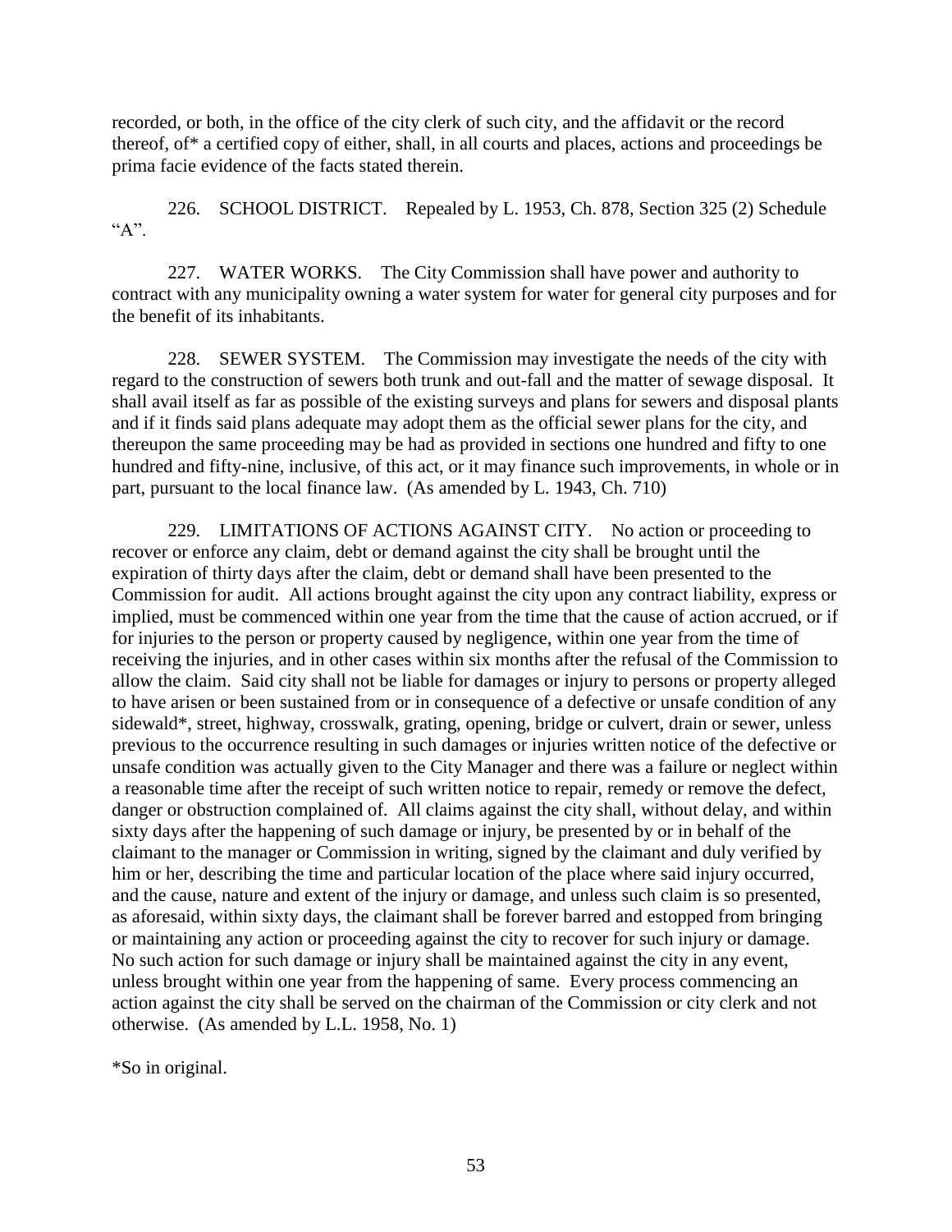recorded, or both, in the office of the city clerk of such city, and the affidavit or the record thereof, of* a certified copy of either, shall, in all courts and places, actions and proceedings be prima facie evidence of the facts stated therein.

226. SCHOOL DISTRICT. Repealed by L. 1953, Ch. 878, Section 325 (2) Schedule "A".

227. WATER WORKS. The City Commission shall have power and authority to contract with any municipality owning a water system for water for general city purposes and for the benefit of its inhabitants.

228. SEWER SYSTEM. The Commission may investigate the needs of the city with regard to the construction of sewers both trunk and out-fall and the matter of sewage disposal. It shall avail itself as far as possible of the existing surveys and plans for sewers and disposal plants and if it finds said plans adequate may adopt them as the official sewer plans for the city, and thereupon the same proceeding may be had as provided in sections one hundred and fifty to one hundred and fifty-nine, inclusive, of this act, or it may finance such improvements, in whole or in part, pursuant to the local finance law. (As amended by L. 1943, Ch. 710)

229. LIMITATIONS OF ACTIONS AGAINST CITY. No action or proceeding to recover or enforce any claim, debt or demand against the city shall be brought until the expiration of thirty days after the claim, debt or demand shall have been presented to the Commission for audit. All actions brought against the city upon any contract liability, express or implied, must be commenced within one year from the time that the cause of action accrued, or if for injuries to the person or property caused by negligence, within one year from the time of receiving the injuries, and in other cases within six months after the refusal of the Commission to allow the claim. Said city shall not be liable for damages or injury to persons or property alleged to have arisen or been sustained from or in consequence of a defective or unsafe condition of any sidewald*, street, highway, crosswalk, grating, opening, bridge or culvert, drain or sewer, unless previous to the occurrence resulting in such damages or injuries written notice of the defective or unsafe condition was actually given to the City Manager and there was a failure or neglect within a reasonable time after the receipt of such written notice to repair, remedy or remove the defect, danger or obstruction complained of. All claims against the city shall, without delay, and within sixty days after the happening of such damage or injury, be presented by or in behalf of the claimant to the manager or Commission in writing, signed by the claimant and duly verified by him or her, describing the time and particular location of the place where said injury occurred, and the cause, nature and extent of the injury or damage, and unless such claim is so presented, as aforesaid, within sixty days, the claimant shall be forever barred and estopped from bringing or maintaining any action or proceeding against the city to recover for such injury or damage. No such action for such damage or injury shall be maintained against the city in any event, unless brought within one year from the happening of same. Every process commencing an action against the city shall be served on the chairman of the Commission or city clerk and not otherwise. (As amended by L.L. 1958, No. 1)

*So in original.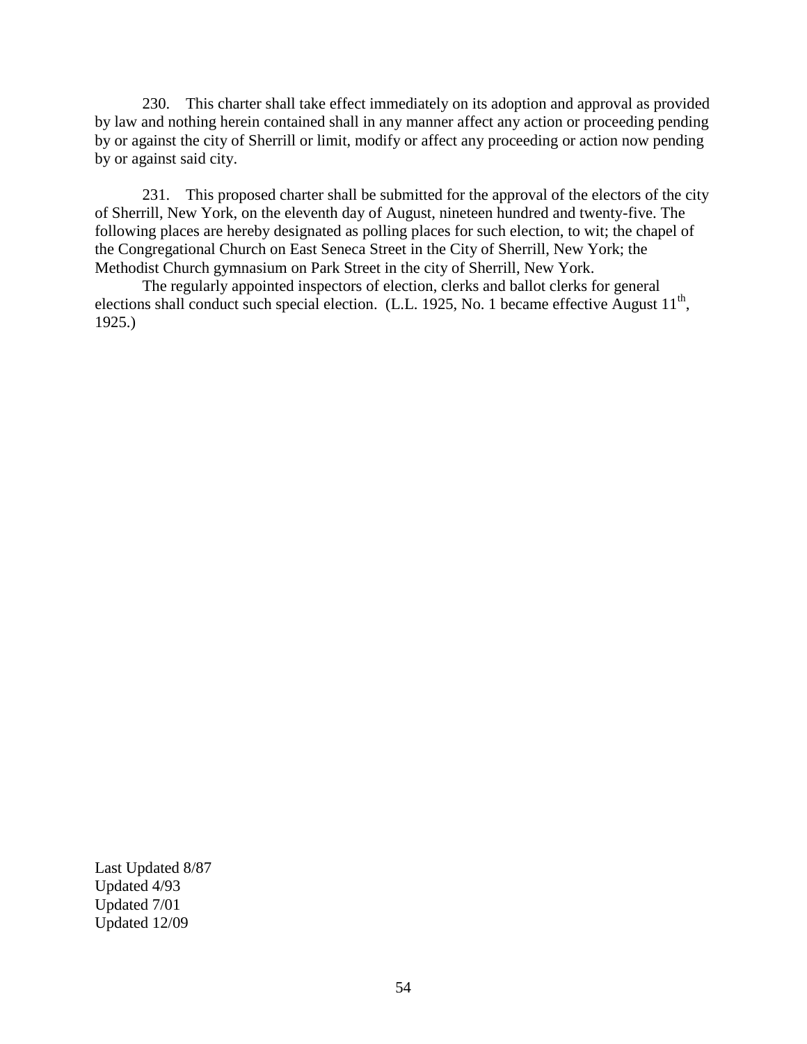230. This charter shall take effect immediately on its adoption and approval as provided by law and nothing herein contained shall in any manner affect any action or proceeding pending by or against the city of Sherrill or limit, modify or affect any proceeding or action now pending by or against said city.

231. This proposed charter shall be submitted for the approval of the electors of the city of Sherrill, New York, on the eleventh day of August, nineteen hundred and twenty-five. The following places are hereby designated as polling places for such election, to wit; the chapel of the Congregational Church on East Seneca Street in the City of Sherrill, New York; the Methodist Church gymnasium on Park Street in the city of Sherrill, New York.

The regularly appointed inspectors of election, clerks and ballot clerks for general elections shall conduct such special election. (L.L. 1925, No. 1 became effective August 11th, 1925.)

Last Updated 8/87
Updated 4/93
Updated 7/01
Updated 12/09